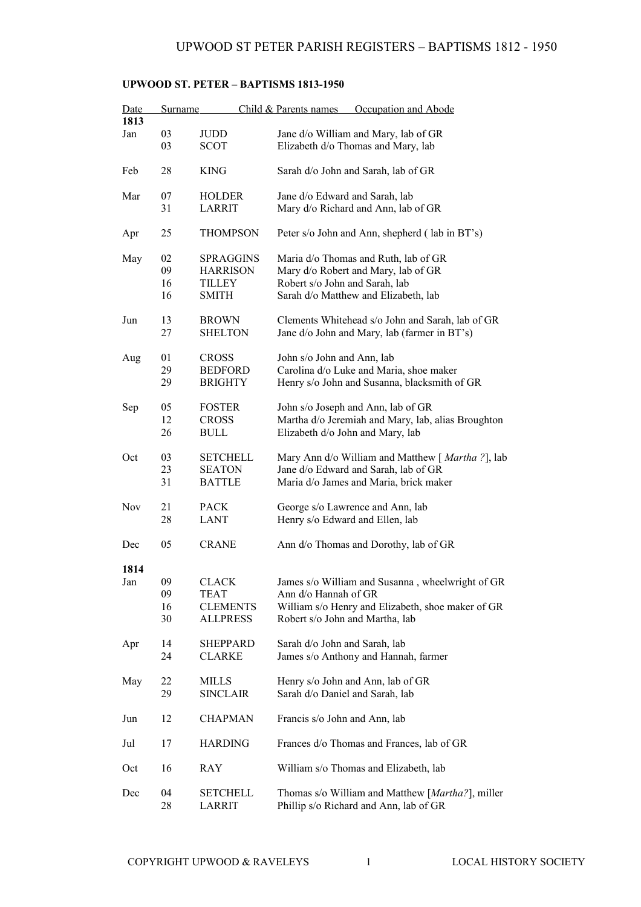**UPWOOD ST. PETER – BAPTISMS 1813-1950**

| Date | | Surname | Child & Parents names Occupation and Abode |
|---|---|---|---|
| **1813** | | | |
| Jan | 03 | JUDD | Jane d/o William and Mary, lab of GR |
| | 03 | SCOT | Elizabeth d/o Thomas and Mary, lab |
| Feb | 28 | KING | Sarah d/o John and Sarah, lab of GR |
| Mar | 07 | HOLDER | Jane d/o Edward and Sarah, lab |
| | 31 | LARRIT | Mary d/o Richard and Ann, lab of GR |
| Apr | 25 | THOMPSON | Peter s/o John and Ann, shepherd ( lab in BT's) |
| May | 02 | SPRAGGINS | Maria d/o Thomas and Ruth, lab of GR |
| | 09 | HARRISON | Mary d/o Robert and Mary, lab of GR |
| | 16 | TILLEY | Robert s/o John and Sarah, lab |
| | 16 | SMITH | Sarah d/o Matthew and Elizabeth, lab |
| Jun | 13 | BROWN | Clements Whitehead s/o John and Sarah, lab of GR |
| | 27 | SHELTON | Jane d/o John and Mary, lab (farmer in BT's) |
| Aug | 01 | CROSS | John s/o John and Ann, lab |
| | 29 | BEDFORD | Carolina d/o Luke and Maria, shoe maker |
| | 29 | BRIGHTY | Henry s/o John and Susanna, blacksmith of GR |
| Sep | 05 | FOSTER | John s/o Joseph and Ann, lab of GR |
| | 12 | CROSS | Martha d/o Jeremiah and Mary, lab, alias Broughton |
| | 26 | BULL | Elizabeth d/o John and Mary, lab |
| Oct | 03 | SETCHELL | Mary Ann d/o William and Matthew [ *Martha ?*], lab |
| | 23 | SEATON | Jane d/o Edward and Sarah, lab of GR |
| | 31 | BATTLE | Maria d/o James and Maria, brick maker |
| Nov | 21 | PACK | George s/o Lawrence and Ann, lab |
| | 28 | LANT | Henry s/o Edward and Ellen, lab |
| Dec | 05 | CRANE | Ann d/o Thomas and Dorothy, lab of GR |
| **1814** | | | |
| Jan | 09 | CLACK | James s/o William and Susanna , wheelwright of GR |
| | 09 | TEAT | Ann d/o Hannah of GR |
| | 16 | CLEMENTS | William s/o Henry and Elizabeth, shoe maker of GR |
| | 30 | ALLPRESS | Robert s/o John and Martha, lab |
| Apr | 14 | SHEPPARD | Sarah d/o John and Sarah, lab |
| | 24 | CLARKE | James s/o Anthony and Hannah, farmer |
| May | 22 | MILLS | Henry s/o John and Ann, lab of GR |
| | 29 | SINCLAIR | Sarah d/o Daniel and Sarah, lab |
| Jun | 12 | CHAPMAN | Francis s/o John and Ann, lab |
| Jul | 17 | HARDING | Frances d/o Thomas and Frances, lab of GR |
| Oct | 16 | RAY | William s/o Thomas and Elizabeth, lab |
| Dec | 04 | SETCHELL | Thomas s/o William and Matthew [*Martha?*], miller |
| | 28 | LARRIT | Phillip s/o Richard and Ann, lab of GR |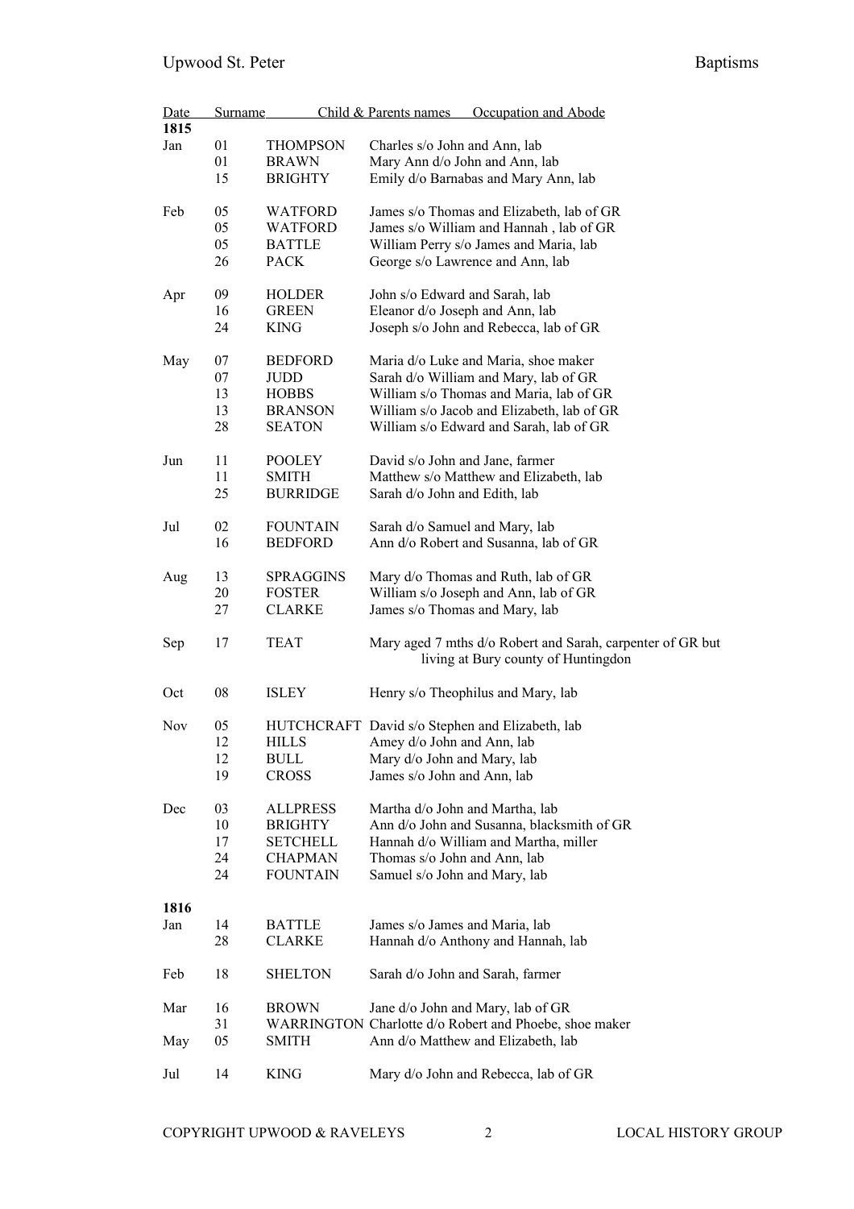| Date | | Surname | Child & Parents names Occupation and Abode |
|---|---|---|---|
| **1815** | | | |
| Jan | 01 | THOMPSON | Charles s/o John and Ann, lab |
| | 01 | BRAWN | Mary Ann d/o John and Ann, lab |
| | 15 | BRIGHTY | Emily d/o Barnabas and Mary Ann, lab |
| Feb | 05 | WATFORD | James s/o Thomas and Elizabeth, lab of GR |
| | 05 | WATFORD | James s/o William and Hannah , lab of GR |
| | 05 | BATTLE | William Perry s/o James and Maria, lab |
| | 26 | PACK | George s/o Lawrence and Ann, lab |
| Apr | 09 | HOLDER | John s/o Edward and Sarah, lab |
| | 16 | GREEN | Eleanor d/o Joseph and Ann, lab |
| | 24 | KING | Joseph s/o John and Rebecca, lab of GR |
| May | 07 | BEDFORD | Maria d/o Luke and Maria, shoe maker |
| | 07 | JUDD | Sarah d/o William and Mary, lab of GR |
| | 13 | HOBBS | William s/o Thomas and Maria, lab of GR |
| | 13 | BRANSON | William s/o Jacob and Elizabeth, lab of GR |
| | 28 | SEATON | William s/o Edward and Sarah, lab of GR |
| Jun | 11 | POOLEY | David s/o John and Jane, farmer |
| | 11 | SMITH | Matthew s/o Matthew and Elizabeth, lab |
| | 25 | BURRIDGE | Sarah d/o John and Edith, lab |
| Jul | 02 | FOUNTAIN | Sarah d/o Samuel and Mary, lab |
| | 16 | BEDFORD | Ann d/o Robert and Susanna, lab of GR |
| Aug | 13 | SPRAGGINS | Mary d/o Thomas and Ruth, lab of GR |
| | 20 | FOSTER | William s/o Joseph and Ann, lab of GR |
| | 27 | CLARKE | James s/o Thomas and Mary, lab |
| Sep | 17 | TEAT | Mary aged 7 mths d/o Robert and Sarah, carpenter of GR but living at Bury county of Huntingdon |
| Oct | 08 | ISLEY | Henry s/o Theophilus and Mary, lab |
| Nov | 05 | HUTCHCRAFT | David s/o Stephen and Elizabeth, lab |
| | 12 | HILLS | Amey d/o John and Ann, lab |
| | 12 | BULL | Mary d/o John and Mary, lab |
| | 19 | CROSS | James s/o John and Ann, lab |
| Dec | 03 | ALLPRESS | Martha d/o John and Martha, lab |
| | 10 | BRIGHTY | Ann d/o John and Susanna, blacksmith of GR |
| | 17 | SETCHELL | Hannah d/o William and Martha, miller |
| | 24 | CHAPMAN | Thomas s/o John and Ann, lab |
| | 24 | FOUNTAIN | Samuel s/o John and Mary, lab |
| **1816** | | | |
| Jan | 14 | BATTLE | James s/o James and Maria, lab |
| | 28 | CLARKE | Hannah d/o Anthony and Hannah, lab |
| Feb | 18 | SHELTON | Sarah d/o John and Sarah, farmer |
| Mar | 16 | BROWN | Jane d/o John and Mary, lab of GR |
| | 31 | WARRINGTON | Charlotte d/o Robert and Phoebe, shoe maker |
| May | 05 | SMITH | Ann d/o Matthew and Elizabeth, lab |
| Jul | 14 | KING | Mary d/o John and Rebecca, lab of GR |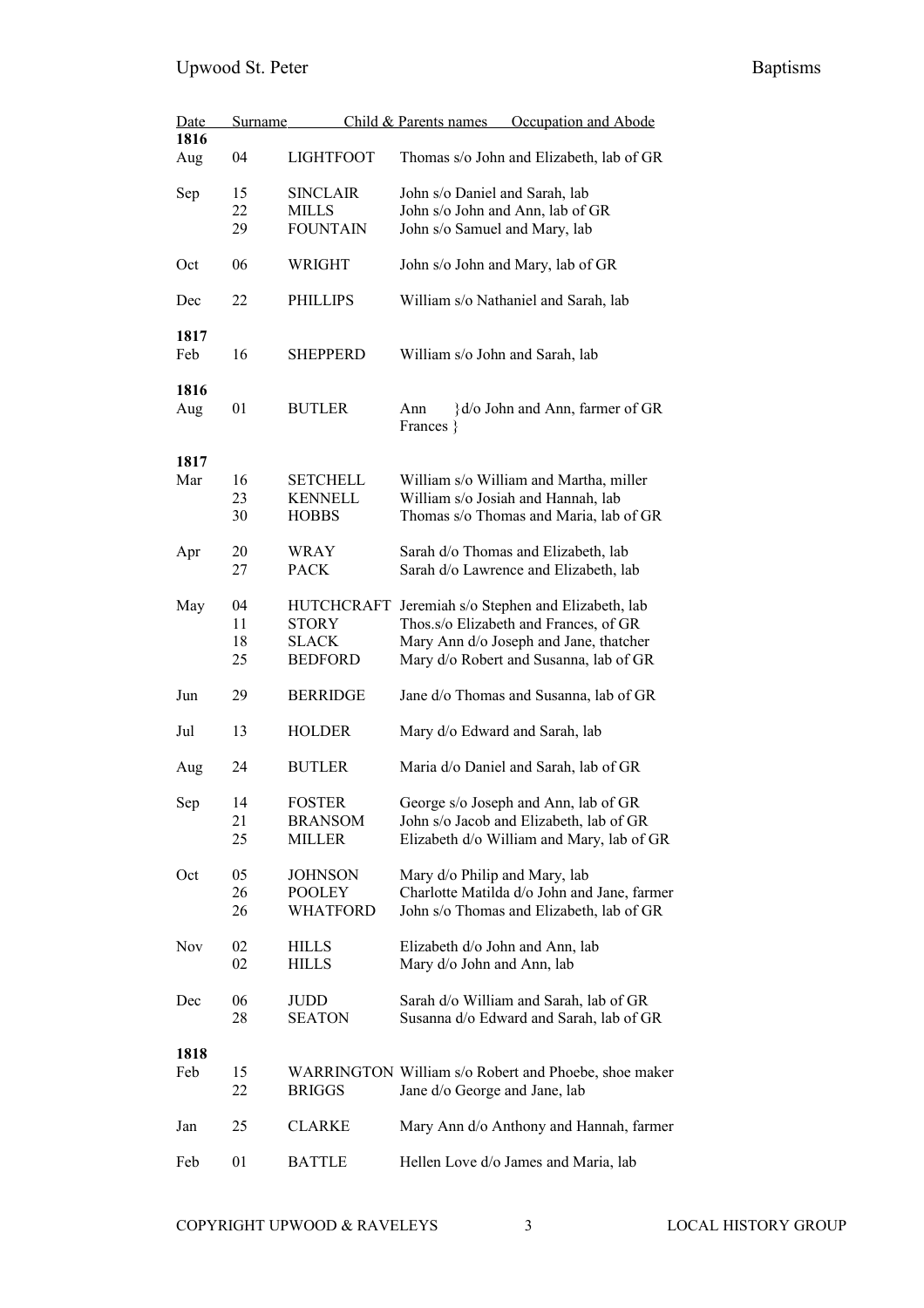| Date | | Surname | Child & Parents names Occupation and Abode |
|---|---|---|---|
| **1816** | | | |
| Aug | 04 | LIGHTFOOT | Thomas s/o John and Elizabeth, lab of GR |
| Sep | 15 | SINCLAIR | John s/o Daniel and Sarah, lab |
| | 22 | MILLS | John s/o John and Ann, lab of GR |
| | 29 | FOUNTAIN | John s/o Samuel and Mary, lab |
| Oct | 06 | WRIGHT | John s/o John and Mary, lab of GR |
| Dec | 22 | PHILLIPS | William s/o Nathaniel and Sarah, lab |
| **1817** | | | |
| Feb | 16 | SHEPPERD | William s/o John and Sarah, lab |
| **1816** | | | |
| Aug | 01 | BUTLER | Ann }d/o John and Ann, farmer of GR<br>Frances } |
| **1817** | | | |
| Mar | 16 | SETCHELL | William s/o William and Martha, miller |
| | 23 | KENNELL | William s/o Josiah and Hannah, lab |
| | 30 | HOBBS | Thomas s/o Thomas and Maria, lab of GR |
| Apr | 20 | WRAY | Sarah d/o Thomas and Elizabeth, lab |
| | 27 | PACK | Sarah d/o Lawrence and Elizabeth, lab |
| May | 04 | HUTCHCRAFT | Jeremiah s/o Stephen and Elizabeth, lab |
| | 11 | STORY | Thos.s/o Elizabeth and Frances, of GR |
| | 18 | SLACK | Mary Ann d/o Joseph and Jane, thatcher |
| | 25 | BEDFORD | Mary d/o Robert and Susanna, lab of GR |
| Jun | 29 | BERRIDGE | Jane d/o Thomas and Susanna, lab of GR |
| Jul | 13 | HOLDER | Mary d/o Edward and Sarah, lab |
| Aug | 24 | BUTLER | Maria d/o Daniel and Sarah, lab of GR |
| Sep | 14 | FOSTER | George s/o Joseph and Ann, lab of GR |
| | 21 | BRANSOM | John s/o Jacob and Elizabeth, lab of GR |
| | 25 | MILLER | Elizabeth d/o William and Mary, lab of GR |
| Oct | 05 | JOHNSON | Mary d/o Philip and Mary, lab |
| | 26 | POOLEY | Charlotte Matilda d/o John and Jane, farmer |
| | 26 | WHATFORD | John s/o Thomas and Elizabeth, lab of GR |
| Nov | 02 | HILLS | Elizabeth d/o John and Ann, lab |
| | 02 | HILLS | Mary d/o John and Ann, lab |
| Dec | 06 | JUDD | Sarah d/o William and Sarah, lab of GR |
| | 28 | SEATON | Susanna d/o Edward and Sarah, lab of GR |
| **1818** | | | |
| Feb | 15 | WARRINGTON | William s/o Robert and Phoebe, shoe maker |
| | 22 | BRIGGS | Jane d/o George and Jane, lab |
| Jan | 25 | CLARKE | Mary Ann d/o Anthony and Hannah, farmer |
| Feb | 01 | BATTLE | Hellen Love d/o James and Maria, lab |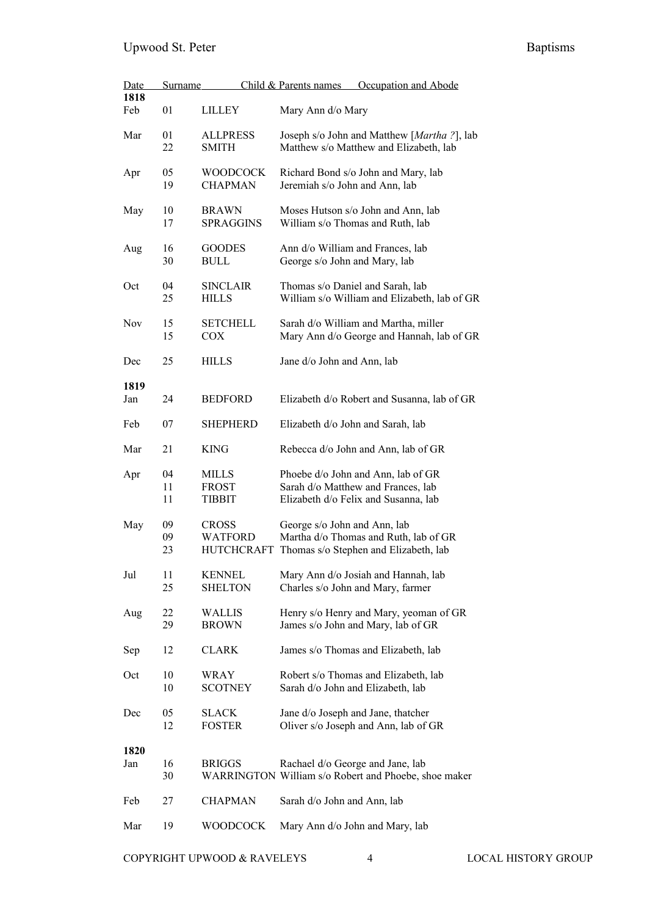| Date | | Surname | Child & Parents names Occupation and Abode |
|---|---|---|---|
| **1818** | | | |
| Feb | 01 | LILLEY | Mary Ann d/o Mary |
| Mar | 01 | ALLPRESS | Joseph s/o John and Matthew [*Martha ?*], lab |
| | 22 | SMITH | Matthew s/o Matthew and Elizabeth, lab |
| Apr | 05 | WOODCOCK | Richard Bond s/o John and Mary, lab |
| | 19 | CHAPMAN | Jeremiah s/o John and Ann, lab |
| May | 10 | BRAWN | Moses Hutson s/o John and Ann, lab |
| | 17 | SPRAGGINS | William s/o Thomas and Ruth, lab |
| Aug | 16 | GOODES | Ann d/o William and Frances, lab |
| | 30 | BULL | George s/o John and Mary, lab |
| Oct | 04 | SINCLAIR | Thomas s/o Daniel and Sarah, lab |
| | 25 | HILLS | William s/o William and Elizabeth, lab of GR |
| Nov | 15 | SETCHELL | Sarah d/o William and Martha, miller |
| | 15 | COX | Mary Ann d/o George and Hannah, lab of GR |
| Dec | 25 | HILLS | Jane d/o John and Ann, lab |
| **1819** | | | |
| Jan | 24 | BEDFORD | Elizabeth d/o Robert and Susanna, lab of GR |
| Feb | 07 | SHEPHERD | Elizabeth d/o John and Sarah, lab |
| Mar | 21 | KING | Rebecca d/o John and Ann, lab of GR |
| Apr | 04 | MILLS | Phoebe d/o John and Ann, lab of GR |
| | 11 | FROST | Sarah d/o Matthew and Frances, lab |
| | 11 | TIBBIT | Elizabeth d/o Felix and Susanna, lab |
| May | 09 | CROSS | George s/o John and Ann, lab |
| | 09 | WATFORD | Martha d/o Thomas and Ruth, lab of GR |
| | 23 | HUTCHCRAFT | Thomas s/o Stephen and Elizabeth, lab |
| Jul | 11 | KENNEL | Mary Ann d/o Josiah and Hannah, lab |
| | 25 | SHELTON | Charles s/o John and Mary, farmer |
| Aug | 22 | WALLIS | Henry s/o Henry and Mary, yeoman of GR |
| | 29 | BROWN | James s/o John and Mary, lab of GR |
| Sep | 12 | CLARK | James s/o Thomas and Elizabeth, lab |
| Oct | 10 | WRAY | Robert s/o Thomas and Elizabeth, lab |
| | 10 | SCOTNEY | Sarah d/o John and Elizabeth, lab |
| Dec | 05 | SLACK | Jane d/o Joseph and Jane, thatcher |
| | 12 | FOSTER | Oliver s/o Joseph and Ann, lab of GR |
| **1820** | | | |
| Jan | 16 | BRIGGS | Rachael d/o George and Jane, lab |
| | 30 | WARRINGTON | William s/o Robert and Phoebe, shoe maker |
| Feb | 27 | CHAPMAN | Sarah d/o John and Ann, lab |
| Mar | 19 | WOODCOCK | Mary Ann d/o John and Mary, lab |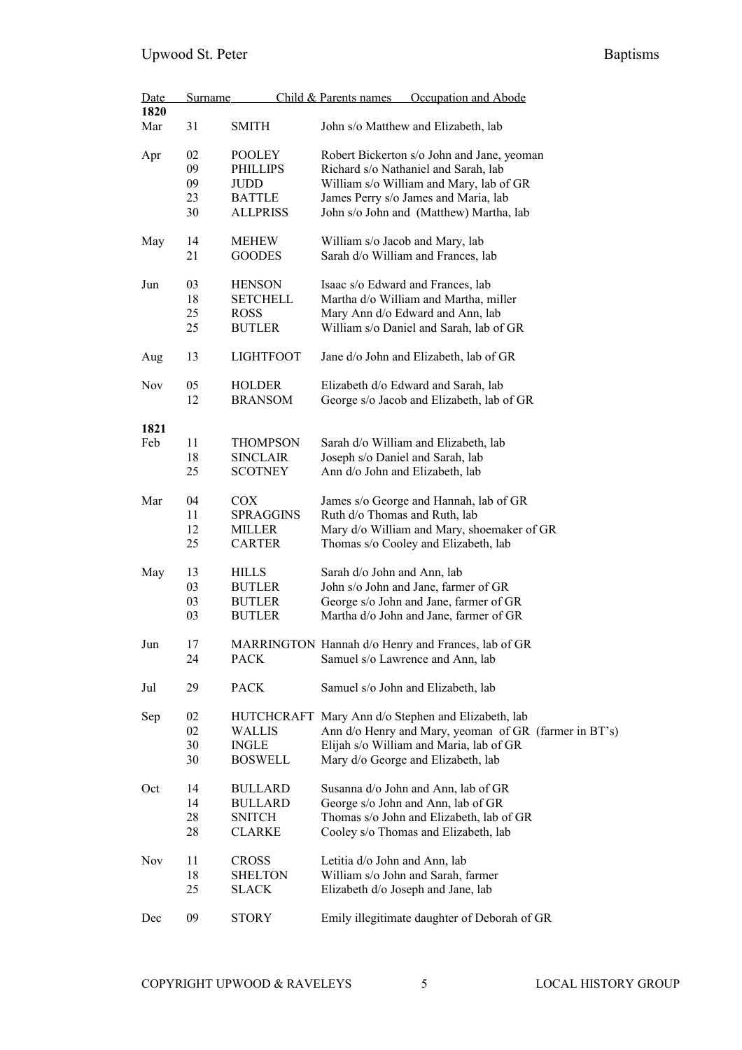| Date | | Surname | Child & Parents names Occupation and Abode |
|---|---|---|---|
| **1820** | | | |
| Mar | 31 | SMITH | John s/o Matthew and Elizabeth, lab |
| Apr | 02 | POOLEY | Robert Bickerton s/o John and Jane, yeoman |
| | 09 | PHILLIPS | Richard s/o Nathaniel and Sarah, lab |
| | 09 | JUDD | William s/o William and Mary, lab of GR |
| | 23 | BATTLE | James Perry s/o James and Maria, lab |
| | 30 | ALLPRISS | John s/o John and (Matthew) Martha, lab |
| May | 14 | MEHEW | William s/o Jacob and Mary, lab |
| | 21 | GOODES | Sarah d/o William and Frances, lab |
| Jun | 03 | HENSON | Isaac s/o Edward and Frances, lab |
| | 18 | SETCHELL | Martha d/o William and Martha, miller |
| | 25 | ROSS | Mary Ann d/o Edward and Ann, lab |
| | 25 | BUTLER | William s/o Daniel and Sarah, lab of GR |
| Aug | 13 | LIGHTFOOT | Jane d/o John and Elizabeth, lab of GR |
| Nov | 05 | HOLDER | Elizabeth d/o Edward and Sarah, lab |
| | 12 | BRANSOM | George s/o Jacob and Elizabeth, lab of GR |
| **1821** | | | |
| Feb | 11 | THOMPSON | Sarah d/o William and Elizabeth, lab |
| | 18 | SINCLAIR | Joseph s/o Daniel and Sarah, lab |
| | 25 | SCOTNEY | Ann d/o John and Elizabeth, lab |
| Mar | 04 | COX | James s/o George and Hannah, lab of GR |
| | 11 | SPRAGGINS | Ruth d/o Thomas and Ruth, lab |
| | 12 | MILLER | Mary d/o William and Mary, shoemaker of GR |
| | 25 | CARTER | Thomas s/o Cooley and Elizabeth, lab |
| May | 13 | HILLS | Sarah d/o John and Ann, lab |
| | 03 | BUTLER | John s/o John and Jane, farmer of GR |
| | 03 | BUTLER | George s/o John and Jane, farmer of GR |
| | 03 | BUTLER | Martha d/o John and Jane, farmer of GR |
| Jun | 17 | MARRINGTON | Hannah d/o Henry and Frances, lab of GR |
| | 24 | PACK | Samuel s/o Lawrence and Ann, lab |
| Jul | 29 | PACK | Samuel s/o John and Elizabeth, lab |
| Sep | 02 | HUTCHCRAFT | Mary Ann d/o Stephen and Elizabeth, lab |
| | 02 | WALLIS | Ann d/o Henry and Mary, yeoman of GR (farmer in BT's) |
| | 30 | INGLE | Elijah s/o William and Maria, lab of GR |
| | 30 | BOSWELL | Mary d/o George and Elizabeth, lab |
| Oct | 14 | BULLARD | Susanna d/o John and Ann, lab of GR |
| | 14 | BULLARD | George s/o John and Ann, lab of GR |
| | 28 | SNITCH | Thomas s/o John and Elizabeth, lab of GR |
| | 28 | CLARKE | Cooley s/o Thomas and Elizabeth, lab |
| Nov | 11 | CROSS | Letitia d/o John and Ann, lab |
| | 18 | SHELTON | William s/o John and Sarah, farmer |
| | 25 | SLACK | Elizabeth d/o Joseph and Jane, lab |
| Dec | 09 | STORY | Emily illegitimate daughter of Deborah of GR |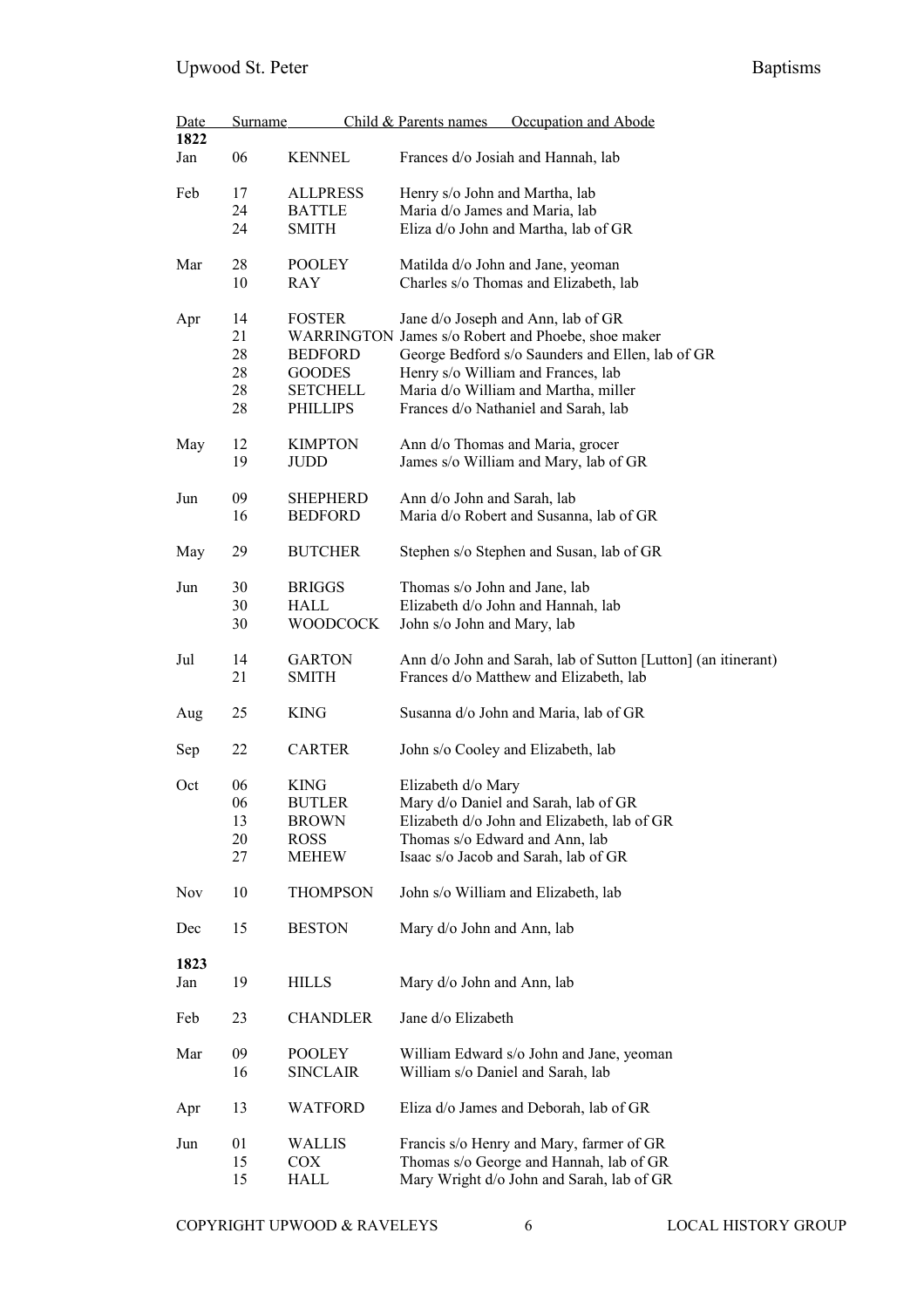| Date | | Surname | Child & Parents names Occupation and Abode |
|---|---|---|---|
| **1822** | | | |
| Jan | 06 | KENNEL | Frances d/o Josiah and Hannah, lab |
| Feb | 17 | ALLPRESS | Henry s/o John and Martha, lab |
| | 24 | BATTLE | Maria d/o James and Maria, lab |
| | 24 | SMITH | Eliza d/o John and Martha, lab of GR |
| Mar | 28 | POOLEY | Matilda d/o John and Jane, yeoman |
| | 10 | RAY | Charles s/o Thomas and Elizabeth, lab |
| Apr | 14 | FOSTER | Jane d/o Joseph and Ann, lab of GR |
| | 21 | WARRINGTON | James s/o Robert and Phoebe, shoe maker |
| | 28 | BEDFORD | George Bedford s/o Saunders and Ellen, lab of GR |
| | 28 | GOODES | Henry s/o William and Frances, lab |
| | 28 | SETCHELL | Maria d/o William and Martha, miller |
| | 28 | PHILLIPS | Frances d/o Nathaniel and Sarah, lab |
| May | 12 | KIMPTON | Ann d/o Thomas and Maria, grocer |
| | 19 | JUDD | James s/o William and Mary, lab of GR |
| Jun | 09 | SHEPHERD | Ann d/o John and Sarah, lab |
| | 16 | BEDFORD | Maria d/o Robert and Susanna, lab of GR |
| May | 29 | BUTCHER | Stephen s/o Stephen and Susan, lab of GR |
| Jun | 30 | BRIGGS | Thomas s/o John and Jane, lab |
| | 30 | HALL | Elizabeth d/o John and Hannah, lab |
| | 30 | WOODCOCK | John s/o John and Mary, lab |
| Jul | 14 | GARTON | Ann d/o John and Sarah, lab of Sutton [Lutton] (an itinerant) |
| | 21 | SMITH | Frances d/o Matthew and Elizabeth, lab |
| Aug | 25 | KING | Susanna d/o John and Maria, lab of GR |
| Sep | 22 | CARTER | John s/o Cooley and Elizabeth, lab |
| Oct | 06 | KING | Elizabeth d/o Mary |
| | 06 | BUTLER | Mary d/o Daniel and Sarah, lab of GR |
| | 13 | BROWN | Elizabeth d/o John and Elizabeth, lab of GR |
| | 20 | ROSS | Thomas s/o Edward and Ann, lab |
| | 27 | MEHEW | Isaac s/o Jacob and Sarah, lab of GR |
| Nov | 10 | THOMPSON | John s/o William and Elizabeth, lab |
| Dec | 15 | BESTON | Mary d/o John and Ann, lab |
| **1823** | | | |
| Jan | 19 | HILLS | Mary d/o John and Ann, lab |
| Feb | 23 | CHANDLER | Jane d/o Elizabeth |
| Mar | 09 | POOLEY | William Edward s/o John and Jane, yeoman |
| | 16 | SINCLAIR | William s/o Daniel and Sarah, lab |
| Apr | 13 | WATFORD | Eliza d/o James and Deborah, lab of GR |
| Jun | 01 | WALLIS | Francis s/o Henry and Mary, farmer of GR |
| | 15 | COX | Thomas s/o George and Hannah, lab of GR |
| | 15 | HALL | Mary Wright d/o John and Sarah, lab of GR |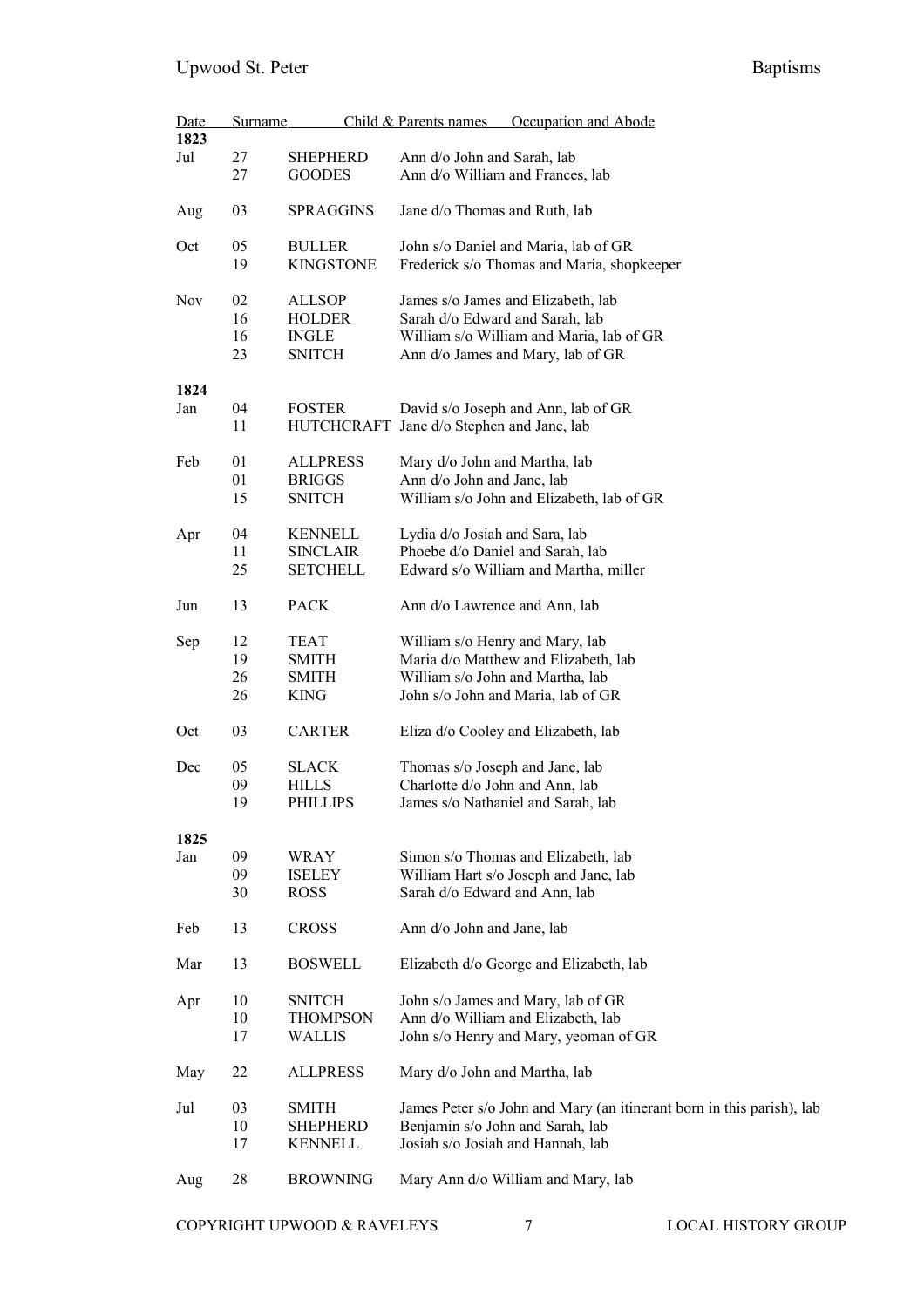| Date | | Surname | Child & Parents names Occupation and Abode |
|---|---|---|---|
| **1823** | | | |
| Jul | 27 | SHEPHERD | Ann d/o John and Sarah, lab |
| | 27 | GOODES | Ann d/o William and Frances, lab |
| Aug | 03 | SPRAGGINS | Jane d/o Thomas and Ruth, lab |
| Oct | 05 | BULLER | John s/o Daniel and Maria, lab of GR |
| | 19 | KINGSTONE | Frederick s/o Thomas and Maria, shopkeeper |
| Nov | 02 | ALLSOP | James s/o James and Elizabeth, lab |
| | 16 | HOLDER | Sarah d/o Edward and Sarah, lab |
| | 16 | INGLE | William s/o William and Maria, lab of GR |
| | 23 | SNITCH | Ann d/o James and Mary, lab of GR |
| **1824** | | | |
| Jan | 04 | FOSTER | David s/o Joseph and Ann, lab of GR |
| | 11 | HUTCHCRAFT | Jane d/o Stephen and Jane, lab |
| Feb | 01 | ALLPRESS | Mary d/o John and Martha, lab |
| | 01 | BRIGGS | Ann d/o John and Jane, lab |
| | 15 | SNITCH | William s/o John and Elizabeth, lab of GR |
| Apr | 04 | KENNELL | Lydia d/o Josiah and Sara, lab |
| | 11 | SINCLAIR | Phoebe d/o Daniel and Sarah, lab |
| | 25 | SETCHELL | Edward s/o William and Martha, miller |
| Jun | 13 | PACK | Ann d/o Lawrence and Ann, lab |
| Sep | 12 | TEAT | William s/o Henry and Mary, lab |
| | 19 | SMITH | Maria d/o Matthew and Elizabeth, lab |
| | 26 | SMITH | William s/o John and Martha, lab |
| | 26 | KING | John s/o John and Maria, lab of GR |
| Oct | 03 | CARTER | Eliza d/o Cooley and Elizabeth, lab |
| Dec | 05 | SLACK | Thomas s/o Joseph and Jane, lab |
| | 09 | HILLS | Charlotte d/o John and Ann, lab |
| | 19 | PHILLIPS | James s/o Nathaniel and Sarah, lab |
| **1825** | | | |
| Jan | 09 | WRAY | Simon s/o Thomas and Elizabeth, lab |
| | 09 | ISELEY | William Hart s/o Joseph and Jane, lab |
| | 30 | ROSS | Sarah d/o Edward and Ann, lab |
| Feb | 13 | CROSS | Ann d/o John and Jane, lab |
| Mar | 13 | BOSWELL | Elizabeth d/o George and Elizabeth, lab |
| Apr | 10 | SNITCH | John s/o James and Mary, lab of GR |
| | 10 | THOMPSON | Ann d/o William and Elizabeth, lab |
| | 17 | WALLIS | John s/o Henry and Mary, yeoman of GR |
| May | 22 | ALLPRESS | Mary d/o John and Martha, lab |
| Jul | 03 | SMITH | James Peter s/o John and Mary (an itinerant born in this parish), lab |
| | 10 | SHEPHERD | Benjamin s/o John and Sarah, lab |
| | 17 | KENNELL | Josiah s/o Josiah and Hannah, lab |
| Aug | 28 | BROWNING | Mary Ann d/o William and Mary, lab |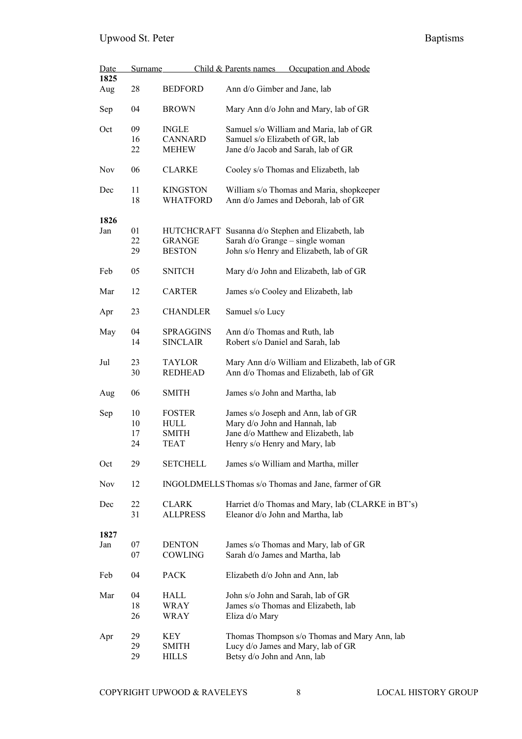| Date | | Surname | Child & Parents names Occupation and Abode |
|---|---|---|---|
| **1825** | | | |
| Aug | 28 | BEDFORD | Ann d/o Gimber and Jane, lab |
| Sep | 04 | BROWN | Mary Ann d/o John and Mary, lab of GR |
| Oct | 09 | INGLE | Samuel s/o William and Maria, lab of GR |
| | 16 | CANNARD | Samuel s/o Elizabeth of GR, lab |
| | 22 | MEHEW | Jane d/o Jacob and Sarah, lab of GR |
| Nov | 06 | CLARKE | Cooley s/o Thomas and Elizabeth, lab |
| Dec | 11 | KINGSTON | William s/o Thomas and Maria, shopkeeper |
| | 18 | WHATFORD | Ann d/o James and Deborah, lab of GR |
| **1826** | | | |
| Jan | 01 | HUTCHCRAFT | Susanna d/o Stephen and Elizabeth, lab |
| | 22 | GRANGE | Sarah d/o Grange – single woman |
| | 29 | BESTON | John s/o Henry and Elizabeth, lab of GR |
| Feb | 05 | SNITCH | Mary d/o John and Elizabeth, lab of GR |
| Mar | 12 | CARTER | James s/o Cooley and Elizabeth, lab |
| Apr | 23 | CHANDLER | Samuel s/o Lucy |
| May | 04 | SPRAGGINS | Ann d/o Thomas and Ruth, lab |
| | 14 | SINCLAIR | Robert s/o Daniel and Sarah, lab |
| Jul | 23 | TAYLOR | Mary Ann d/o William and Elizabeth, lab of GR |
| | 30 | REDHEAD | Ann d/o Thomas and Elizabeth, lab of GR |
| Aug | 06 | SMITH | James s/o John and Martha, lab |
| Sep | 10 | FOSTER | James s/o Joseph and Ann, lab of GR |
| | 10 | HULL | Mary d/o John and Hannah, lab |
| | 17 | SMITH | Jane d/o Matthew and Elizabeth, lab |
| | 24 | TEAT | Henry s/o Henry and Mary, lab |
| Oct | 29 | SETCHELL | James s/o William and Martha, miller |
| Nov | 12 | INGOLDMELLS | Thomas s/o Thomas and Jane, farmer of GR |
| Dec | 22 | CLARK | Harriet d/o Thomas and Mary, lab (CLARKE in BT's) |
| | 31 | ALLPRESS | Eleanor d/o John and Martha, lab |
| **1827** | | | |
| Jan | 07 | DENTON | James s/o Thomas and Mary, lab of GR |
| | 07 | COWLING | Sarah d/o James and Martha, lab |
| Feb | 04 | PACK | Elizabeth d/o John and Ann, lab |
| Mar | 04 | HALL | John s/o John and Sarah, lab of GR |
| | 18 | WRAY | James s/o Thomas and Elizabeth, lab |
| | 26 | WRAY | Eliza d/o Mary |
| Apr | 29 | KEY | Thomas Thompson s/o Thomas and Mary Ann, lab |
| | 29 | SMITH | Lucy d/o James and Mary, lab of GR |
| | 29 | HILLS | Betsy d/o John and Ann, lab |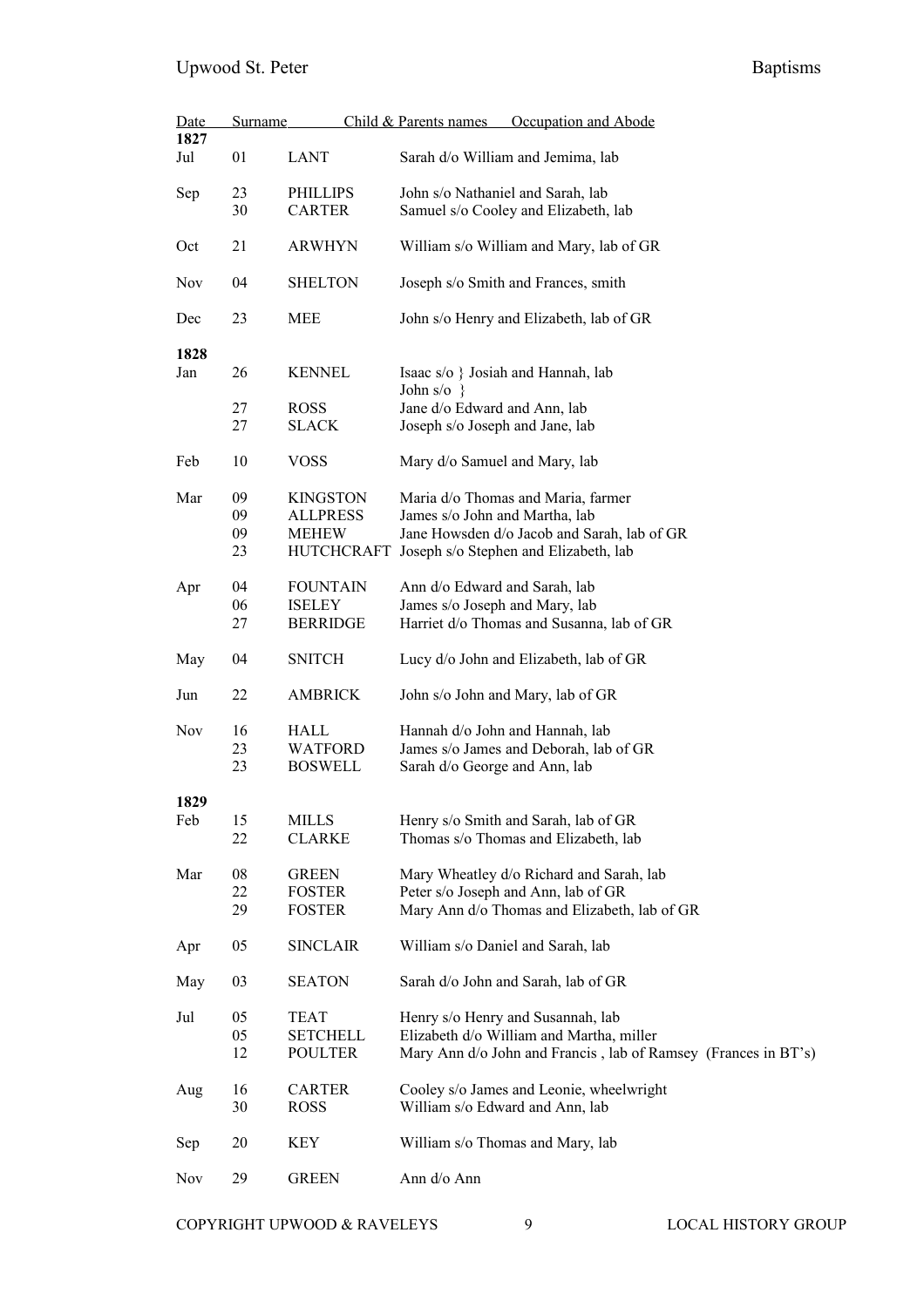| Date | | Surname | Child & Parents names Occupation and Abode |
|---|---|---|---|
| **1827** | | | |
| Jul | 01 | LANT | Sarah d/o William and Jemima, lab |
| Sep | 23 | PHILLIPS | John s/o Nathaniel and Sarah, lab |
| | 30 | CARTER | Samuel s/o Cooley and Elizabeth, lab |
| Oct | 21 | ARWHYN | William s/o William and Mary, lab of GR |
| Nov | 04 | SHELTON | Joseph s/o Smith and Frances, smith |
| Dec | 23 | MEE | John s/o Henry and Elizabeth, lab of GR |
| **1828** | | | |
| Jan | 26 | KENNEL | Isaac s/o } Josiah and Hannah, lab<br>John s/o } |
| | 27 | ROSS | Jane d/o Edward and Ann, lab |
| | 27 | SLACK | Joseph s/o Joseph and Jane, lab |
| Feb | 10 | VOSS | Mary d/o Samuel and Mary, lab |
| Mar | 09 | KINGSTON | Maria d/o Thomas and Maria, farmer |
| | 09 | ALLPRESS | James s/o John and Martha, lab |
| | 09 | MEHEW | Jane Howsden d/o Jacob and Sarah, lab of GR |
| | 23 | HUTCHCRAFT | Joseph s/o Stephen and Elizabeth, lab |
| Apr | 04 | FOUNTAIN | Ann d/o Edward and Sarah, lab |
| | 06 | ISELEY | James s/o Joseph and Mary, lab |
| | 27 | BERRIDGE | Harriet d/o Thomas and Susanna, lab of GR |
| May | 04 | SNITCH | Lucy d/o John and Elizabeth, lab of GR |
| Jun | 22 | AMBRICK | John s/o John and Mary, lab of GR |
| Nov | 16 | HALL | Hannah d/o John and Hannah, lab |
| | 23 | WATFORD | James s/o James and Deborah, lab of GR |
| | 23 | BOSWELL | Sarah d/o George and Ann, lab |
| **1829** | | | |
| Feb | 15 | MILLS | Henry s/o Smith and Sarah, lab of GR |
| | 22 | CLARKE | Thomas s/o Thomas and Elizabeth, lab |
| Mar | 08 | GREEN | Mary Wheatley d/o Richard and Sarah, lab |
| | 22 | FOSTER | Peter s/o Joseph and Ann, lab of GR |
| | 29 | FOSTER | Mary Ann d/o Thomas and Elizabeth, lab of GR |
| Apr | 05 | SINCLAIR | William s/o Daniel and Sarah, lab |
| May | 03 | SEATON | Sarah d/o John and Sarah, lab of GR |
| Jul | 05 | TEAT | Henry s/o Henry and Susannah, lab |
| | 05 | SETCHELL | Elizabeth d/o William and Martha, miller |
| | 12 | POULTER | Mary Ann d/o John and Francis , lab of Ramsey (Frances in BT's) |
| Aug | 16 | CARTER | Cooley s/o James and Leonie, wheelwright |
| | 30 | ROSS | William s/o Edward and Ann, lab |
| Sep | 20 | KEY | William s/o Thomas and Mary, lab |
| Nov | 29 | GREEN | Ann d/o Ann |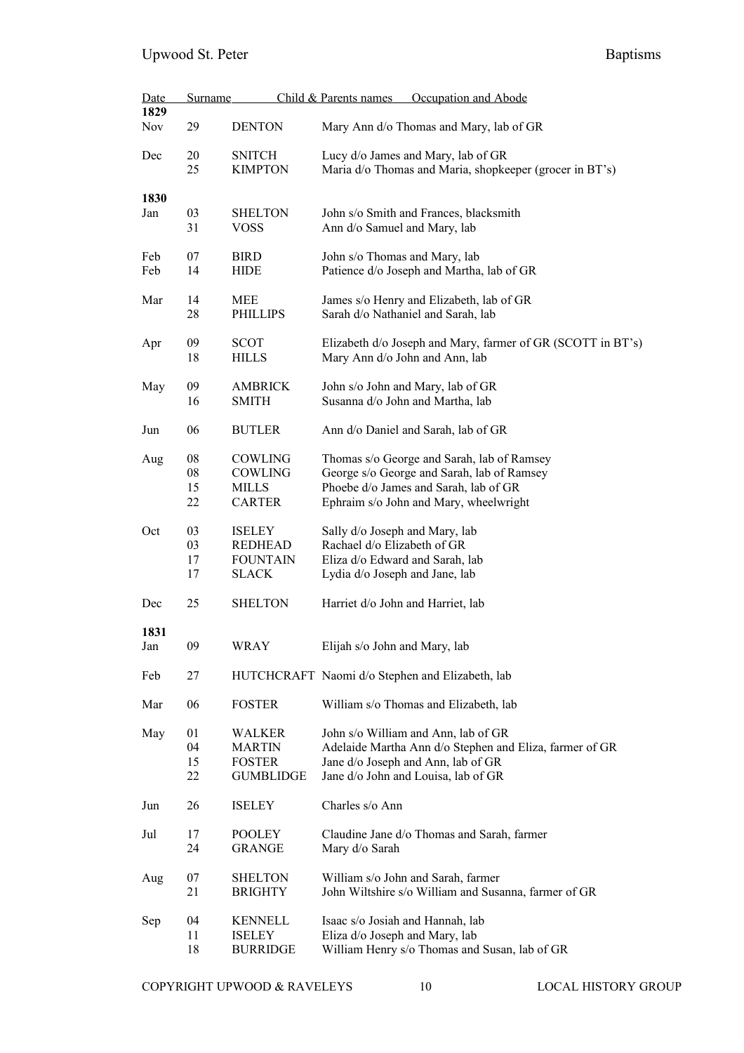| Date | | Surname | Child & Parents names Occupation and Abode |
|---|---|---|---|
| **1829** | | | |
| Nov | 29 | DENTON | Mary Ann d/o Thomas and Mary, lab of GR |
| Dec | 20 | SNITCH | Lucy d/o James and Mary, lab of GR |
| | 25 | KIMPTON | Maria d/o Thomas and Maria, shopkeeper (grocer in BT's) |
| **1830** | | | |
| Jan | 03 | SHELTON | John s/o Smith and Frances, blacksmith |
| | 31 | VOSS | Ann d/o Samuel and Mary, lab |
| Feb | 07 | BIRD | John s/o Thomas and Mary, lab |
| Feb | 14 | HIDE | Patience d/o Joseph and Martha, lab of GR |
| Mar | 14 | MEE | James s/o Henry and Elizabeth, lab of GR |
| | 28 | PHILLIPS | Sarah d/o Nathaniel and Sarah, lab |
| Apr | 09 | SCOT | Elizabeth d/o Joseph and Mary, farmer of GR (SCOTT in BT's) |
| | 18 | HILLS | Mary Ann d/o John and Ann, lab |
| May | 09 | AMBRICK | John s/o John and Mary, lab of GR |
| | 16 | SMITH | Susanna d/o John and Martha, lab |
| Jun | 06 | BUTLER | Ann d/o Daniel and Sarah, lab of GR |
| Aug | 08 | COWLING | Thomas s/o George and Sarah, lab of Ramsey |
| | 08 | COWLING | George s/o George and Sarah, lab of Ramsey |
| | 15 | MILLS | Phoebe d/o James and Sarah, lab of GR |
| | 22 | CARTER | Ephraim s/o John and Mary, wheelwright |
| Oct | 03 | ISELEY | Sally d/o Joseph and Mary, lab |
| | 03 | REDHEAD | Rachael d/o Elizabeth of GR |
| | 17 | FOUNTAIN | Eliza d/o Edward and Sarah, lab |
| | 17 | SLACK | Lydia d/o Joseph and Jane, lab |
| Dec | 25 | SHELTON | Harriet d/o John and Harriet, lab |
| **1831** | | | |
| Jan | 09 | WRAY | Elijah s/o John and Mary, lab |
| Feb | 27 | HUTCHCRAFT | Naomi d/o Stephen and Elizabeth, lab |
| Mar | 06 | FOSTER | William s/o Thomas and Elizabeth, lab |
| May | 01 | WALKER | John s/o William and Ann, lab of GR |
| | 04 | MARTIN | Adelaide Martha Ann d/o Stephen and Eliza, farmer of GR |
| | 15 | FOSTER | Jane d/o Joseph and Ann, lab of GR |
| | 22 | GUMBLIDGE | Jane d/o John and Louisa, lab of GR |
| Jun | 26 | ISELEY | Charles s/o Ann |
| Jul | 17 | POOLEY | Claudine Jane d/o Thomas and Sarah, farmer |
| | 24 | GRANGE | Mary d/o Sarah |
| Aug | 07 | SHELTON | William s/o John and Sarah, farmer |
| | 21 | BRIGHTY | John Wiltshire s/o William and Susanna, farmer of GR |
| Sep | 04 | KENNELL | Isaac s/o Josiah and Hannah, lab |
| | 11 | ISELEY | Eliza d/o Joseph and Mary, lab |
| | 18 | BURRIDGE | William Henry s/o Thomas and Susan, lab of GR |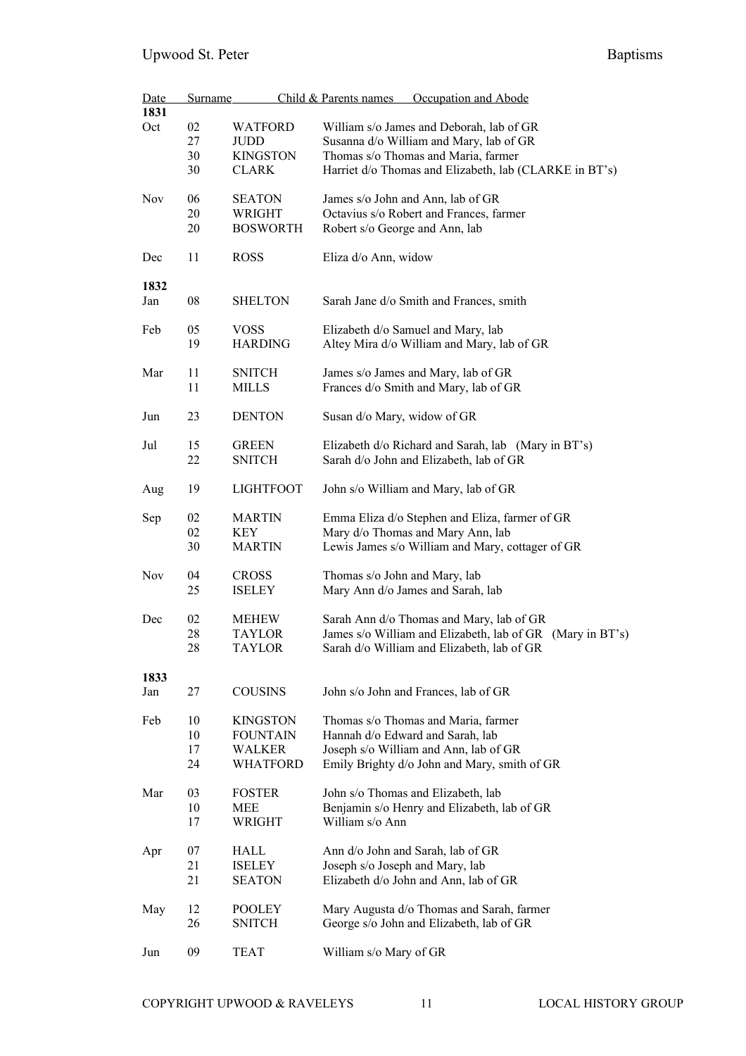| Date | | Surname | Child & Parents names Occupation and Abode |
|---|---|---|---|
| **1831** | | | |
| Oct | 02 | WATFORD | William s/o James and Deborah, lab of GR |
| | 27 | JUDD | Susanna d/o William and Mary, lab of GR |
| | 30 | KINGSTON | Thomas s/o Thomas and Maria, farmer |
| | 30 | CLARK | Harriet d/o Thomas and Elizabeth, lab (CLARKE in BT's) |
| Nov | 06 | SEATON | James s/o John and Ann, lab of GR |
| | 20 | WRIGHT | Octavius s/o Robert and Frances, farmer |
| | 20 | BOSWORTH | Robert s/o George and Ann, lab |
| Dec | 11 | ROSS | Eliza d/o Ann, widow |
| **1832** | | | |
| Jan | 08 | SHELTON | Sarah Jane d/o Smith and Frances, smith |
| Feb | 05 | VOSS | Elizabeth d/o Samuel and Mary, lab |
| | 19 | HARDING | Altey Mira d/o William and Mary, lab of GR |
| Mar | 11 | SNITCH | James s/o James and Mary, lab of GR |
| | 11 | MILLS | Frances d/o Smith and Mary, lab of GR |
| Jun | 23 | DENTON | Susan d/o Mary, widow of GR |
| Jul | 15 | GREEN | Elizabeth d/o Richard and Sarah, lab (Mary in BT's) |
| | 22 | SNITCH | Sarah d/o John and Elizabeth, lab of GR |
| Aug | 19 | LIGHTFOOT | John s/o William and Mary, lab of GR |
| Sep | 02 | MARTIN | Emma Eliza d/o Stephen and Eliza, farmer of GR |
| | 02 | KEY | Mary d/o Thomas and Mary Ann, lab |
| | 30 | MARTIN | Lewis James s/o William and Mary, cottager of GR |
| Nov | 04 | CROSS | Thomas s/o John and Mary, lab |
| | 25 | ISELEY | Mary Ann d/o James and Sarah, lab |
| Dec | 02 | MEHEW | Sarah Ann d/o Thomas and Mary, lab of GR |
| | 28 | TAYLOR | James s/o William and Elizabeth, lab of GR (Mary in BT's) |
| | 28 | TAYLOR | Sarah d/o William and Elizabeth, lab of GR |
| **1833** | | | |
| Jan | 27 | COUSINS | John s/o John and Frances, lab of GR |
| Feb | 10 | KINGSTON | Thomas s/o Thomas and Maria, farmer |
| | 10 | FOUNTAIN | Hannah d/o Edward and Sarah, lab |
| | 17 | WALKER | Joseph s/o William and Ann, lab of GR |
| | 24 | WHATFORD | Emily Brighty d/o John and Mary, smith of GR |
| Mar | 03 | FOSTER | John s/o Thomas and Elizabeth, lab |
| | 10 | MEE | Benjamin s/o Henry and Elizabeth, lab of GR |
| | 17 | WRIGHT | William s/o Ann |
| Apr | 07 | HALL | Ann d/o John and Sarah, lab of GR |
| | 21 | ISELEY | Joseph s/o Joseph and Mary, lab |
| | 21 | SEATON | Elizabeth d/o John and Ann, lab of GR |
| May | 12 | POOLEY | Mary Augusta d/o Thomas and Sarah, farmer |
| | 26 | SNITCH | George s/o John and Elizabeth, lab of GR |
| Jun | 09 | TEAT | William s/o Mary of GR |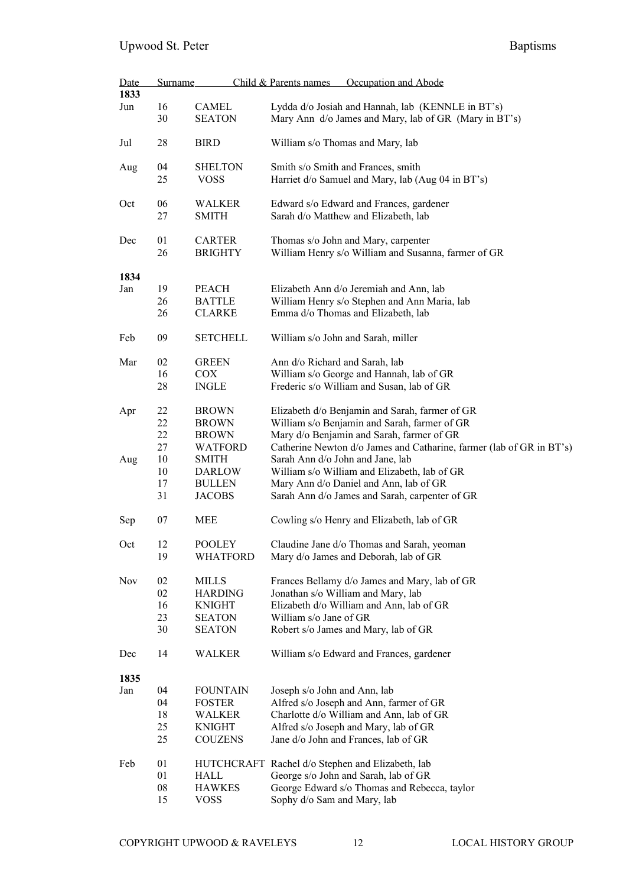| Date | | Surname | Child & Parents names Occupation and Abode |
|---|---|---|---|
| **1833** | | | |
| Jun | 16 | CAMEL | Lydda d/o Josiah and Hannah, lab (KENNLE in BT's) |
| | 30 | SEATON | Mary Ann d/o James and Mary, lab of GR (Mary in BT's) |
| Jul | 28 | BIRD | William s/o Thomas and Mary, lab |
| Aug | 04 | SHELTON | Smith s/o Smith and Frances, smith |
| | 25 | VOSS | Harriet d/o Samuel and Mary, lab (Aug 04 in BT's) |
| Oct | 06 | WALKER | Edward s/o Edward and Frances, gardener |
| | 27 | SMITH | Sarah d/o Matthew and Elizabeth, lab |
| Dec | 01 | CARTER | Thomas s/o John and Mary, carpenter |
| | 26 | BRIGHTY | William Henry s/o William and Susanna, farmer of GR |
| **1834** | | | |
| Jan | 19 | PEACH | Elizabeth Ann d/o Jeremiah and Ann, lab |
| | 26 | BATTLE | William Henry s/o Stephen and Ann Maria, lab |
| | 26 | CLARKE | Emma d/o Thomas and Elizabeth, lab |
| Feb | 09 | SETCHELL | William s/o John and Sarah, miller |
| Mar | 02 | GREEN | Ann d/o Richard and Sarah, lab |
| | 16 | COX | William s/o George and Hannah, lab of GR |
| | 28 | INGLE | Frederic s/o William and Susan, lab of GR |
| Apr | 22 | BROWN | Elizabeth d/o Benjamin and Sarah, farmer of GR |
| | 22 | BROWN | William s/o Benjamin and Sarah, farmer of GR |
| | 22 | BROWN | Mary d/o Benjamin and Sarah, farmer of GR |
| | 27 | WATFORD | Catherine Newton d/o James and Catharine, farmer (lab of GR in BT's) |
| Aug | 10 | SMITH | Sarah Ann d/o John and Jane, lab |
| | 10 | DARLOW | William s/o William and Elizabeth, lab of GR |
| | 17 | BULLEN | Mary Ann d/o Daniel and Ann, lab of GR |
| | 31 | JACOBS | Sarah Ann d/o James and Sarah, carpenter of GR |
| Sep | 07 | MEE | Cowling s/o Henry and Elizabeth, lab of GR |
| Oct | 12 | POOLEY | Claudine Jane d/o Thomas and Sarah, yeoman |
| | 19 | WHATFORD | Mary d/o James and Deborah, lab of GR |
| Nov | 02 | MILLS | Frances Bellamy d/o James and Mary, lab of GR |
| | 02 | HARDING | Jonathan s/o William and Mary, lab |
| | 16 | KNIGHT | Elizabeth d/o William and Ann, lab of GR |
| | 23 | SEATON | William s/o Jane of GR |
| | 30 | SEATON | Robert s/o James and Mary, lab of GR |
| Dec | 14 | WALKER | William s/o Edward and Frances, gardener |
| **1835** | | | |
| Jan | 04 | FOUNTAIN | Joseph s/o John and Ann, lab |
| | 04 | FOSTER | Alfred s/o Joseph and Ann, farmer of GR |
| | 18 | WALKER | Charlotte d/o William and Ann, lab of GR |
| | 25 | KNIGHT | Alfred s/o Joseph and Mary, lab of GR |
| | 25 | COUZENS | Jane d/o John and Frances, lab of GR |
| Feb | 01 | HUTCHCRAFT | Rachel d/o Stephen and Elizabeth, lab |
| | 01 | HALL | George s/o John and Sarah, lab of GR |
| | 08 | HAWKES | George Edward s/o Thomas and Rebecca, taylor |
| | 15 | VOSS | Sophy d/o Sam and Mary, lab |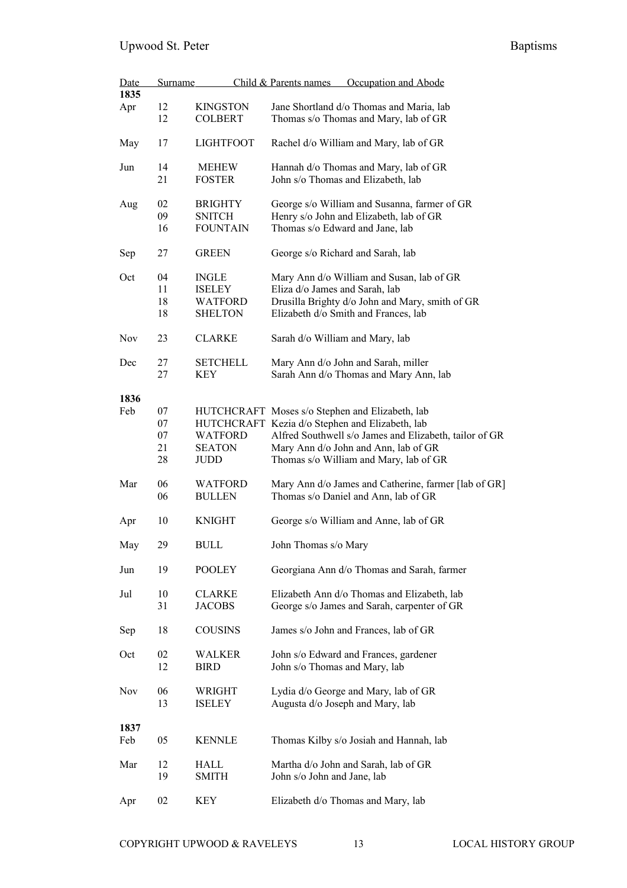| Date | | Surname | Child & Parents names Occupation and Abode |
|---|---|---|---|
| **1835** | | | |
| Apr | 12 | KINGSTON | Jane Shortland d/o Thomas and Maria, lab |
| | 12 | COLBERT | Thomas s/o Thomas and Mary, lab of GR |
| May | 17 | LIGHTFOOT | Rachel d/o William and Mary, lab of GR |
| Jun | 14 | MEHEW | Hannah d/o Thomas and Mary, lab of GR |
| | 21 | FOSTER | John s/o Thomas and Elizabeth, lab |
| Aug | 02 | BRIGHTY | George s/o William and Susanna, farmer of GR |
| | 09 | SNITCH | Henry s/o John and Elizabeth, lab of GR |
| | 16 | FOUNTAIN | Thomas s/o Edward and Jane, lab |
| Sep | 27 | GREEN | George s/o Richard and Sarah, lab |
| Oct | 04 | INGLE | Mary Ann d/o William and Susan, lab of GR |
| | 11 | ISELEY | Eliza d/o James and Sarah, lab |
| | 18 | WATFORD | Drusilla Brighty d/o John and Mary, smith of GR |
| | 18 | SHELTON | Elizabeth d/o Smith and Frances, lab |
| Nov | 23 | CLARKE | Sarah d/o William and Mary, lab |
| Dec | 27 | SETCHELL | Mary Ann d/o John and Sarah, miller |
| | 27 | KEY | Sarah Ann d/o Thomas and Mary Ann, lab |
| **1836** | | | |
| Feb | 07 | HUTCHCRAFT | Moses s/o Stephen and Elizabeth, lab |
| | 07 | HUTCHCRAFT | Kezia d/o Stephen and Elizabeth, lab |
| | 07 | WATFORD | Alfred Southwell s/o James and Elizabeth, tailor of GR |
| | 21 | SEATON | Mary Ann d/o John and Ann, lab of GR |
| | 28 | JUDD | Thomas s/o William and Mary, lab of GR |
| Mar | 06 | WATFORD | Mary Ann d/o James and Catherine, farmer [lab of GR] |
| | 06 | BULLEN | Thomas s/o Daniel and Ann, lab of GR |
| Apr | 10 | KNIGHT | George s/o William and Anne, lab of GR |
| May | 29 | BULL | John Thomas s/o Mary |
| Jun | 19 | POOLEY | Georgiana Ann d/o Thomas and Sarah, farmer |
| Jul | 10 | CLARKE | Elizabeth Ann d/o Thomas and Elizabeth, lab |
| | 31 | JACOBS | George s/o James and Sarah, carpenter of GR |
| Sep | 18 | COUSINS | James s/o John and Frances, lab of GR |
| Oct | 02 | WALKER | John s/o Edward and Frances, gardener |
| | 12 | BIRD | John s/o Thomas and Mary, lab |
| Nov | 06 | WRIGHT | Lydia d/o George and Mary, lab of GR |
| | 13 | ISELEY | Augusta d/o Joseph and Mary, lab |
| **1837** | | | |
| Feb | 05 | KENNLE | Thomas Kilby s/o Josiah and Hannah, lab |
| Mar | 12 | HALL | Martha d/o John and Sarah, lab of GR |
| | 19 | SMITH | John s/o John and Jane, lab |
| Apr | 02 | KEY | Elizabeth d/o Thomas and Mary, lab |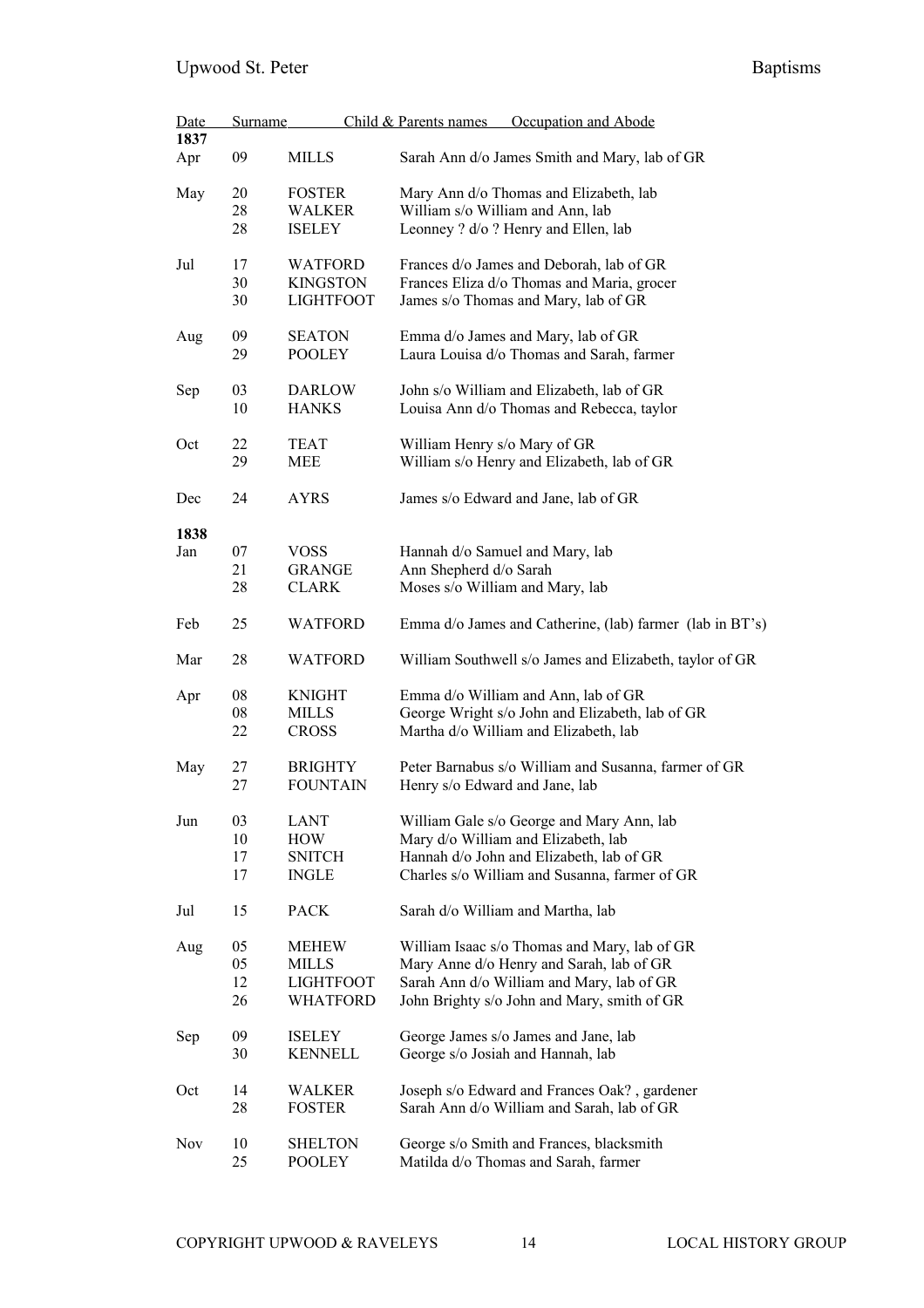| Date | | Surname | Child & Parents names Occupation and Abode |
|---|---|---|---|
| **1837** | | | |
| Apr | 09 | MILLS | Sarah Ann d/o James Smith and Mary, lab of GR |
| May | 20 | FOSTER | Mary Ann d/o Thomas and Elizabeth, lab |
| | 28 | WALKER | William s/o William and Ann, lab |
| | 28 | ISELEY | Leonney ? d/o ? Henry and Ellen, lab |
| Jul | 17 | WATFORD | Frances d/o James and Deborah, lab of GR |
| | 30 | KINGSTON | Frances Eliza d/o Thomas and Maria, grocer |
| | 30 | LIGHTFOOT | James s/o Thomas and Mary, lab of GR |
| Aug | 09 | SEATON | Emma d/o James and Mary, lab of GR |
| | 29 | POOLEY | Laura Louisa d/o Thomas and Sarah, farmer |
| Sep | 03 | DARLOW | John s/o William and Elizabeth, lab of GR |
| | 10 | HANKS | Louisa Ann d/o Thomas and Rebecca, taylor |
| Oct | 22 | TEAT | William Henry s/o Mary of GR |
| | 29 | MEE | William s/o Henry and Elizabeth, lab of GR |
| Dec | 24 | AYRS | James s/o Edward and Jane, lab of GR |
| **1838** | | | |
| Jan | 07 | VOSS | Hannah d/o Samuel and Mary, lab |
| | 21 | GRANGE | Ann Shepherd d/o Sarah |
| | 28 | CLARK | Moses s/o William and Mary, lab |
| Feb | 25 | WATFORD | Emma d/o James and Catherine, (lab) farmer (lab in BT's) |
| Mar | 28 | WATFORD | William Southwell s/o James and Elizabeth, taylor of GR |
| Apr | 08 | KNIGHT | Emma d/o William and Ann, lab of GR |
| | 08 | MILLS | George Wright s/o John and Elizabeth, lab of GR |
| | 22 | CROSS | Martha d/o William and Elizabeth, lab |
| May | 27 | BRIGHTY | Peter Barnabus s/o William and Susanna, farmer of GR |
| | 27 | FOUNTAIN | Henry s/o Edward and Jane, lab |
| Jun | 03 | LANT | William Gale s/o George and Mary Ann, lab |
| | 10 | HOW | Mary d/o William and Elizabeth, lab |
| | 17 | SNITCH | Hannah d/o John and Elizabeth, lab of GR |
| | 17 | INGLE | Charles s/o William and Susanna, farmer of GR |
| Jul | 15 | PACK | Sarah d/o William and Martha, lab |
| Aug | 05 | MEHEW | William Isaac s/o Thomas and Mary, lab of GR |
| | 05 | MILLS | Mary Anne d/o Henry and Sarah, lab of GR |
| | 12 | LIGHTFOOT | Sarah Ann d/o William and Mary, lab of GR |
| | 26 | WHATFORD | John Brighty s/o John and Mary, smith of GR |
| Sep | 09 | ISELEY | George James s/o James and Jane, lab |
| | 30 | KENNELL | George s/o Josiah and Hannah, lab |
| Oct | 14 | WALKER | Joseph s/o Edward and Frances Oak? , gardener |
| | 28 | FOSTER | Sarah Ann d/o William and Sarah, lab of GR |
| Nov | 10 | SHELTON | George s/o Smith and Frances, blacksmith |
| | 25 | POOLEY | Matilda d/o Thomas and Sarah, farmer |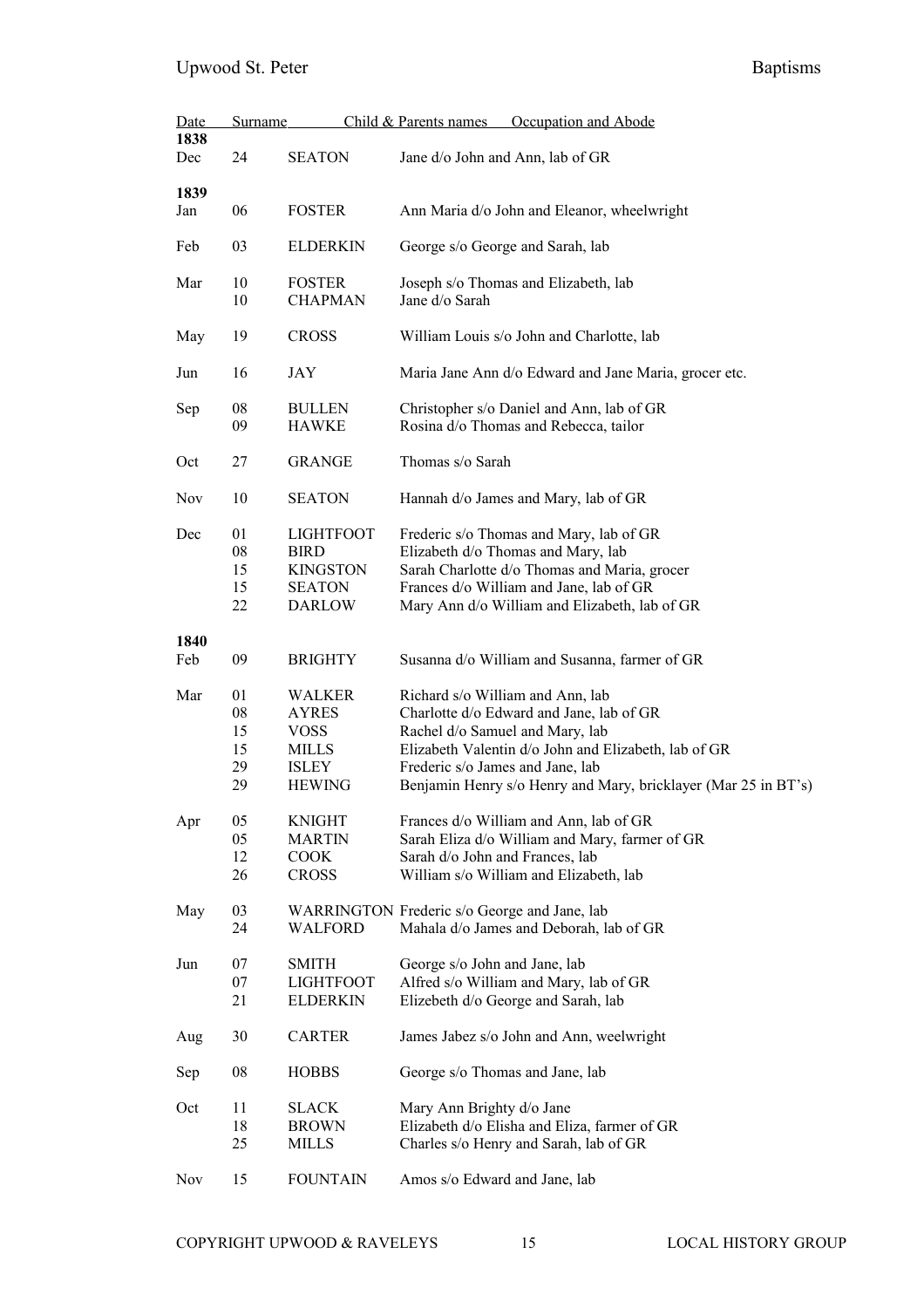| Date | | Surname | Child & Parents names Occupation and Abode |
|---|---|---|---|
| **1838** | | | |
| Dec | 24 | SEATON | Jane d/o John and Ann, lab of GR |
| **1839** | | | |
| Jan | 06 | FOSTER | Ann Maria d/o John and Eleanor, wheelwright |
| Feb | 03 | ELDERKIN | George s/o George and Sarah, lab |
| Mar | 10 | FOSTER | Joseph s/o Thomas and Elizabeth, lab |
| | 10 | CHAPMAN | Jane d/o Sarah |
| May | 19 | CROSS | William Louis s/o John and Charlotte, lab |
| Jun | 16 | JAY | Maria Jane Ann d/o Edward and Jane Maria, grocer etc. |
| Sep | 08 | BULLEN | Christopher s/o Daniel and Ann, lab of GR |
| | 09 | HAWKE | Rosina d/o Thomas and Rebecca, tailor |
| Oct | 27 | GRANGE | Thomas s/o Sarah |
| Nov | 10 | SEATON | Hannah d/o James and Mary, lab of GR |
| Dec | 01 | LIGHTFOOT | Frederic s/o Thomas and Mary, lab of GR |
| | 08 | BIRD | Elizabeth d/o Thomas and Mary, lab |
| | 15 | KINGSTON | Sarah Charlotte d/o Thomas and Maria, grocer |
| | 15 | SEATON | Frances d/o William and Jane, lab of GR |
| | 22 | DARLOW | Mary Ann d/o William and Elizabeth, lab of GR |
| **1840** | | | |
| Feb | 09 | BRIGHTY | Susanna d/o William and Susanna, farmer of GR |
| Mar | 01 | WALKER | Richard s/o William and Ann, lab |
| | 08 | AYRES | Charlotte d/o Edward and Jane, lab of GR |
| | 15 | VOSS | Rachel d/o Samuel and Mary, lab |
| | 15 | MILLS | Elizabeth Valentin d/o John and Elizabeth, lab of GR |
| | 29 | ISLEY | Frederic s/o James and Jane, lab |
| | 29 | HEWING | Benjamin Henry s/o Henry and Mary, bricklayer (Mar 25 in BT's) |
| Apr | 05 | KNIGHT | Frances d/o William and Ann, lab of GR |
| | 05 | MARTIN | Sarah Eliza d/o William and Mary, farmer of GR |
| | 12 | COOK | Sarah d/o John and Frances, lab |
| | 26 | CROSS | William s/o William and Elizabeth, lab |
| May | 03 | WARRINGTON | Frederic s/o George and Jane, lab |
| | 24 | WALFORD | Mahala d/o James and Deborah, lab of GR |
| Jun | 07 | SMITH | George s/o John and Jane, lab |
| | 07 | LIGHTFOOT | Alfred s/o William and Mary, lab of GR |
| | 21 | ELDERKIN | Elizebeth d/o George and Sarah, lab |
| Aug | 30 | CARTER | James Jabez s/o John and Ann, weelwright |
| Sep | 08 | HOBBS | George s/o Thomas and Jane, lab |
| Oct | 11 | SLACK | Mary Ann Brighty d/o Jane |
| | 18 | BROWN | Elizabeth d/o Elisha and Eliza, farmer of GR |
| | 25 | MILLS | Charles s/o Henry and Sarah, lab of GR |
| Nov | 15 | FOUNTAIN | Amos s/o Edward and Jane, lab |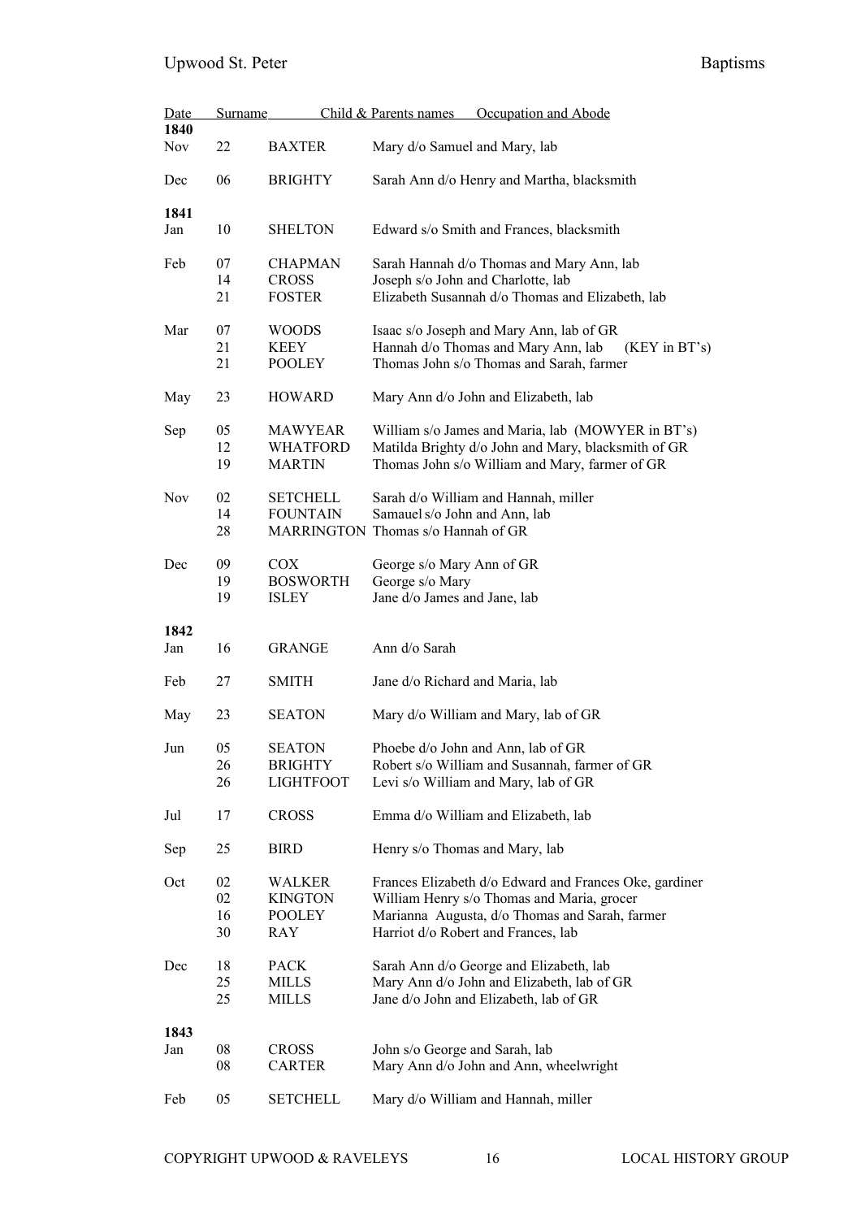| Date | | Surname | Child & Parents names Occupation and Abode |
|---|---|---|---|
| **1840** | | | |
| Nov | 22 | BAXTER | Mary d/o Samuel and Mary, lab |
| Dec | 06 | BRIGHTY | Sarah Ann d/o Henry and Martha, blacksmith |
| **1841** | | | |
| Jan | 10 | SHELTON | Edward s/o Smith and Frances, blacksmith |
| Feb | 07 | CHAPMAN | Sarah Hannah d/o Thomas and Mary Ann, lab |
| | 14 | CROSS | Joseph s/o John and Charlotte, lab |
| | 21 | FOSTER | Elizabeth Susannah d/o Thomas and Elizabeth, lab |
| Mar | 07 | WOODS | Isaac s/o Joseph and Mary Ann, lab of GR |
| | 21 | KEEY | Hannah d/o Thomas and Mary Ann, lab (KEY in BT's) |
| | 21 | POOLEY | Thomas John s/o Thomas and Sarah, farmer |
| May | 23 | HOWARD | Mary Ann d/o John and Elizabeth, lab |
| Sep | 05 | MAWYEAR | William s/o James and Maria, lab (MOWYER in BT's) |
| | 12 | WHATFORD | Matilda Brighty d/o John and Mary, blacksmith of GR |
| | 19 | MARTIN | Thomas John s/o William and Mary, farmer of GR |
| Nov | 02 | SETCHELL | Sarah d/o William and Hannah, miller |
| | 14 | FOUNTAIN | Samauel s/o John and Ann, lab |
| | 28 | MARRINGTON | Thomas s/o Hannah of GR |
| Dec | 09 | COX | George s/o Mary Ann of GR |
| | 19 | BOSWORTH | George s/o Mary |
| | 19 | ISLEY | Jane d/o James and Jane, lab |
| **1842** | | | |
| Jan | 16 | GRANGE | Ann d/o Sarah |
| Feb | 27 | SMITH | Jane d/o Richard and Maria, lab |
| May | 23 | SEATON | Mary d/o William and Mary, lab of GR |
| Jun | 05 | SEATON | Phoebe d/o John and Ann, lab of GR |
| | 26 | BRIGHTY | Robert s/o William and Susannah, farmer of GR |
| | 26 | LIGHTFOOT | Levi s/o William and Mary, lab of GR |
| Jul | 17 | CROSS | Emma d/o William and Elizabeth, lab |
| Sep | 25 | BIRD | Henry s/o Thomas and Mary, lab |
| Oct | 02 | WALKER | Frances Elizabeth d/o Edward and Frances Oke, gardiner |
| | 02 | KINGTON | William Henry s/o Thomas and Maria, grocer |
| | 16 | POOLEY | Marianna Augusta, d/o Thomas and Sarah, farmer |
| | 30 | RAY | Harriot d/o Robert and Frances, lab |
| Dec | 18 | PACK | Sarah Ann d/o George and Elizabeth, lab |
| | 25 | MILLS | Mary Ann d/o John and Elizabeth, lab of GR |
| | 25 | MILLS | Jane d/o John and Elizabeth, lab of GR |
| **1843** | | | |
| Jan | 08 | CROSS | John s/o George and Sarah, lab |
| | 08 | CARTER | Mary Ann d/o John and Ann, wheelwright |
| Feb | 05 | SETCHELL | Mary d/o William and Hannah, miller |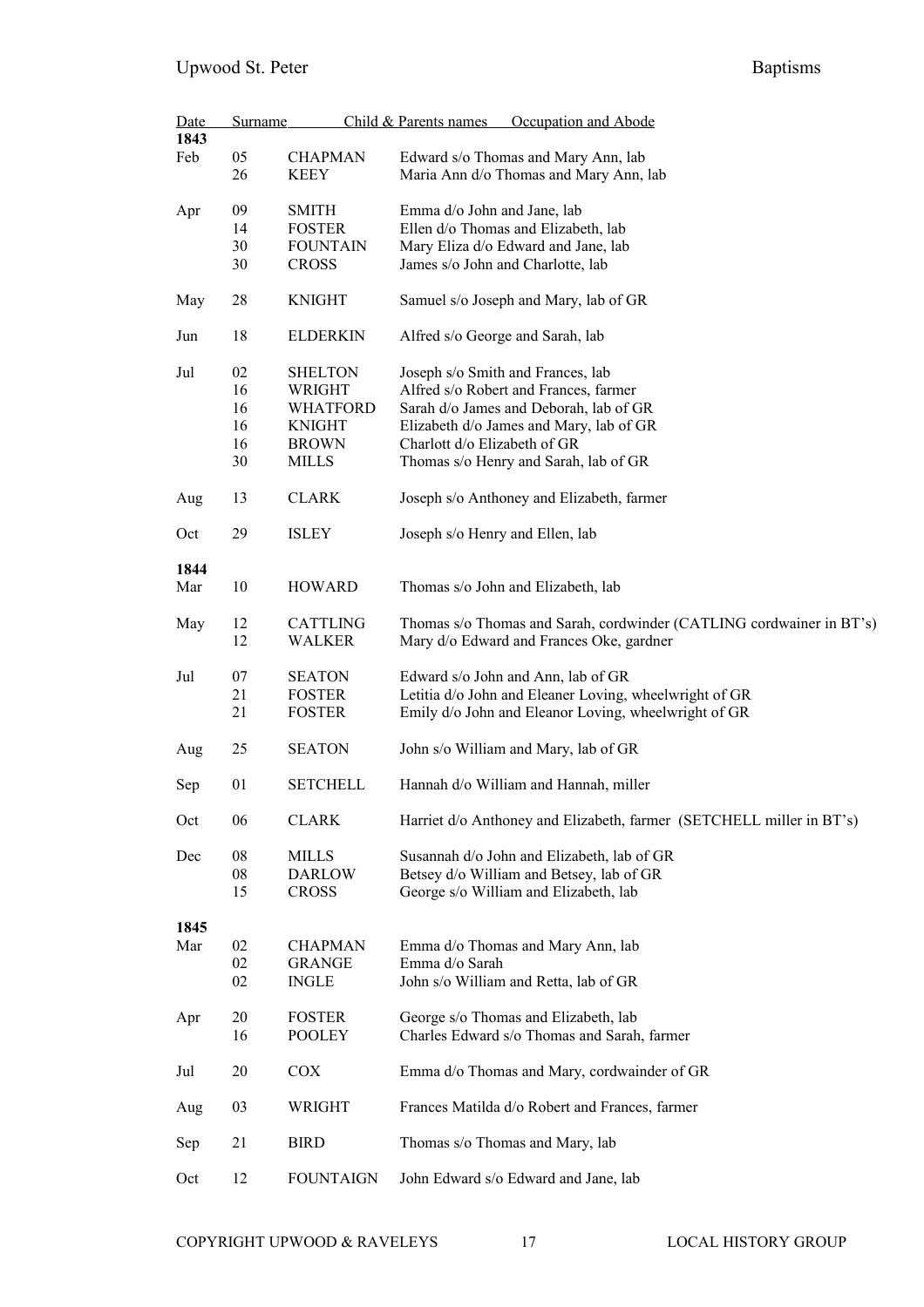| Date | | Surname | Child & Parents names Occupation and Abode |
|---|---|---|---|
| **1843** | | | |
| Feb | 05 | CHAPMAN | Edward s/o Thomas and Mary Ann, lab |
| | 26 | KEEY | Maria Ann d/o Thomas and Mary Ann, lab |
| Apr | 09 | SMITH | Emma d/o John and Jane, lab |
| | 14 | FOSTER | Ellen d/o Thomas and Elizabeth, lab |
| | 30 | FOUNTAIN | Mary Eliza d/o Edward and Jane, lab |
| | 30 | CROSS | James s/o John and Charlotte, lab |
| May | 28 | KNIGHT | Samuel s/o Joseph and Mary, lab of GR |
| Jun | 18 | ELDERKIN | Alfred s/o George and Sarah, lab |
| Jul | 02 | SHELTON | Joseph s/o Smith and Frances, lab |
| | 16 | WRIGHT | Alfred s/o Robert and Frances, farmer |
| | 16 | WHATFORD | Sarah d/o James and Deborah, lab of GR |
| | 16 | KNIGHT | Elizabeth d/o James and Mary, lab of GR |
| | 16 | BROWN | Charlott d/o Elizabeth of GR |
| | 30 | MILLS | Thomas s/o Henry and Sarah, lab of GR |
| Aug | 13 | CLARK | Joseph s/o Anthoney and Elizabeth, farmer |
| Oct | 29 | ISLEY | Joseph s/o Henry and Ellen, lab |
| **1844** | | | |
| Mar | 10 | HOWARD | Thomas s/o John and Elizabeth, lab |
| May | 12 | CATTLING | Thomas s/o Thomas and Sarah, cordwinder (CATLING cordwainer in BT's) |
| | 12 | WALKER | Mary d/o Edward and Frances Oke, gardner |
| Jul | 07 | SEATON | Edward s/o John and Ann, lab of GR |
| | 21 | FOSTER | Letitia d/o John and Eleaner Loving, wheelwright of GR |
| | 21 | FOSTER | Emily d/o John and Eleanor Loving, wheelwright of GR |
| Aug | 25 | SEATON | John s/o William and Mary, lab of GR |
| Sep | 01 | SETCHELL | Hannah d/o William and Hannah, miller |
| Oct | 06 | CLARK | Harriet d/o Anthoney and Elizabeth, farmer (SETCHELL miller in BT's) |
| Dec | 08 | MILLS | Susannah d/o John and Elizabeth, lab of GR |
| | 08 | DARLOW | Betsey d/o William and Betsey, lab of GR |
| | 15 | CROSS | George s/o William and Elizabeth, lab |
| **1845** | | | |
| Mar | 02 | CHAPMAN | Emma d/o Thomas and Mary Ann, lab |
| | 02 | GRANGE | Emma d/o Sarah |
| | 02 | INGLE | John s/o William and Retta, lab of GR |
| Apr | 20 | FOSTER | George s/o Thomas and Elizabeth, lab |
| | 16 | POOLEY | Charles Edward s/o Thomas and Sarah, farmer |
| Jul | 20 | COX | Emma d/o Thomas and Mary, cordwainder of GR |
| Aug | 03 | WRIGHT | Frances Matilda d/o Robert and Frances, farmer |
| Sep | 21 | BIRD | Thomas s/o Thomas and Mary, lab |
| Oct | 12 | FOUNTAIGN | John Edward s/o Edward and Jane, lab |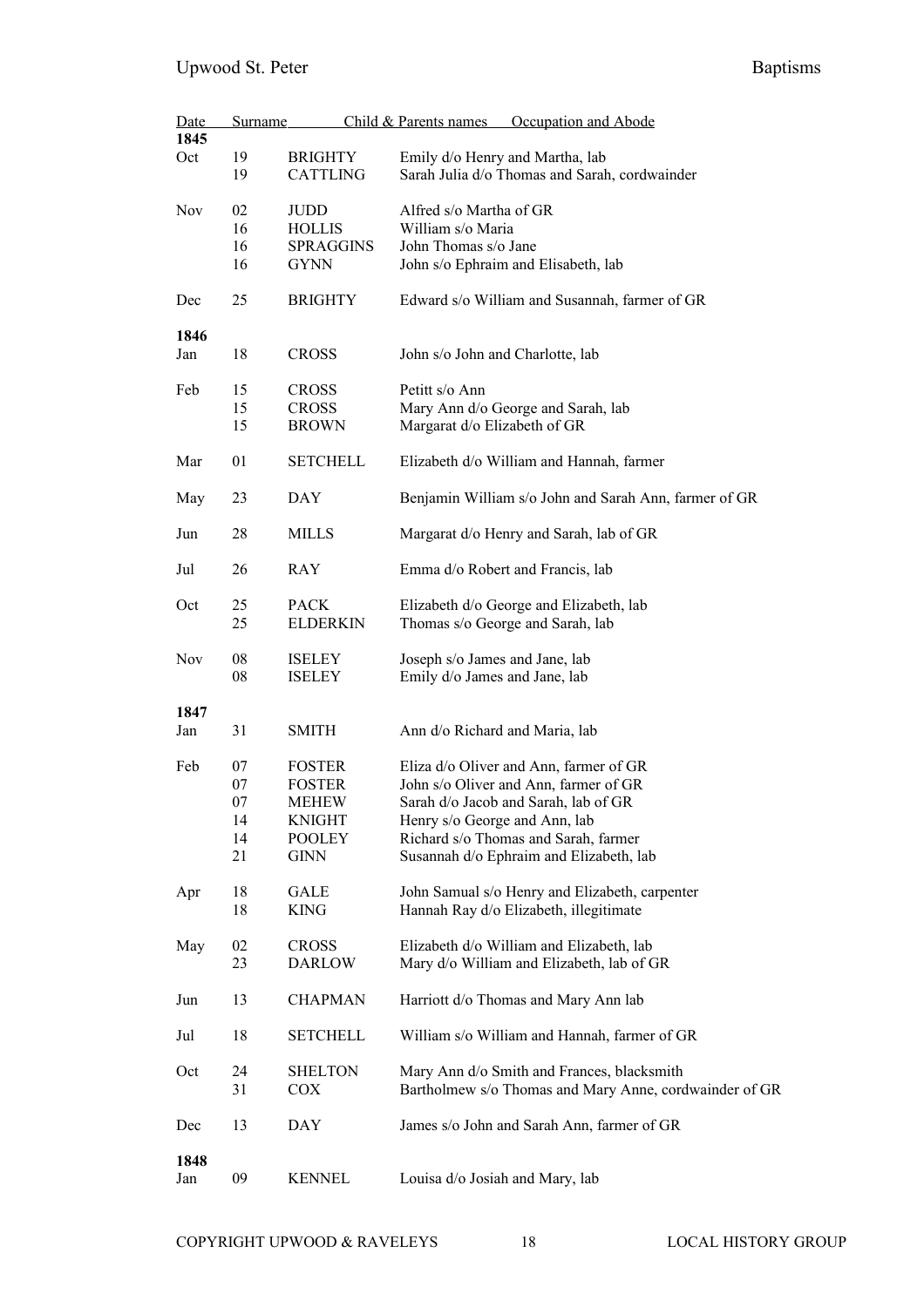| Date | | Surname | Child & Parents names    Occupation and Abode |
|---|---|---|---|
| **1845** | | | |
| Oct | 19 | BRIGHTY | Emily d/o Henry and Martha, lab |
| | 19 | CATTLING | Sarah Julia d/o Thomas and Sarah, cordwainder |
| Nov | 02 | JUDD | Alfred s/o Martha of GR |
| | 16 | HOLLIS | William s/o Maria |
| | 16 | SPRAGGINS | John Thomas s/o Jane |
| | 16 | GYNN | John s/o Ephraim and Elisabeth, lab |
| Dec | 25 | BRIGHTY | Edward s/o William and Susannah, farmer of GR |
| **1846** | | | |
| Jan | 18 | CROSS | John s/o John and Charlotte, lab |
| Feb | 15 | CROSS | Petitt s/o Ann |
| | 15 | CROSS | Mary Ann d/o George and Sarah, lab |
| | 15 | BROWN | Margarat d/o Elizabeth of GR |
| Mar | 01 | SETCHELL | Elizabeth d/o William and Hannah, farmer |
| May | 23 | DAY | Benjamin William s/o John and Sarah Ann, farmer of GR |
| Jun | 28 | MILLS | Margarat d/o Henry and Sarah, lab of GR |
| Jul | 26 | RAY | Emma d/o Robert and Francis, lab |
| Oct | 25 | PACK | Elizabeth d/o George and Elizabeth, lab |
| | 25 | ELDERKIN | Thomas s/o George and Sarah, lab |
| Nov | 08 | ISELEY | Joseph s/o James and Jane, lab |
| | 08 | ISELEY | Emily d/o James and Jane, lab |
| **1847** | | | |
| Jan | 31 | SMITH | Ann d/o Richard and Maria, lab |
| Feb | 07 | FOSTER | Eliza d/o Oliver and Ann, farmer of GR |
| | 07 | FOSTER | John s/o Oliver and Ann, farmer of GR |
| | 07 | MEHEW | Sarah d/o Jacob and Sarah, lab of GR |
| | 14 | KNIGHT | Henry s/o George and Ann, lab |
| | 14 | POOLEY | Richard s/o Thomas and Sarah, farmer |
| | 21 | GINN | Susannah d/o Ephraim and Elizabeth, lab |
| Apr | 18 | GALE | John Samual s/o Henry and Elizabeth, carpenter |
| | 18 | KING | Hannah Ray d/o Elizabeth, illegitimate |
| May | 02 | CROSS | Elizabeth d/o William and Elizabeth, lab |
| | 23 | DARLOW | Mary d/o William and Elizabeth, lab of GR |
| Jun | 13 | CHAPMAN | Harriott d/o Thomas and Mary Ann lab |
| Jul | 18 | SETCHELL | William s/o William and Hannah, farmer of GR |
| Oct | 24 | SHELTON | Mary Ann d/o Smith and Frances, blacksmith |
| | 31 | COX | Bartholmew s/o Thomas and Mary Anne, cordwainder of GR |
| Dec | 13 | DAY | James s/o John and Sarah Ann, farmer of GR |
| **1848** | | | |
| Jan | 09 | KENNEL | Louisa d/o Josiah and Mary, lab |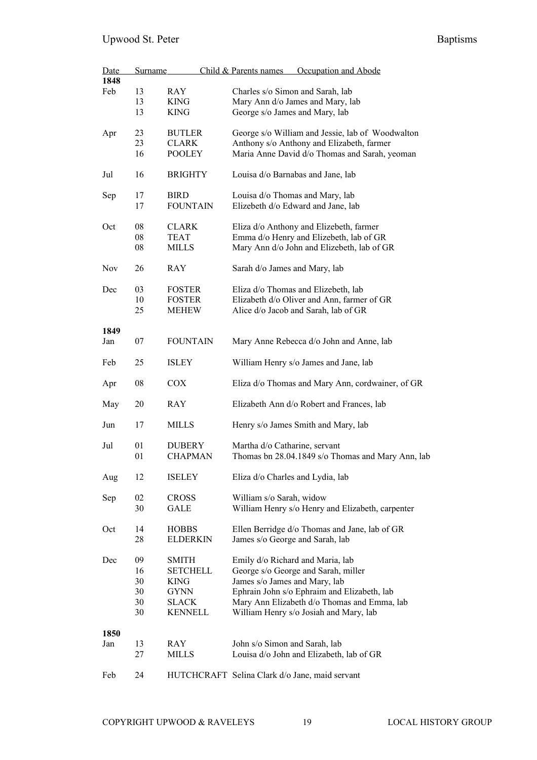| Date | | Surname | Child & Parents names Occupation and Abode |
|---|---|---|---|
| **1848** | | | |
| Feb | 13 | RAY | Charles s/o Simon and Sarah, lab |
| | 13 | KING | Mary Ann d/o James and Mary, lab |
| | 13 | KING | George s/o James and Mary, lab |
| Apr | 23 | BUTLER | George s/o William and Jessie, lab of Woodwalton |
| | 23 | CLARK | Anthony s/o Anthony and Elizabeth, farmer |
| | 16 | POOLEY | Maria Anne David d/o Thomas and Sarah, yeoman |
| Jul | 16 | BRIGHTY | Louisa d/o Barnabas and Jane, lab |
| Sep | 17 | BIRD | Louisa d/o Thomas and Mary, lab |
| | 17 | FOUNTAIN | Elizebeth d/o Edward and Jane, lab |
| Oct | 08 | CLARK | Eliza d/o Anthony and Elizebeth, farmer |
| | 08 | TEAT | Emma d/o Henry and Elizebeth, lab of GR |
| | 08 | MILLS | Mary Ann d/o John and Elizebeth, lab of GR |
| Nov | 26 | RAY | Sarah d/o James and Mary, lab |
| Dec | 03 | FOSTER | Eliza d/o Thomas and Elizebeth, lab |
| | 10 | FOSTER | Elizabeth d/o Oliver and Ann, farmer of GR |
| | 25 | MEHEW | Alice d/o Jacob and Sarah, lab of GR |
| **1849** | | | |
| Jan | 07 | FOUNTAIN | Mary Anne Rebecca d/o John and Anne, lab |
| Feb | 25 | ISLEY | William Henry s/o James and Jane, lab |
| Apr | 08 | COX | Eliza d/o Thomas and Mary Ann, cordwainer, of GR |
| May | 20 | RAY | Elizabeth Ann d/o Robert and Frances, lab |
| Jun | 17 | MILLS | Henry s/o James Smith and Mary, lab |
| Jul | 01 | DUBERY | Martha d/o Catharine, servant |
| | 01 | CHAPMAN | Thomas bn 28.04.1849 s/o Thomas and Mary Ann, lab |
| Aug | 12 | ISELEY | Eliza d/o Charles and Lydia, lab |
| Sep | 02 | CROSS | William s/o Sarah, widow |
| | 30 | GALE | William Henry s/o Henry and Elizabeth, carpenter |
| Oct | 14 | HOBBS | Ellen Berridge d/o Thomas and Jane, lab of GR |
| | 28 | ELDERKIN | James s/o George and Sarah, lab |
| Dec | 09 | SMITH | Emily d/o Richard and Maria, lab |
| | 16 | SETCHELL | George s/o George and Sarah, miller |
| | 30 | KING | James s/o James and Mary, lab |
| | 30 | GYNN | Ephrain John s/o Ephraim and Elizabeth, lab |
| | 30 | SLACK | Mary Ann Elizabeth d/o Thomas and Emma, lab |
| | 30 | KENNELL | William Henry s/o Josiah and Mary, lab |
| **1850** | | | |
| Jan | 13 | RAY | John s/o Simon and Sarah, lab |
| | 27 | MILLS | Louisa d/o John and Elizabeth, lab of GR |
| Feb | 24 | HUTCHCRAFT | Selina Clark d/o Jane, maid servant |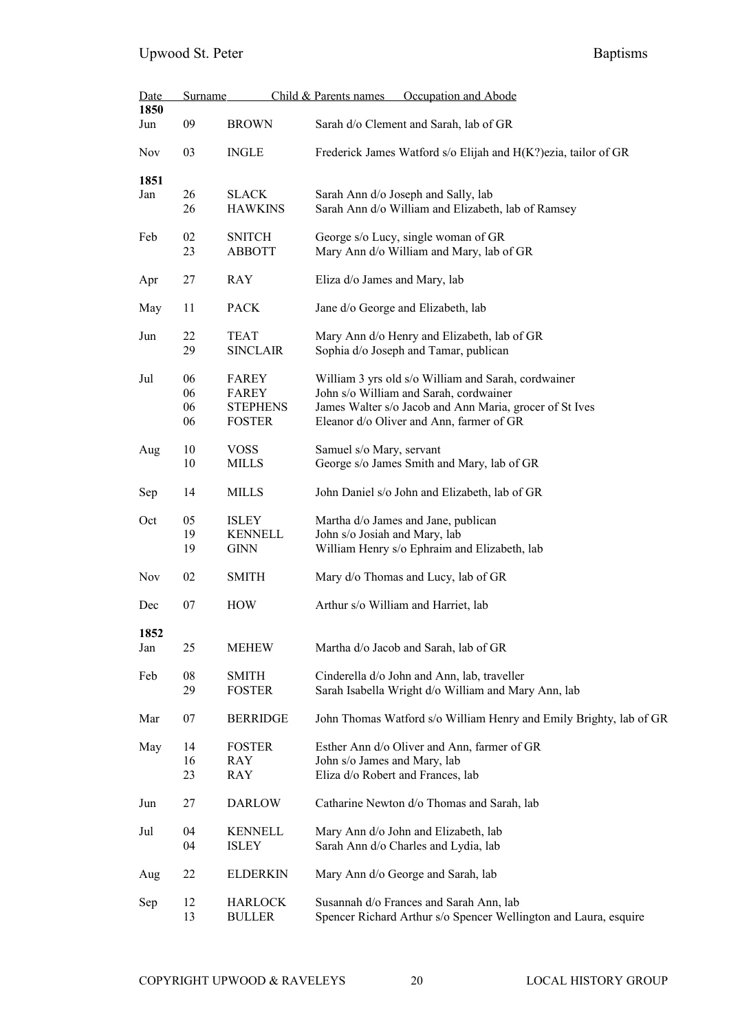| Date | Surname | | Child & Parents names Occupation and Abode |
|---|---|---|---|
| **1850** | | | |
| Jun | 09 | BROWN | Sarah d/o Clement and Sarah, lab of GR |
| Nov | 03 | INGLE | Frederick James Watford s/o Elijah and H(K?)ezia, tailor of GR |
| **1851** | | | |
| Jan | 26 | SLACK | Sarah Ann d/o Joseph and Sally, lab |
| | 26 | HAWKINS | Sarah Ann d/o William and Elizabeth, lab of Ramsey |
| Feb | 02 | SNITCH | George s/o Lucy, single woman of GR |
| | 23 | ABBOTT | Mary Ann d/o William and Mary, lab of GR |
| Apr | 27 | RAY | Eliza d/o James and Mary, lab |
| May | 11 | PACK | Jane d/o George and Elizabeth, lab |
| Jun | 22 | TEAT | Mary Ann d/o Henry and Elizabeth, lab of GR |
| | 29 | SINCLAIR | Sophia d/o Joseph and Tamar, publican |
| Jul | 06 | FAREY | William 3 yrs old s/o William and Sarah, cordwainer |
| | 06 | FAREY | John s/o William and Sarah, cordwainer |
| | 06 | STEPHENS | James Walter s/o Jacob and Ann Maria, grocer of St Ives |
| | 06 | FOSTER | Eleanor d/o Oliver and Ann, farmer of GR |
| Aug | 10 | VOSS | Samuel s/o Mary, servant |
| | 10 | MILLS | George s/o James Smith and Mary, lab of GR |
| Sep | 14 | MILLS | John Daniel s/o John and Elizabeth, lab of GR |
| Oct | 05 | ISLEY | Martha d/o James and Jane, publican |
| | 19 | KENNELL | John s/o Josiah and Mary, lab |
| | 19 | GINN | William Henry s/o Ephraim and Elizabeth, lab |
| Nov | 02 | SMITH | Mary d/o Thomas and Lucy, lab of GR |
| Dec | 07 | HOW | Arthur s/o William and Harriet, lab |
| **1852** | | | |
| Jan | 25 | MEHEW | Martha d/o Jacob and Sarah, lab of GR |
| Feb | 08 | SMITH | Cinderella d/o John and Ann, lab, traveller |
| | 29 | FOSTER | Sarah Isabella Wright d/o William and Mary Ann, lab |
| Mar | 07 | BERRIDGE | John Thomas Watford s/o William Henry and Emily Brighty, lab of GR |
| May | 14 | FOSTER | Esther Ann d/o Oliver and Ann, farmer of GR |
| | 16 | RAY | John s/o James and Mary, lab |
| | 23 | RAY | Eliza d/o Robert and Frances, lab |
| Jun | 27 | DARLOW | Catharine Newton d/o Thomas and Sarah, lab |
| Jul | 04 | KENNELL | Mary Ann d/o John and Elizabeth, lab |
| | 04 | ISLEY | Sarah Ann d/o Charles and Lydia, lab |
| Aug | 22 | ELDERKIN | Mary Ann d/o George and Sarah, lab |
| Sep | 12 | HARLOCK | Susannah d/o Frances and Sarah Ann, lab |
| | 13 | BULLER | Spencer Richard Arthur s/o Spencer Wellington and Laura, esquire |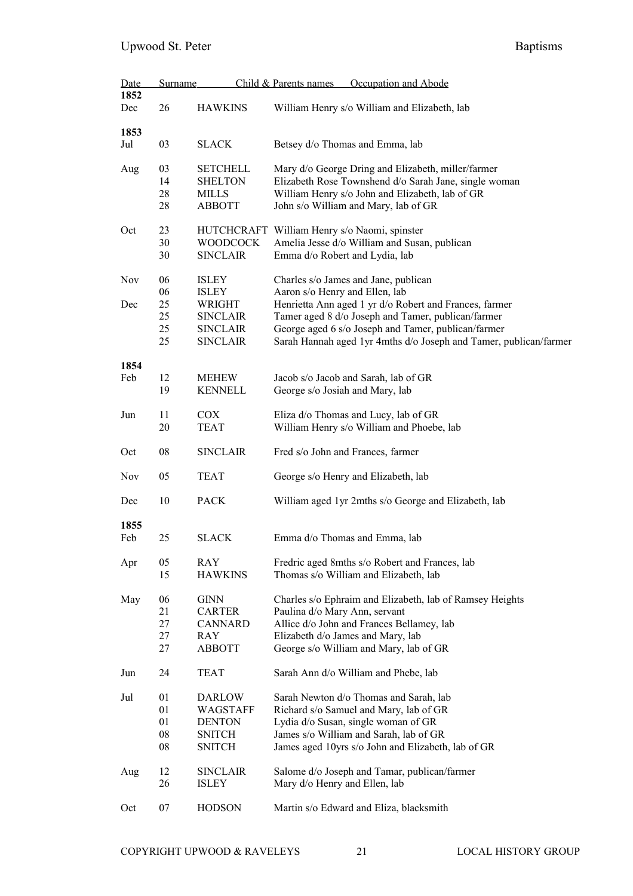| Date | | Surname | Child & Parents names Occupation and Abode |
|---|---|---|---|
| **1852** | | | |
| Dec | 26 | HAWKINS | William Henry s/o William and Elizabeth, lab |
| **1853** | | | |
| Jul | 03 | SLACK | Betsey d/o Thomas and Emma, lab |
| Aug | 03 | SETCHELL | Mary d/o George Dring and Elizabeth, miller/farmer |
| | 14 | SHELTON | Elizabeth Rose Townshend d/o Sarah Jane, single woman |
| | 28 | MILLS | William Henry s/o John and Elizabeth, lab of GR |
| | 28 | ABBOTT | John s/o William and Mary, lab of GR |
| Oct | 23 | HUTCHCRAFT | William Henry s/o Naomi, spinster |
| | 30 | WOODCOCK | Amelia Jesse d/o William and Susan, publican |
| | 30 | SINCLAIR | Emma d/o Robert and Lydia, lab |
| Nov | 06 | ISLEY | Charles s/o James and Jane, publican |
| | 06 | ISLEY | Aaron s/o Henry and Ellen, lab |
| Dec | 25 | WRIGHT | Henrietta Ann aged 1 yr d/o Robert and Frances, farmer |
| | 25 | SINCLAIR | Tamer aged 8 d/o Joseph and Tamer, publican/farmer |
| | 25 | SINCLAIR | George aged 6 s/o Joseph and Tamer, publican/farmer |
| | 25 | SINCLAIR | Sarah Hannah aged 1yr 4mths d/o Joseph and Tamer, publican/farmer |
| **1854** | | | |
| Feb | 12 | MEHEW | Jacob s/o Jacob and Sarah, lab of GR |
| | 19 | KENNELL | George s/o Josiah and Mary, lab |
| Jun | 11 | COX | Eliza d/o Thomas and Lucy, lab of GR |
| | 20 | TEAT | William Henry s/o William and Phoebe, lab |
| Oct | 08 | SINCLAIR | Fred s/o John and Frances, farmer |
| Nov | 05 | TEAT | George s/o Henry and Elizabeth, lab |
| Dec | 10 | PACK | William aged 1yr 2mths s/o George and Elizabeth, lab |
| **1855** | | | |
| Feb | 25 | SLACK | Emma d/o Thomas and Emma, lab |
| Apr | 05 | RAY | Fredric aged 8mths s/o Robert and Frances, lab |
| | 15 | HAWKINS | Thomas s/o William and Elizabeth, lab |
| May | 06 | GINN | Charles s/o Ephraim and Elizabeth, lab of Ramsey Heights |
| | 21 | CARTER | Paulina d/o Mary Ann, servant |
| | 27 | CANNARD | Allice d/o John and Frances Bellamey, lab |
| | 27 | RAY | Elizabeth d/o James and Mary, lab |
| | 27 | ABBOTT | George s/o William and Mary, lab of GR |
| Jun | 24 | TEAT | Sarah Ann d/o William and Phebe, lab |
| Jul | 01 | DARLOW | Sarah Newton d/o Thomas and Sarah, lab |
| | 01 | WAGSTAFF | Richard s/o Samuel and Mary, lab of GR |
| | 01 | DENTON | Lydia d/o Susan, single woman of GR |
| | 08 | SNITCH | James s/o William and Sarah, lab of GR |
| | 08 | SNITCH | James aged 10yrs s/o John and Elizabeth, lab of GR |
| Aug | 12 | SINCLAIR | Salome d/o Joseph and Tamar, publican/farmer |
| | 26 | ISLEY | Mary d/o Henry and Ellen, lab |
| Oct | 07 | HODSON | Martin s/o Edward and Eliza, blacksmith |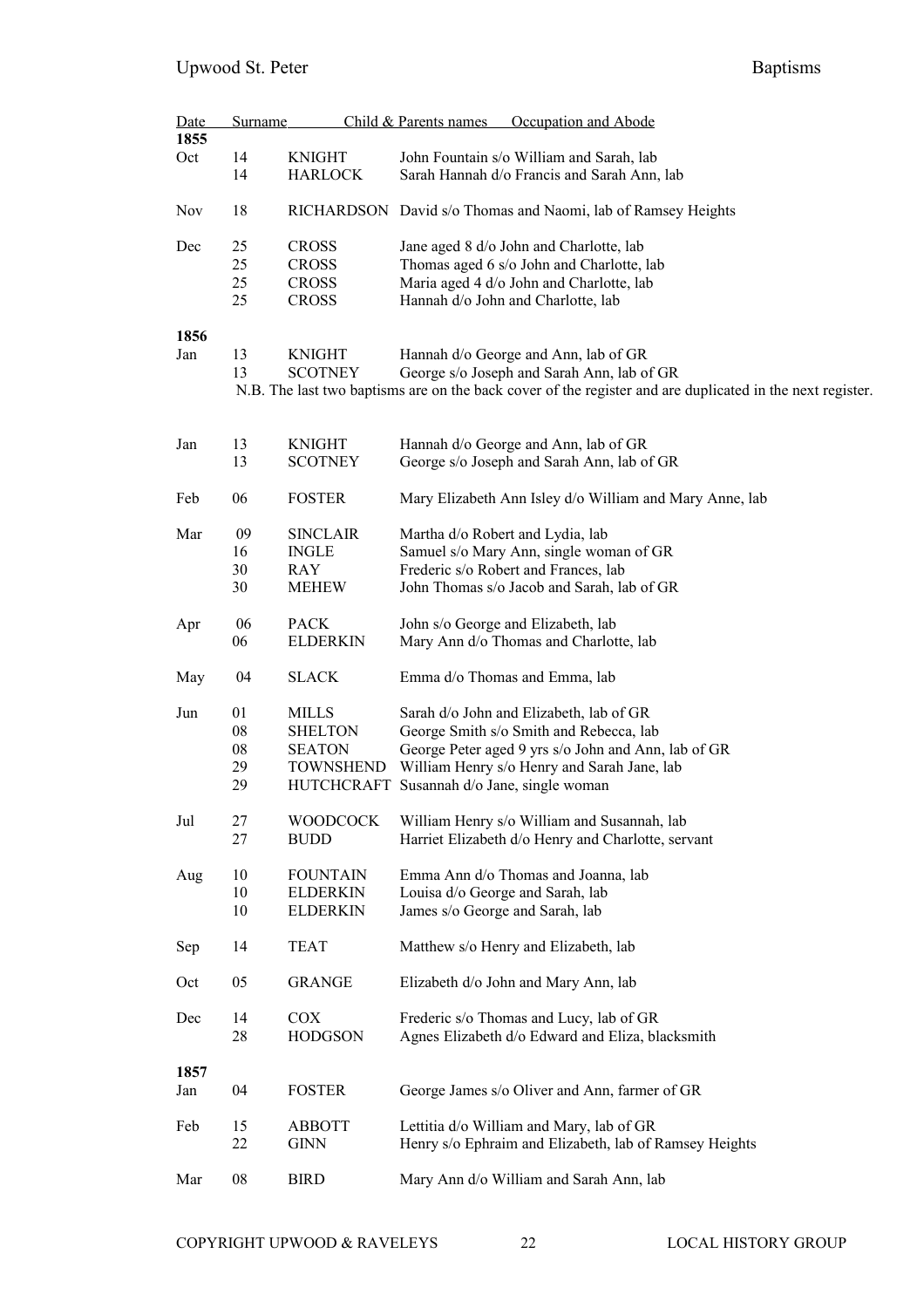| Date | | Surname | Child & Parents names Occupation and Abode |
|---|---|---|---|
| **1855** | | | |
| Oct | 14 | KNIGHT | John Fountain s/o William and Sarah, lab |
| | 14 | HARLOCK | Sarah Hannah d/o Francis and Sarah Ann, lab |
| Nov | 18 | RICHARDSON | David s/o Thomas and Naomi, lab of Ramsey Heights |
| Dec | 25 | CROSS | Jane aged 8 d/o John and Charlotte, lab |
| | 25 | CROSS | Thomas aged 6 s/o John and Charlotte, lab |
| | 25 | CROSS | Maria aged 4 d/o John and Charlotte, lab |
| | 25 | CROSS | Hannah d/o John and Charlotte, lab |
| **1856** | | | |
| Jan | 13 | KNIGHT | Hannah d/o George and Ann, lab of GR |
| | 13 | SCOTNEY | George s/o Joseph and Sarah Ann, lab of GR |
| | | | N.B. The last two baptisms are on the back cover of the register and are duplicated in the next register. |
| Jan | 13 | KNIGHT | Hannah d/o George and Ann, lab of GR |
| | 13 | SCOTNEY | George s/o Joseph and Sarah Ann, lab of GR |
| Feb | 06 | FOSTER | Mary Elizabeth Ann Isley d/o William and Mary Anne, lab |
| Mar | 09 | SINCLAIR | Martha d/o Robert and Lydia, lab |
| | 16 | INGLE | Samuel s/o Mary Ann, single woman of GR |
| | 30 | RAY | Frederic s/o Robert and Frances, lab |
| | 30 | MEHEW | John Thomas s/o Jacob and Sarah, lab of GR |
| Apr | 06 | PACK | John s/o George and Elizabeth, lab |
| | 06 | ELDERKIN | Mary Ann d/o Thomas and Charlotte, lab |
| May | 04 | SLACK | Emma d/o Thomas and Emma, lab |
| Jun | 01 | MILLS | Sarah d/o John and Elizabeth, lab of GR |
| | 08 | SHELTON | George Smith s/o Smith and Rebecca, lab |
| | 08 | SEATON | George Peter aged 9 yrs s/o John and Ann, lab of GR |
| | 29 | TOWNSHEND | William Henry s/o Henry and Sarah Jane, lab |
| | 29 | HUTCHCRAFT | Susannah d/o Jane, single woman |
| Jul | 27 | WOODCOCK | William Henry s/o William and Susannah, lab |
| | 27 | BUDD | Harriet Elizabeth d/o Henry and Charlotte, servant |
| Aug | 10 | FOUNTAIN | Emma Ann d/o Thomas and Joanna, lab |
| | 10 | ELDERKIN | Louisa d/o George and Sarah, lab |
| | 10 | ELDERKIN | James s/o George and Sarah, lab |
| Sep | 14 | TEAT | Matthew s/o Henry and Elizabeth, lab |
| Oct | 05 | GRANGE | Elizabeth d/o John and Mary Ann, lab |
| Dec | 14 | COX | Frederic s/o Thomas and Lucy, lab of GR |
| | 28 | HODGSON | Agnes Elizabeth d/o Edward and Eliza, blacksmith |
| **1857** | | | |
| Jan | 04 | FOSTER | George James s/o Oliver and Ann, farmer of GR |
| Feb | 15 | ABBOTT | Lettitia d/o William and Mary, lab of GR |
| | 22 | GINN | Henry s/o Ephraim and Elizabeth, lab of Ramsey Heights |
| Mar | 08 | BIRD | Mary Ann d/o William and Sarah Ann, lab |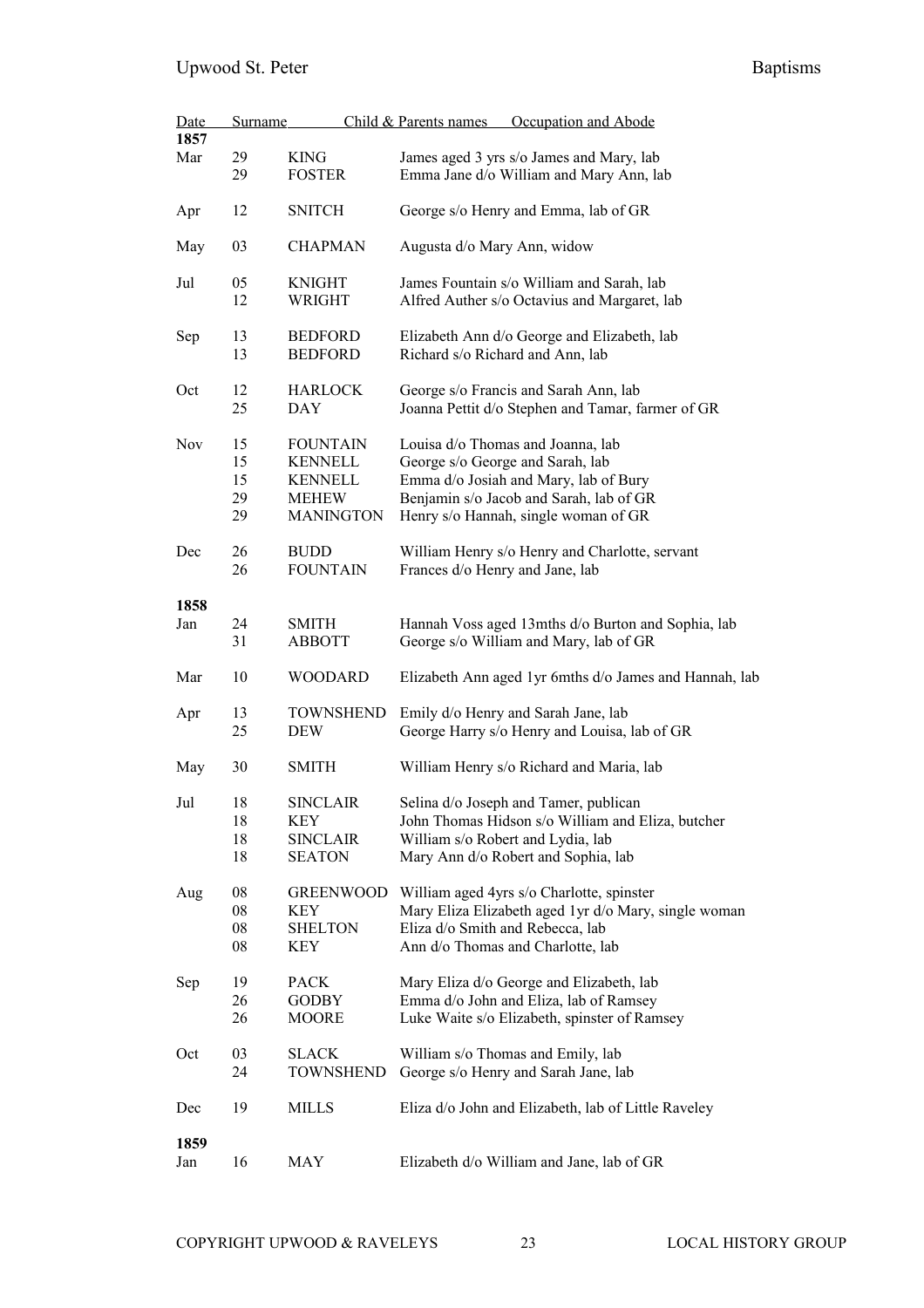| Date | | Surname | Child & Parents names Occupation and Abode |
|---|---|---|---|
| **1857** | | | |
| Mar | 29 | KING | James aged 3 yrs s/o James and Mary, lab |
| | 29 | FOSTER | Emma Jane d/o William and Mary Ann, lab |
| Apr | 12 | SNITCH | George s/o Henry and Emma, lab of GR |
| May | 03 | CHAPMAN | Augusta d/o Mary Ann, widow |
| Jul | 05 | KNIGHT | James Fountain s/o William and Sarah, lab |
| | 12 | WRIGHT | Alfred Auther s/o Octavius and Margaret, lab |
| Sep | 13 | BEDFORD | Elizabeth Ann d/o George and Elizabeth, lab |
| | 13 | BEDFORD | Richard s/o Richard and Ann, lab |
| Oct | 12 | HARLOCK | George s/o Francis and Sarah Ann, lab |
| | 25 | DAY | Joanna Pettit d/o Stephen and Tamar, farmer of GR |
| Nov | 15 | FOUNTAIN | Louisa d/o Thomas and Joanna, lab |
| | 15 | KENNELL | George s/o George and Sarah, lab |
| | 15 | KENNELL | Emma d/o Josiah and Mary, lab of Bury |
| | 29 | MEHEW | Benjamin s/o Jacob and Sarah, lab of GR |
| | 29 | MANINGTON | Henry s/o Hannah, single woman of GR |
| Dec | 26 | BUDD | William Henry s/o Henry and Charlotte, servant |
| | 26 | FOUNTAIN | Frances d/o Henry and Jane, lab |
| **1858** | | | |
| Jan | 24 | SMITH | Hannah Voss aged 13mths d/o Burton and Sophia, lab |
| | 31 | ABBOTT | George s/o William and Mary, lab of GR |
| Mar | 10 | WOODARD | Elizabeth Ann aged 1yr 6mths d/o James and Hannah, lab |
| Apr | 13 | TOWNSHEND | Emily d/o Henry and Sarah Jane, lab |
| | 25 | DEW | George Harry s/o Henry and Louisa, lab of GR |
| May | 30 | SMITH | William Henry s/o Richard and Maria, lab |
| Jul | 18 | SINCLAIR | Selina d/o Joseph and Tamer, publican |
| | 18 | KEY | John Thomas Hidson s/o William and Eliza, butcher |
| | 18 | SINCLAIR | William s/o Robert and Lydia, lab |
| | 18 | SEATON | Mary Ann d/o Robert and Sophia, lab |
| Aug | 08 | GREENWOOD | William aged 4yrs s/o Charlotte, spinster |
| | 08 | KEY | Mary Eliza Elizabeth aged 1yr d/o Mary, single woman |
| | 08 | SHELTON | Eliza d/o Smith and Rebecca, lab |
| | 08 | KEY | Ann d/o Thomas and Charlotte, lab |
| Sep | 19 | PACK | Mary Eliza d/o George and Elizabeth, lab |
| | 26 | GODBY | Emma d/o John and Eliza, lab of Ramsey |
| | 26 | MOORE | Luke Waite s/o Elizabeth, spinster of Ramsey |
| Oct | 03 | SLACK | William s/o Thomas and Emily, lab |
| | 24 | TOWNSHEND | George s/o Henry and Sarah Jane, lab |
| Dec | 19 | MILLS | Eliza d/o John and Elizabeth, lab of Little Raveley |
| **1859** | | | |
| Jan | 16 | MAY | Elizabeth d/o William and Jane, lab of GR |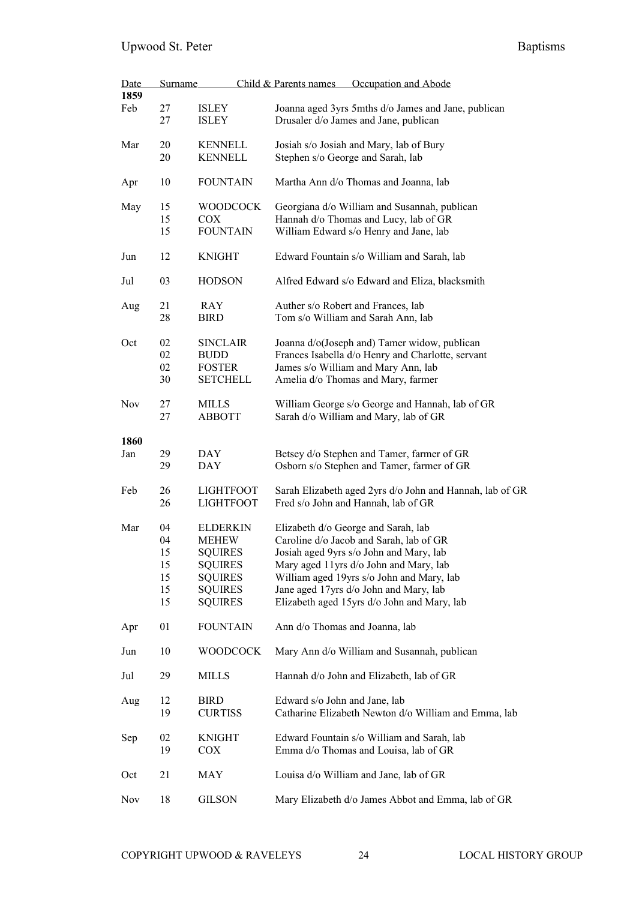| Date | | Surname | Child & Parents names Occupation and Abode |
|---|---|---|---|
| **1859** | | | |
| Feb | 27 | ISLEY | Joanna aged 3yrs 5mths d/o James and Jane, publican |
| | 27 | ISLEY | Drusaler d/o James and Jane, publican |
| Mar | 20 | KENNELL | Josiah s/o Josiah and Mary, lab of Bury |
| | 20 | KENNELL | Stephen s/o George and Sarah, lab |
| Apr | 10 | FOUNTAIN | Martha Ann d/o Thomas and Joanna, lab |
| May | 15 | WOODCOCK | Georgiana d/o William and Susannah, publican |
| | 15 | COX | Hannah d/o Thomas and Lucy, lab of GR |
| | 15 | FOUNTAIN | William Edward s/o Henry and Jane, lab |
| Jun | 12 | KNIGHT | Edward Fountain s/o William and Sarah, lab |
| Jul | 03 | HODSON | Alfred Edward s/o Edward and Eliza, blacksmith |
| Aug | 21 | RAY | Auther s/o Robert and Frances, lab |
| | 28 | BIRD | Tom s/o William and Sarah Ann, lab |
| Oct | 02 | SINCLAIR | Joanna d/o(Joseph and) Tamer widow, publican |
| | 02 | BUDD | Frances Isabella d/o Henry and Charlotte, servant |
| | 02 | FOSTER | James s/o William and Mary Ann, lab |
| | 30 | SETCHELL | Amelia d/o Thomas and Mary, farmer |
| Nov | 27 | MILLS | William George s/o George and Hannah, lab of GR |
| | 27 | ABBOTT | Sarah d/o William and Mary, lab of GR |
| **1860** | | | |
| Jan | 29 | DAY | Betsey d/o Stephen and Tamer, farmer of GR |
| | 29 | DAY | Osborn s/o Stephen and Tamer, farmer of GR |
| Feb | 26 | LIGHTFOOT | Sarah Elizabeth aged 2yrs d/o John and Hannah, lab of GR |
| | 26 | LIGHTFOOT | Fred s/o John and Hannah, lab of GR |
| Mar | 04 | ELDERKIN | Elizabeth d/o George and Sarah, lab |
| | 04 | MEHEW | Caroline d/o Jacob and Sarah, lab of GR |
| | 15 | SQUIRES | Josiah aged 9yrs s/o John and Mary, lab |
| | 15 | SQUIRES | Mary aged 11yrs d/o John and Mary, lab |
| | 15 | SQUIRES | William aged 19yrs s/o John and Mary, lab |
| | 15 | SQUIRES | Jane aged 17yrs d/o John and Mary, lab |
| | 15 | SQUIRES | Elizabeth aged 15yrs d/o John and Mary, lab |
| Apr | 01 | FOUNTAIN | Ann d/o Thomas and Joanna, lab |
| Jun | 10 | WOODCOCK | Mary Ann d/o William and Susannah, publican |
| Jul | 29 | MILLS | Hannah d/o John and Elizabeth, lab of GR |
| Aug | 12 | BIRD | Edward s/o John and Jane, lab |
| | 19 | CURTISS | Catharine Elizabeth Newton d/o William and Emma, lab |
| Sep | 02 | KNIGHT | Edward Fountain s/o William and Sarah, lab |
| | 19 | COX | Emma d/o Thomas and Louisa, lab of GR |
| Oct | 21 | MAY | Louisa d/o William and Jane, lab of GR |
| Nov | 18 | GILSON | Mary Elizabeth d/o James Abbot and Emma, lab of GR |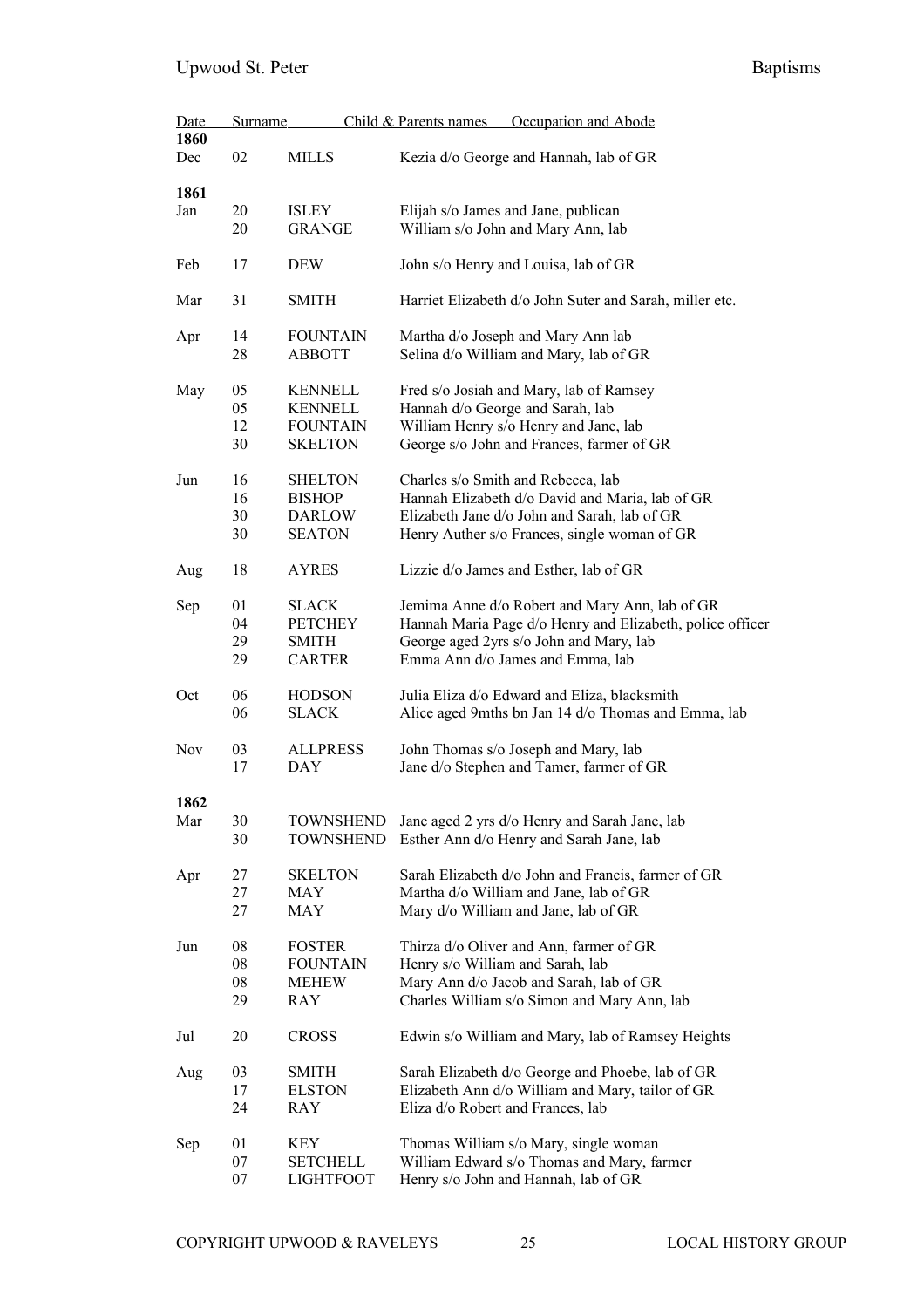| Date | | Surname | Child & Parents names Occupation and Abode |
|---|---|---|---|
| **1860** | | | |
| Dec | 02 | MILLS | Kezia d/o George and Hannah, lab of GR |
| **1861** | | | |
| Jan | 20 | ISLEY | Elijah s/o James and Jane, publican |
| | 20 | GRANGE | William s/o John and Mary Ann, lab |
| Feb | 17 | DEW | John s/o Henry and Louisa, lab of GR |
| Mar | 31 | SMITH | Harriet Elizabeth d/o John Suter and Sarah, miller etc. |
| Apr | 14 | FOUNTAIN | Martha d/o Joseph and Mary Ann lab |
| | 28 | ABBOTT | Selina d/o William and Mary, lab of GR |
| May | 05 | KENNELL | Fred s/o Josiah and Mary, lab of Ramsey |
| | 05 | KENNELL | Hannah d/o George and Sarah, lab |
| | 12 | FOUNTAIN | William Henry s/o Henry and Jane, lab |
| | 30 | SKELTON | George s/o John and Frances, farmer of GR |
| Jun | 16 | SHELTON | Charles s/o Smith and Rebecca, lab |
| | 16 | BISHOP | Hannah Elizabeth d/o David and Maria, lab of GR |
| | 30 | DARLOW | Elizabeth Jane d/o John and Sarah, lab of GR |
| | 30 | SEATON | Henry Auther s/o Frances, single woman of GR |
| Aug | 18 | AYRES | Lizzie d/o James and Esther, lab of GR |
| Sep | 01 | SLACK | Jemima Anne d/o Robert and Mary Ann, lab of GR |
| | 04 | PETCHEY | Hannah Maria Page d/o Henry and Elizabeth, police officer |
| | 29 | SMITH | George aged 2yrs s/o John and Mary, lab |
| | 29 | CARTER | Emma Ann d/o James and Emma, lab |
| Oct | 06 | HODSON | Julia Eliza d/o Edward and Eliza, blacksmith |
| | 06 | SLACK | Alice aged 9mths bn Jan 14 d/o Thomas and Emma, lab |
| Nov | 03 | ALLPRESS | John Thomas s/o Joseph and Mary, lab |
| | 17 | DAY | Jane d/o Stephen and Tamer, farmer of GR |
| **1862** | | | |
| Mar | 30 | TOWNSHEND | Jane aged 2 yrs d/o Henry and Sarah Jane, lab |
| | 30 | TOWNSHEND | Esther Ann d/o Henry and Sarah Jane, lab |
| Apr | 27 | SKELTON | Sarah Elizabeth d/o John and Francis, farmer of GR |
| | 27 | MAY | Martha d/o William and Jane, lab of GR |
| | 27 | MAY | Mary d/o William and Jane, lab of GR |
| Jun | 08 | FOSTER | Thirza d/o Oliver and Ann, farmer of GR |
| | 08 | FOUNTAIN | Henry s/o William and Sarah, lab |
| | 08 | MEHEW | Mary Ann d/o Jacob and Sarah, lab of GR |
| | 29 | RAY | Charles William s/o Simon and Mary Ann, lab |
| Jul | 20 | CROSS | Edwin s/o William and Mary, lab of Ramsey Heights |
| Aug | 03 | SMITH | Sarah Elizabeth d/o George and Phoebe, lab of GR |
| | 17 | ELSTON | Elizabeth Ann d/o William and Mary, tailor of GR |
| | 24 | RAY | Eliza d/o Robert and Frances, lab |
| Sep | 01 | KEY | Thomas William s/o Mary, single woman |
| | 07 | SETCHELL | William Edward s/o Thomas and Mary, farmer |
| | 07 | LIGHTFOOT | Henry s/o John and Hannah, lab of GR |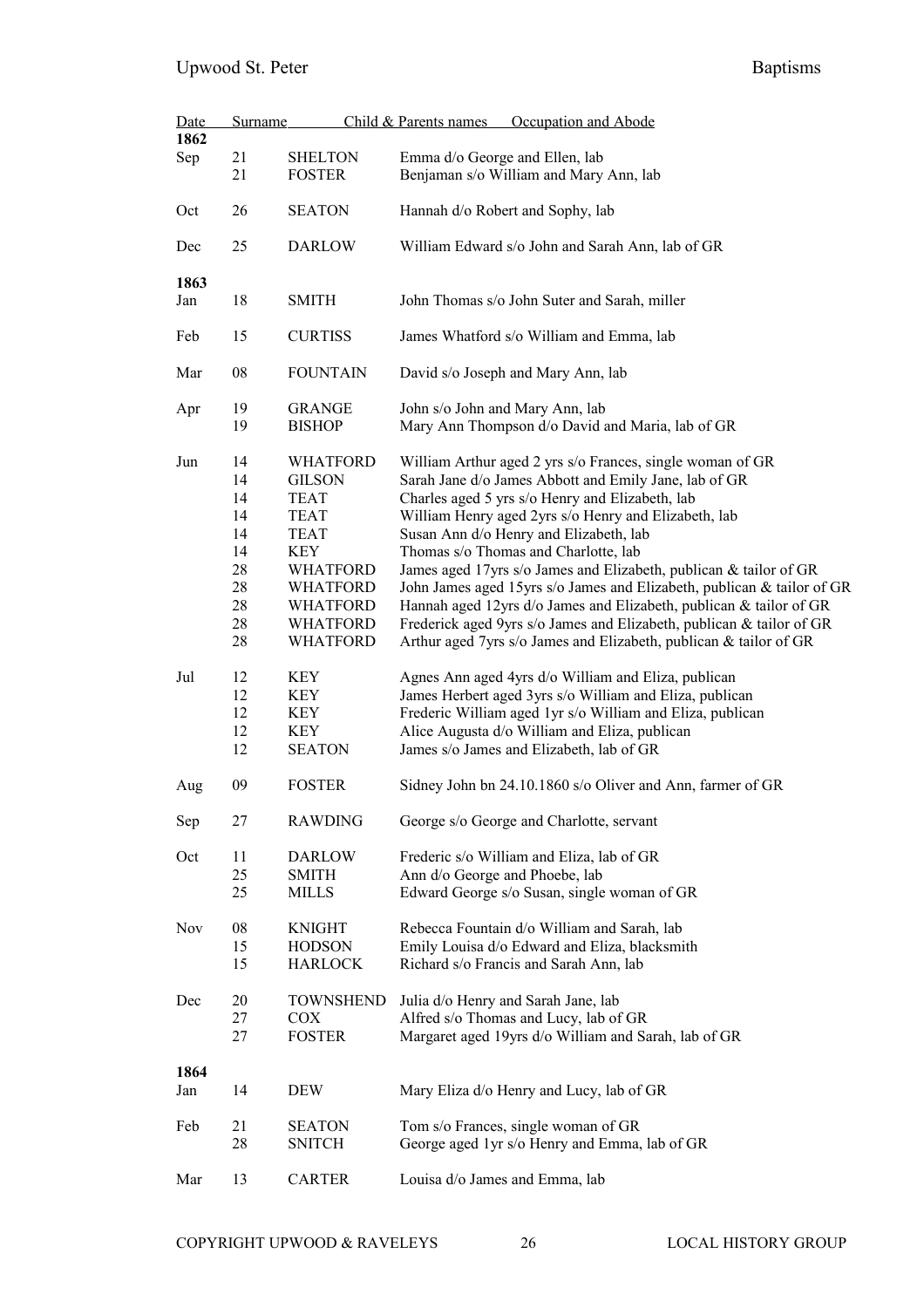| Date | | Surname | Child & Parents names Occupation and Abode |
|---|---|---|---|
| **1862** | | | |
| Sep | 21 | SHELTON | Emma d/o George and Ellen, lab |
| | 21 | FOSTER | Benjaman s/o William and Mary Ann, lab |
| Oct | 26 | SEATON | Hannah d/o Robert and Sophy, lab |
| Dec | 25 | DARLOW | William Edward s/o John and Sarah Ann, lab of GR |
| **1863** | | | |
| Jan | 18 | SMITH | John Thomas s/o John Suter and Sarah, miller |
| Feb | 15 | CURTISS | James Whatford s/o William and Emma, lab |
| Mar | 08 | FOUNTAIN | David s/o Joseph and Mary Ann, lab |
| Apr | 19 | GRANGE | John s/o John and Mary Ann, lab |
| | 19 | BISHOP | Mary Ann Thompson d/o David and Maria, lab of GR |
| Jun | 14 | WHATFORD | William Arthur aged 2 yrs s/o Frances, single woman of GR |
| | 14 | GILSON | Sarah Jane d/o James Abbott and Emily Jane, lab of GR |
| | 14 | TEAT | Charles aged 5 yrs s/o Henry and Elizabeth, lab |
| | 14 | TEAT | William Henry aged 2yrs s/o Henry and Elizabeth, lab |
| | 14 | TEAT | Susan Ann d/o Henry and Elizabeth, lab |
| | 14 | KEY | Thomas s/o Thomas and Charlotte, lab |
| | 28 | WHATFORD | James aged 17yrs s/o James and Elizabeth, publican & tailor of GR |
| | 28 | WHATFORD | John James aged 15yrs s/o James and Elizabeth, publican & tailor of GR |
| | 28 | WHATFORD | Hannah aged 12yrs d/o James and Elizabeth, publican & tailor of GR |
| | 28 | WHATFORD | Frederick aged 9yrs s/o James and Elizabeth, publican & tailor of GR |
| | 28 | WHATFORD | Arthur aged 7yrs s/o James and Elizabeth, publican & tailor of GR |
| Jul | 12 | KEY | Agnes Ann aged 4yrs d/o William and Eliza, publican |
| | 12 | KEY | James Herbert aged 3yrs s/o William and Eliza, publican |
| | 12 | KEY | Frederic William aged 1yr s/o William and Eliza, publican |
| | 12 | KEY | Alice Augusta d/o William and Eliza, publican |
| | 12 | SEATON | James s/o James and Elizabeth, lab of GR |
| Aug | 09 | FOSTER | Sidney John bn 24.10.1860 s/o Oliver and Ann, farmer of GR |
| Sep | 27 | RAWDING | George s/o George and Charlotte, servant |
| Oct | 11 | DARLOW | Frederic s/o William and Eliza, lab of GR |
| | 25 | SMITH | Ann d/o George and Phoebe, lab |
| | 25 | MILLS | Edward George s/o Susan, single woman of GR |
| Nov | 08 | KNIGHT | Rebecca Fountain d/o William and Sarah, lab |
| | 15 | HODSON | Emily Louisa d/o Edward and Eliza, blacksmith |
| | 15 | HARLOCK | Richard s/o Francis and Sarah Ann, lab |
| Dec | 20 | TOWNSHEND | Julia d/o Henry and Sarah Jane, lab |
| | 27 | COX | Alfred s/o Thomas and Lucy, lab of GR |
| | 27 | FOSTER | Margaret aged 19yrs d/o William and Sarah, lab of GR |
| **1864** | | | |
| Jan | 14 | DEW | Mary Eliza d/o Henry and Lucy, lab of GR |
| Feb | 21 | SEATON | Tom s/o Frances, single woman of GR |
| | 28 | SNITCH | George aged 1yr s/o Henry and Emma, lab of GR |
| Mar | 13 | CARTER | Louisa d/o James and Emma, lab |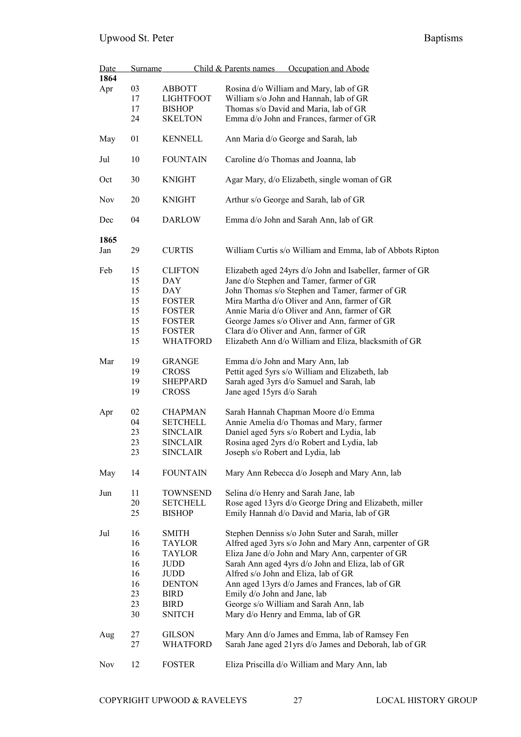| Date | Surname | | Child & Parents names     Occupation and Abode |
|---|---|---|---|
| **1864** | | | |
| Apr | 03 | ABBOTT | Rosina d/o William and Mary, lab of GR |
| | 17 | LIGHTFOOT | William s/o John and Hannah, lab of GR |
| | 17 | BISHOP | Thomas s/o David and Maria, lab of GR |
| | 24 | SKELTON | Emma d/o John and Frances, farmer of GR |
| May | 01 | KENNELL | Ann Maria d/o George and Sarah, lab |
| Jul | 10 | FOUNTAIN | Caroline d/o Thomas and Joanna, lab |
| Oct | 30 | KNIGHT | Agar Mary, d/o Elizabeth, single woman of GR |
| Nov | 20 | KNIGHT | Arthur s/o George and Sarah, lab of GR |
| Dec | 04 | DARLOW | Emma d/o John and Sarah Ann, lab of GR |
| **1865** | | | |
| Jan | 29 | CURTIS | William Curtis s/o William and Emma, lab of Abbots Ripton |
| Feb | 15 | CLIFTON | Elizabeth aged 24yrs d/o John and Isabeller, farmer of GR |
| | 15 | DAY | Jane d/o Stephen and Tamer, farmer of GR |
| | 15 | DAY | John Thomas s/o Stephen and Tamer, farmer of GR |
| | 15 | FOSTER | Mira Martha d/o Oliver and Ann, farmer of GR |
| | 15 | FOSTER | Annie Maria d/o Oliver and Ann, farmer of GR |
| | 15 | FOSTER | George James s/o Oliver and Ann, farmer of GR |
| | 15 | FOSTER | Clara d/o Oliver and Ann, farmer of GR |
| | 15 | WHATFORD | Elizabeth Ann d/o William and Eliza, blacksmith of GR |
| Mar | 19 | GRANGE | Emma d/o John and Mary Ann, lab |
| | 19 | CROSS | Pettit aged 5yrs s/o William and Elizabeth, lab |
| | 19 | SHEPPARD | Sarah aged 3yrs d/o Samuel and Sarah, lab |
| | 19 | CROSS | Jane aged 15yrs d/o Sarah |
| Apr | 02 | CHAPMAN | Sarah Hannah Chapman Moore d/o Emma |
| | 04 | SETCHELL | Annie Amelia d/o Thomas and Mary, farmer |
| | 23 | SINCLAIR | Daniel aged 5yrs s/o Robert and Lydia, lab |
| | 23 | SINCLAIR | Rosina aged 2yrs d/o Robert and Lydia, lab |
| | 23 | SINCLAIR | Joseph s/o Robert and Lydia, lab |
| May | 14 | FOUNTAIN | Mary Ann Rebecca d/o Joseph and Mary Ann, lab |
| Jun | 11 | TOWNSEND | Selina d/o Henry and Sarah Jane, lab |
| | 20 | SETCHELL | Rose aged 13yrs d/o George Dring and Elizabeth, miller |
| | 25 | BISHOP | Emily Hannah d/o David and Maria, lab of GR |
| Jul | 16 | SMITH | Stephen Denniss s/o John Suter and Sarah, miller |
| | 16 | TAYLOR | Alfred aged 3yrs s/o John and Mary Ann, carpenter of GR |
| | 16 | TAYLOR | Eliza Jane d/o John and Mary Ann, carpenter of GR |
| | 16 | JUDD | Sarah Ann aged 4yrs d/o John and Eliza, lab of GR |
| | 16 | JUDD | Alfred s/o John and Eliza, lab of GR |
| | 16 | DENTON | Ann aged 13yrs d/o James and Frances, lab of GR |
| | 23 | BIRD | Emily d/o John and Jane, lab |
| | 23 | BIRD | George s/o William and Sarah Ann, lab |
| | 30 | SNITCH | Mary d/o Henry and Emma, lab of GR |
| Aug | 27 | GILSON | Mary Ann d/o James and Emma, lab of Ramsey Fen |
| | 27 | WHATFORD | Sarah Jane aged 21yrs d/o James and Deborah, lab of GR |
| Nov | 12 | FOSTER | Eliza Priscilla d/o William and Mary Ann, lab |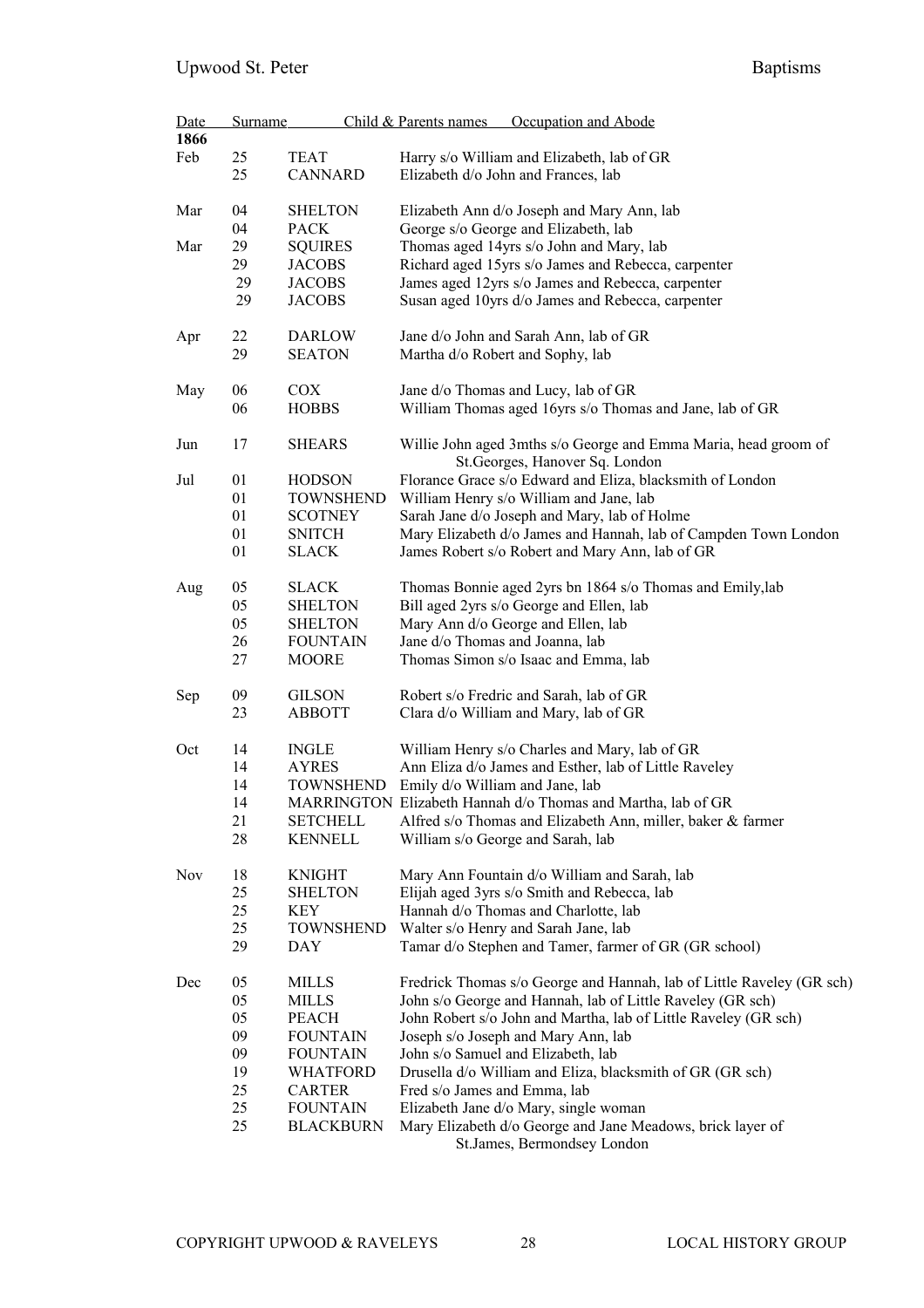| Date | | Surname | Child & Parents names Occupation and Abode |
|---|---|---|---|
| **1866** | | | |
| Feb | 25 | TEAT | Harry s/o William and Elizabeth, lab of GR |
| | 25 | CANNARD | Elizabeth d/o John and Frances, lab |
| Mar | 04 | SHELTON | Elizabeth Ann d/o Joseph and Mary Ann, lab |
| | 04 | PACK | George s/o George and Elizabeth, lab |
| Mar | 29 | SQUIRES | Thomas aged 14yrs s/o John and Mary, lab |
| | 29 | JACOBS | Richard aged 15yrs s/o James and Rebecca, carpenter |
| | 29 | JACOBS | James aged 12yrs s/o James and Rebecca, carpenter |
| | 29 | JACOBS | Susan aged 10yrs d/o James and Rebecca, carpenter |
| Apr | 22 | DARLOW | Jane d/o John and Sarah Ann, lab of GR |
| | 29 | SEATON | Martha d/o Robert and Sophy, lab |
| May | 06 | COX | Jane d/o Thomas and Lucy, lab of GR |
| | 06 | HOBBS | William Thomas aged 16yrs s/o Thomas and Jane, lab of GR |
| Jun | 17 | SHEARS | Willie John aged 3mths s/o George and Emma Maria, head groom of St.Georges, Hanover Sq. London |
| Jul | 01 | HODSON | Florance Grace s/o Edward and Eliza, blacksmith of London |
| | 01 | TOWNSHEND | William Henry s/o William and Jane, lab |
| | 01 | SCOTNEY | Sarah Jane d/o Joseph and Mary, lab of Holme |
| | 01 | SNITCH | Mary Elizabeth d/o James and Hannah, lab of Campden Town London |
| | 01 | SLACK | James Robert s/o Robert and Mary Ann, lab of GR |
| Aug | 05 | SLACK | Thomas Bonnie aged 2yrs bn 1864 s/o Thomas and Emily,lab |
| | 05 | SHELTON | Bill aged 2yrs s/o George and Ellen, lab |
| | 05 | SHELTON | Mary Ann d/o George and Ellen, lab |
| | 26 | FOUNTAIN | Jane d/o Thomas and Joanna, lab |
| | 27 | MOORE | Thomas Simon s/o Isaac and Emma, lab |
| Sep | 09 | GILSON | Robert s/o Fredric and Sarah, lab of GR |
| | 23 | ABBOTT | Clara d/o William and Mary, lab of GR |
| Oct | 14 | INGLE | William Henry s/o Charles and Mary, lab of GR |
| | 14 | AYRES | Ann Eliza d/o James and Esther, lab of Little Raveley |
| | 14 | TOWNSHEND | Emily d/o William and Jane, lab |
| | 14 | MARRINGTON | Elizabeth Hannah d/o Thomas and Martha, lab of GR |
| | 21 | SETCHELL | Alfred s/o Thomas and Elizabeth Ann, miller, baker & farmer |
| | 28 | KENNELL | William s/o George and Sarah, lab |
| Nov | 18 | KNIGHT | Mary Ann Fountain d/o William and Sarah, lab |
| | 25 | SHELTON | Elijah aged 3yrs s/o Smith and Rebecca, lab |
| | 25 | KEY | Hannah d/o Thomas and Charlotte, lab |
| | 25 | TOWNSHEND | Walter s/o Henry and Sarah Jane, lab |
| | 29 | DAY | Tamar d/o Stephen and Tamer, farmer of GR (GR school) |
| Dec | 05 | MILLS | Fredrick Thomas s/o George and Hannah, lab of Little Raveley (GR sch) |
| | 05 | MILLS | John s/o George and Hannah, lab of Little Raveley (GR sch) |
| | 05 | PEACH | John Robert s/o John and Martha, lab of Little Raveley (GR sch) |
| | 09 | FOUNTAIN | Joseph s/o Joseph and Mary Ann, lab |
| | 09 | FOUNTAIN | John s/o Samuel and Elizabeth, lab |
| | 19 | WHATFORD | Drusella d/o William and Eliza, blacksmith of GR (GR sch) |
| | 25 | CARTER | Fred s/o James and Emma, lab |
| | 25 | FOUNTAIN | Elizabeth Jane d/o Mary, single woman |
| | 25 | BLACKBURN | Mary Elizabeth d/o George and Jane Meadows, brick layer of St.James, Bermondsey London |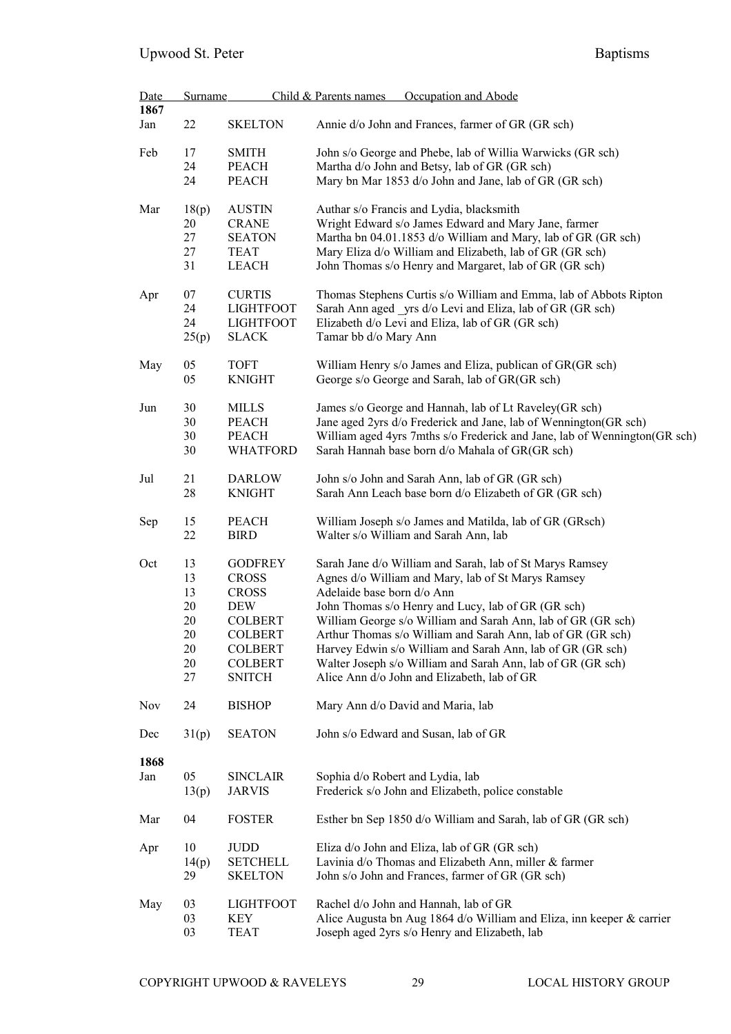| Date | | Surname | Child & Parents names Occupation and Abode |
|---|---|---|---|
| **1867** | | | |
| Jan | 22 | SKELTON | Annie d/o John and Frances, farmer of GR (GR sch) |
| Feb | 17 | SMITH | John s/o George and Phebe, lab of Willia Warwicks (GR sch) |
| | 24 | PEACH | Martha d/o John and Betsy, lab of GR (GR sch) |
| | 24 | PEACH | Mary bn Mar 1853 d/o John and Jane, lab of GR (GR sch) |
| Mar | 18(p) | AUSTIN | Authar s/o Francis and Lydia, blacksmith |
| | 20 | CRANE | Wright Edward s/o James Edward and Mary Jane, farmer |
| | 27 | SEATON | Martha bn 04.01.1853 d/o William and Mary, lab of GR (GR sch) |
| | 27 | TEAT | Mary Eliza d/o William and Elizabeth, lab of GR (GR sch) |
| | 31 | LEACH | John Thomas s/o Henry and Margaret, lab of GR (GR sch) |
| Apr | 07 | CURTIS | Thomas Stephens Curtis s/o William and Emma, lab of Abbots Ripton |
| | 24 | LIGHTFOOT | Sarah Ann aged _yrs d/o Levi and Eliza, lab of GR (GR sch) |
| | 24 | LIGHTFOOT | Elizabeth d/o Levi and Eliza, lab of GR (GR sch) |
| | 25(p) | SLACK | Tamar bb d/o Mary Ann |
| May | 05 | TOFT | William Henry s/o James and Eliza, publican of GR(GR sch) |
| | 05 | KNIGHT | George s/o George and Sarah, lab of GR(GR sch) |
| Jun | 30 | MILLS | James s/o George and Hannah, lab of Lt Raveley(GR sch) |
| | 30 | PEACH | Jane aged 2yrs d/o Frederick and Jane, lab of Wennington(GR sch) |
| | 30 | PEACH | William aged 4yrs 7mths s/o Frederick and Jane, lab of Wennington(GR sch) |
| | 30 | WHATFORD | Sarah Hannah base born d/o Mahala of GR(GR sch) |
| Jul | 21 | DARLOW | John s/o John and Sarah Ann, lab of GR (GR sch) |
| | 28 | KNIGHT | Sarah Ann Leach base born d/o Elizabeth of GR (GR sch) |
| Sep | 15 | PEACH | William Joseph s/o James and Matilda, lab of GR (GRsch) |
| | 22 | BIRD | Walter s/o William and Sarah Ann, lab |
| Oct | 13 | GODFREY | Sarah Jane d/o William and Sarah, lab of St Marys Ramsey |
| | 13 | CROSS | Agnes d/o William and Mary, lab of St Marys Ramsey |
| | 13 | CROSS | Adelaide base born d/o Ann |
| | 20 | DEW | John Thomas s/o Henry and Lucy, lab of GR (GR sch) |
| | 20 | COLBERT | William George s/o William and Sarah Ann, lab of GR (GR sch) |
| | 20 | COLBERT | Arthur Thomas s/o William and Sarah Ann, lab of GR (GR sch) |
| | 20 | COLBERT | Harvey Edwin s/o William and Sarah Ann, lab of GR (GR sch) |
| | 20 | COLBERT | Walter Joseph s/o William and Sarah Ann, lab of GR (GR sch) |
| | 27 | SNITCH | Alice Ann d/o John and Elizabeth, lab of GR |
| Nov | 24 | BISHOP | Mary Ann d/o David and Maria, lab |
| Dec | 31(p) | SEATON | John s/o Edward and Susan, lab of GR |
| **1868** | | | |
| Jan | 05 | SINCLAIR | Sophia d/o Robert and Lydia, lab |
| | 13(p) | JARVIS | Frederick s/o John and Elizabeth, police constable |
| Mar | 04 | FOSTER | Esther bn Sep 1850 d/o William and Sarah, lab of GR (GR sch) |
| Apr | 10 | JUDD | Eliza d/o John and Eliza, lab of GR (GR sch) |
| | 14(p) | SETCHELL | Lavinia d/o Thomas and Elizabeth Ann, miller & farmer |
| | 29 | SKELTON | John s/o John and Frances, farmer of GR (GR sch) |
| May | 03 | LIGHTFOOT | Rachel d/o John and Hannah, lab of GR |
| | 03 | KEY | Alice Augusta bn Aug 1864 d/o William and Eliza, inn keeper & carrier |
| | 03 | TEAT | Joseph aged 2yrs s/o Henry and Elizabeth, lab |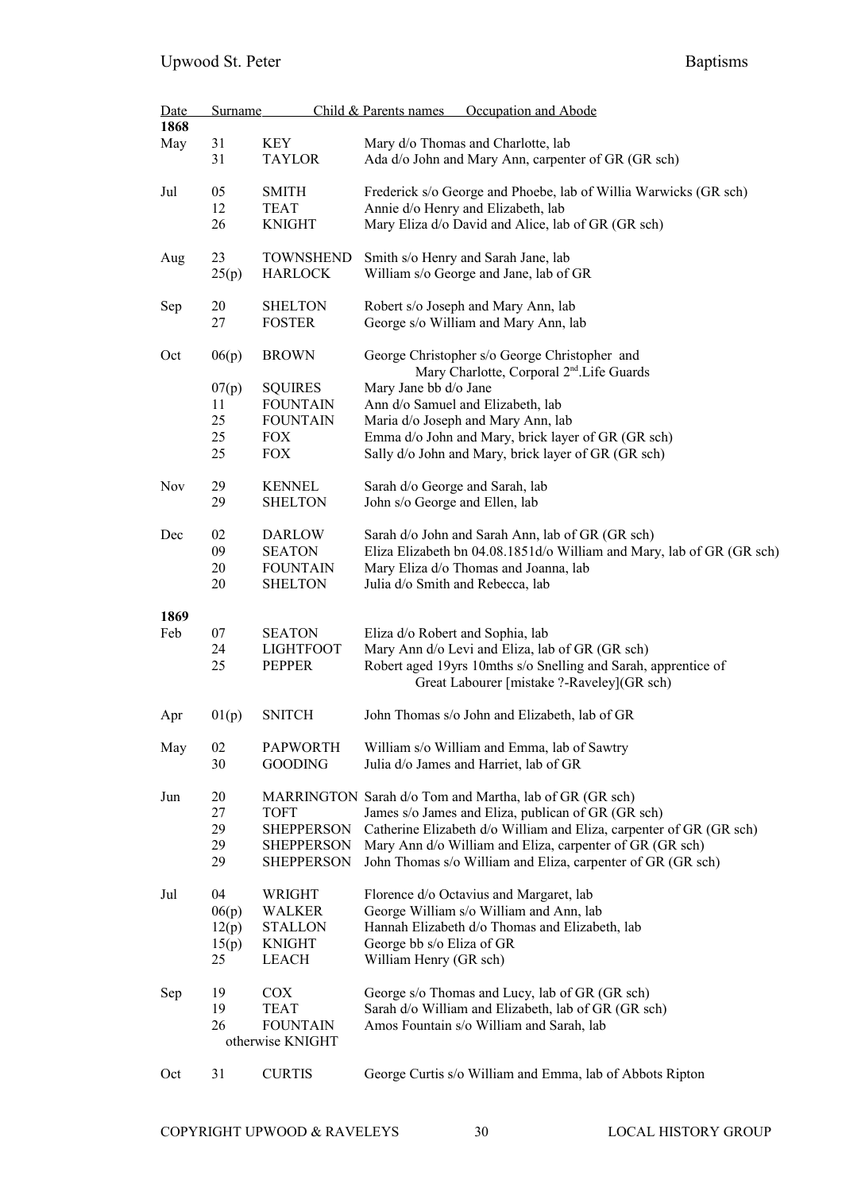| Date | | Surname | Child & Parents names Occupation and Abode |
|---|---|---|---|
| **1868** | | | |
| May | 31 | KEY | Mary d/o Thomas and Charlotte, lab |
| | 31 | TAYLOR | Ada d/o John and Mary Ann, carpenter of GR (GR sch) |
| Jul | 05 | SMITH | Frederick s/o George and Phoebe, lab of Willia Warwicks (GR sch) |
| | 12 | TEAT | Annie d/o Henry and Elizabeth, lab |
| | 26 | KNIGHT | Mary Eliza d/o David and Alice, lab of GR (GR sch) |
| Aug | 23 | TOWNSHEND | Smith s/o Henry and Sarah Jane, lab |
| | 25(p) | HARLOCK | William s/o George and Jane, lab of GR |
| Sep | 20 | SHELTON | Robert s/o Joseph and Mary Ann, lab |
| | 27 | FOSTER | George s/o William and Mary Ann, lab |
| Oct | 06(p) | BROWN | George Christopher s/o George Christopher and Mary Charlotte, Corporal 2nd.Life Guards |
| | 07(p) | SQUIRES | Mary Jane bb d/o Jane |
| | 11 | FOUNTAIN | Ann d/o Samuel and Elizabeth, lab |
| | 25 | FOUNTAIN | Maria d/o Joseph and Mary Ann, lab |
| | 25 | FOX | Emma d/o John and Mary, brick layer of GR (GR sch) |
| | 25 | FOX | Sally d/o John and Mary, brick layer of GR (GR sch) |
| Nov | 29 | KENNEL | Sarah d/o George and Sarah, lab |
| | 29 | SHELTON | John s/o George and Ellen, lab |
| Dec | 02 | DARLOW | Sarah d/o John and Sarah Ann, lab of GR (GR sch) |
| | 09 | SEATON | Eliza Elizabeth bn 04.08.1851d/o William and Mary, lab of GR (GR sch) |
| | 20 | FOUNTAIN | Mary Eliza d/o Thomas and Joanna, lab |
| | 20 | SHELTON | Julia d/o Smith and Rebecca, lab |
| **1869** | | | |
| Feb | 07 | SEATON | Eliza d/o Robert and Sophia, lab |
| | 24 | LIGHTFOOT | Mary Ann d/o Levi and Eliza, lab of GR (GR sch) |
| | 25 | PEPPER | Robert aged 19yrs 10mths s/o Snelling and Sarah, apprentice of Great Labourer [mistake ?-Raveley](GR sch) |
| Apr | 01(p) | SNITCH | John Thomas s/o John and Elizabeth, lab of GR |
| May | 02 | PAPWORTH | William s/o William and Emma, lab of Sawtry |
| | 30 | GOODING | Julia d/o James and Harriet, lab of GR |
| Jun | 20 | MARRINGTON | Sarah d/o Tom and Martha, lab of GR (GR sch) |
| | 27 | TOFT | James s/o James and Eliza, publican of GR (GR sch) |
| | 29 | SHEPPERSON | Catherine Elizabeth d/o William and Eliza, carpenter of GR (GR sch) |
| | 29 | SHEPPERSON | Mary Ann d/o William and Eliza, carpenter of GR (GR sch) |
| | 29 | SHEPPERSON | John Thomas s/o William and Eliza, carpenter of GR (GR sch) |
| Jul | 04 | WRIGHT | Florence d/o Octavius and Margaret, lab |
| | 06(p) | WALKER | George William s/o William and Ann, lab |
| | 12(p) | STALLON | Hannah Elizabeth d/o Thomas and Elizabeth, lab |
| | 15(p) | KNIGHT | George bb s/o Eliza of GR |
| | 25 | LEACH | William Henry (GR sch) |
| Sep | 19 | COX | George s/o Thomas and Lucy, lab of GR (GR sch) |
| | 19 | TEAT | Sarah d/o William and Elizabeth, lab of GR (GR sch) |
| | 26 | FOUNTAIN otherwise KNIGHT | Amos Fountain s/o William and Sarah, lab |
| Oct | 31 | CURTIS | George Curtis s/o William and Emma, lab of Abbots Ripton |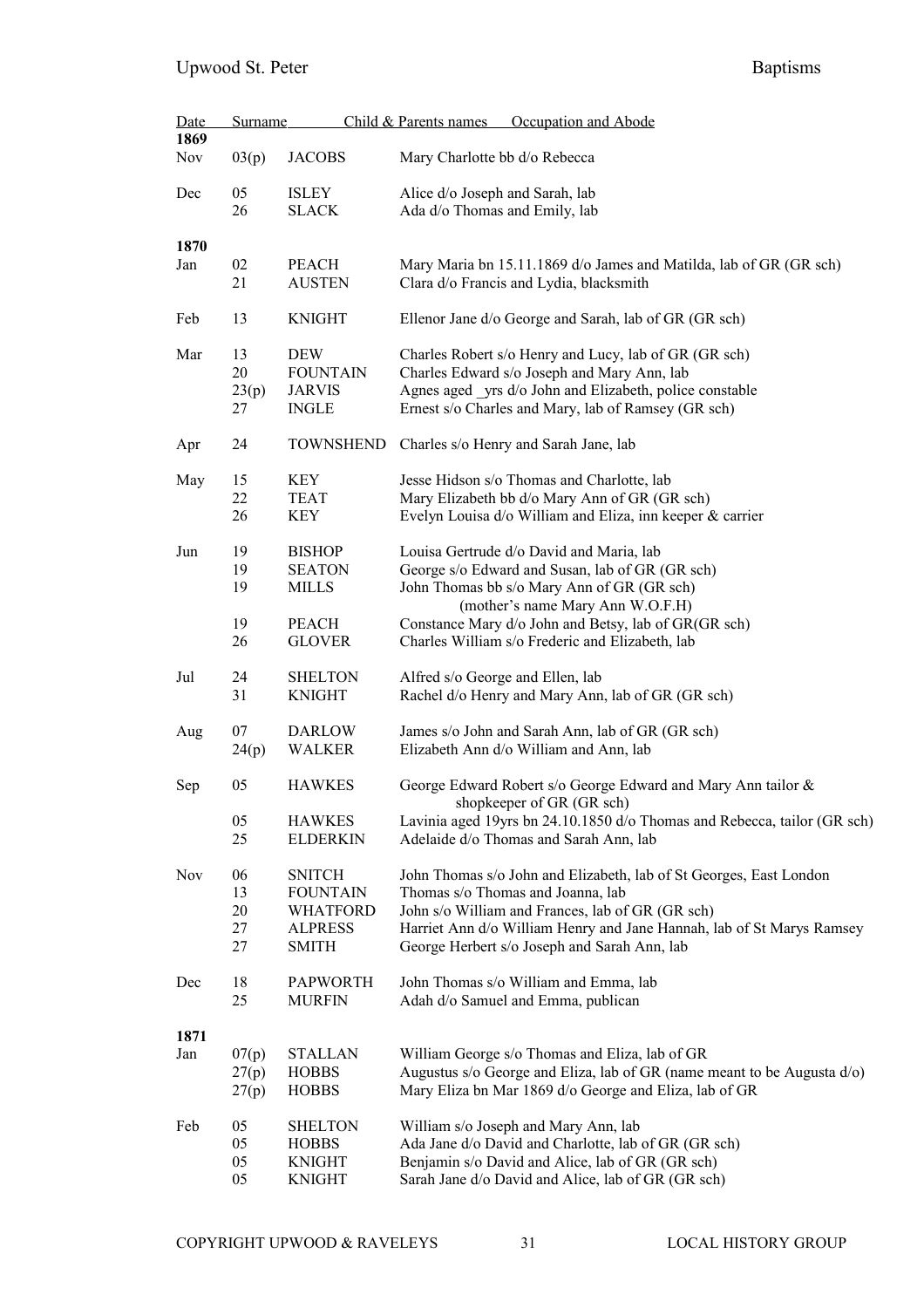| Date | Surname | | Child & Parents names Occupation and Abode |
|---|---|---|---|
| **1869** | | | |
| Nov | 03(p) | JACOBS | Mary Charlotte bb d/o Rebecca |
| Dec | 05 | ISLEY | Alice d/o Joseph and Sarah, lab |
| | 26 | SLACK | Ada d/o Thomas and Emily, lab |
| **1870** | | | |
| Jan | 02 | PEACH | Mary Maria bn 15.11.1869 d/o James and Matilda, lab of GR (GR sch) |
| | 21 | AUSTEN | Clara d/o Francis and Lydia, blacksmith |
| Feb | 13 | KNIGHT | Ellenor Jane d/o George and Sarah, lab of GR (GR sch) |
| Mar | 13 | DEW | Charles Robert s/o Henry and Lucy, lab of GR (GR sch) |
| | 20 | FOUNTAIN | Charles Edward s/o Joseph and Mary Ann, lab |
| | 23(p) | JARVIS | Agnes aged _yrs d/o John and Elizabeth, police constable |
| | 27 | INGLE | Ernest s/o Charles and Mary, lab of Ramsey (GR sch) |
| Apr | 24 | TOWNSHEND | Charles s/o Henry and Sarah Jane, lab |
| May | 15 | KEY | Jesse Hidson s/o Thomas and Charlotte, lab |
| | 22 | TEAT | Mary Elizabeth bb d/o Mary Ann of GR (GR sch) |
| | 26 | KEY | Evelyn Louisa d/o William and Eliza, inn keeper & carrier |
| Jun | 19 | BISHOP | Louisa Gertrude d/o David and Maria, lab |
| | 19 | SEATON | George s/o Edward and Susan, lab of GR (GR sch) |
| | 19 | MILLS | John Thomas bb s/o Mary Ann of GR (GR sch) (mother's name Mary Ann W.O.F.H) |
| | 19 | PEACH | Constance Mary d/o John and Betsy, lab of GR(GR sch) |
| | 26 | GLOVER | Charles William s/o Frederic and Elizabeth, lab |
| Jul | 24 | SHELTON | Alfred s/o George and Ellen, lab |
| | 31 | KNIGHT | Rachel d/o Henry and Mary Ann, lab of GR (GR sch) |
| Aug | 07 | DARLOW | James s/o John and Sarah Ann, lab of GR (GR sch) |
| | 24(p) | WALKER | Elizabeth Ann d/o William and Ann, lab |
| Sep | 05 | HAWKES | George Edward Robert s/o George Edward and Mary Ann tailor & shopkeeper of GR (GR sch) |
| | 05 | HAWKES | Lavinia aged 19yrs bn 24.10.1850 d/o Thomas and Rebecca, tailor (GR sch) |
| | 25 | ELDERKIN | Adelaide d/o Thomas and Sarah Ann, lab |
| Nov | 06 | SNITCH | John Thomas s/o John and Elizabeth, lab of St Georges, East London |
| | 13 | FOUNTAIN | Thomas s/o Thomas and Joanna, lab |
| | 20 | WHATFORD | John s/o William and Frances, lab of GR (GR sch) |
| | 27 | ALPRESS | Harriet Ann d/o William Henry and Jane Hannah, lab of St Marys Ramsey |
| | 27 | SMITH | George Herbert s/o Joseph and Sarah Ann, lab |
| Dec | 18 | PAPWORTH | John Thomas s/o William and Emma, lab |
| | 25 | MURFIN | Adah d/o Samuel and Emma, publican |
| **1871** | | | |
| Jan | 07(p) | STALLAN | William George s/o Thomas and Eliza, lab of GR |
| | 27(p) | HOBBS | Augustus s/o George and Eliza, lab of GR (name meant to be Augusta d/o) |
| | 27(p) | HOBBS | Mary Eliza bn Mar 1869 d/o George and Eliza, lab of GR |
| Feb | 05 | SHELTON | William s/o Joseph and Mary Ann, lab |
| | 05 | HOBBS | Ada Jane d/o David and Charlotte, lab of GR (GR sch) |
| | 05 | KNIGHT | Benjamin s/o David and Alice, lab of GR (GR sch) |
| | 05 | KNIGHT | Sarah Jane d/o David and Alice, lab of GR (GR sch) |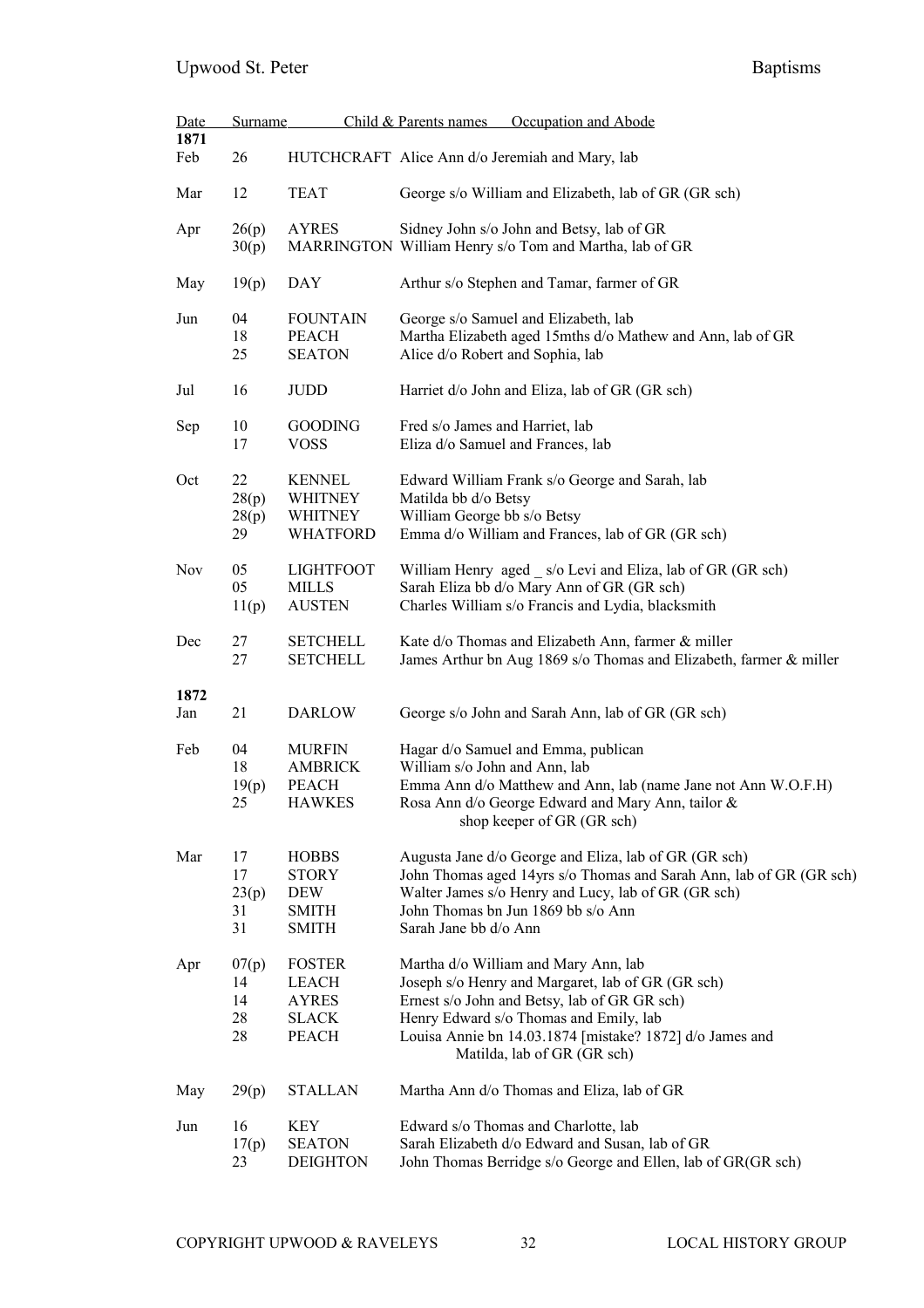| Date | | Surname | Child & Parents names Occupation and Abode |
|---|---|---|---|
| **1871** | | | |
| Feb | 26 | HUTCHCRAFT | Alice Ann d/o Jeremiah and Mary, lab |
| Mar | 12 | TEAT | George s/o William and Elizabeth, lab of GR (GR sch) |
| Apr | 26(p) | AYRES | Sidney John s/o John and Betsy, lab of GR |
| | 30(p) | MARRINGTON | William Henry s/o Tom and Martha, lab of GR |
| May | 19(p) | DAY | Arthur s/o Stephen and Tamar, farmer of GR |
| Jun | 04 | FOUNTAIN | George s/o Samuel and Elizabeth, lab |
| | 18 | PEACH | Martha Elizabeth aged 15mths d/o Mathew and Ann, lab of GR |
| | 25 | SEATON | Alice d/o Robert and Sophia, lab |
| Jul | 16 | JUDD | Harriet d/o John and Eliza, lab of GR (GR sch) |
| Sep | 10 | GOODING | Fred s/o James and Harriet, lab |
| | 17 | VOSS | Eliza d/o Samuel and Frances, lab |
| Oct | 22 | KENNEL | Edward William Frank s/o George and Sarah, lab |
| | 28(p) | WHITNEY | Matilda bb d/o Betsy |
| | 28(p) | WHITNEY | William George bb s/o Betsy |
| | 29 | WHATFORD | Emma d/o William and Frances, lab of GR (GR sch) |
| Nov | 05 | LIGHTFOOT | William Henry aged _ s/o Levi and Eliza, lab of GR (GR sch) |
| | 05 | MILLS | Sarah Eliza bb d/o Mary Ann of GR (GR sch) |
| | 11(p) | AUSTEN | Charles William s/o Francis and Lydia, blacksmith |
| Dec | 27 | SETCHELL | Kate d/o Thomas and Elizabeth Ann, farmer & miller |
| | 27 | SETCHELL | James Arthur bn Aug 1869 s/o Thomas and Elizabeth, farmer & miller |
| **1872** | | | |
| Jan | 21 | DARLOW | George s/o John and Sarah Ann, lab of GR (GR sch) |
| Feb | 04 | MURFIN | Hagar d/o Samuel and Emma, publican |
| | 18 | AMBRICK | William s/o John and Ann, lab |
| | 19(p) | PEACH | Emma Ann d/o Matthew and Ann, lab (name Jane not Ann W.O.F.H) |
| | 25 | HAWKES | Rosa Ann d/o George Edward and Mary Ann, tailor & shop keeper of GR (GR sch) |
| Mar | 17 | HOBBS | Augusta Jane d/o George and Eliza, lab of GR (GR sch) |
| | 17 | STORY | John Thomas aged 14yrs s/o Thomas and Sarah Ann, lab of GR (GR sch) |
| | 23(p) | DEW | Walter James s/o Henry and Lucy, lab of GR (GR sch) |
| | 31 | SMITH | John Thomas bn Jun 1869 bb s/o Ann |
| | 31 | SMITH | Sarah Jane bb d/o Ann |
| Apr | 07(p) | FOSTER | Martha d/o William and Mary Ann, lab |
| | 14 | LEACH | Joseph s/o Henry and Margaret, lab of GR (GR sch) |
| | 14 | AYRES | Ernest s/o John and Betsy, lab of GR GR sch) |
| | 28 | SLACK | Henry Edward s/o Thomas and Emily, lab |
| | 28 | PEACH | Louisa Annie bn 14.03.1874 [mistake? 1872] d/o James and Matilda, lab of GR (GR sch) |
| May | 29(p) | STALLAN | Martha Ann d/o Thomas and Eliza, lab of GR |
| Jun | 16 | KEY | Edward s/o Thomas and Charlotte, lab |
| | 17(p) | SEATON | Sarah Elizabeth d/o Edward and Susan, lab of GR |
| | 23 | DEIGHTON | John Thomas Berridge s/o George and Ellen, lab of GR(GR sch) |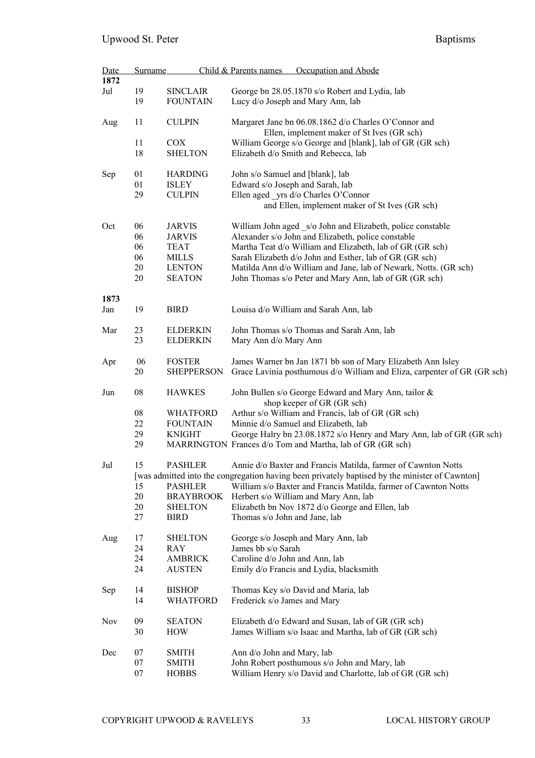| Date | | Surname | Child & Parents names Occupation and Abode |
|---|---|---|---|
| **1872** | | | |
| Jul | 19 | SINCLAIR | George bn 28.05.1870 s/o Robert and Lydia, lab |
| | 19 | FOUNTAIN | Lucy d/o Joseph and Mary Ann, lab |
| Aug | 11 | CULPIN | Margaret Jane bn 06.08.1862 d/o Charles O'Connor and Ellen, implement maker of St Ives (GR sch) |
| | 11 | COX | William George s/o George and [blank], lab of GR (GR sch) |
| | 18 | SHELTON | Elizabeth d/o Smith and Rebecca, lab |
| Sep | 01 | HARDING | John s/o Samuel and [blank], lab |
| | 01 | ISLEY | Edward s/o Joseph and Sarah, lab |
| | 29 | CULPIN | Ellen aged _yrs d/o Charles O'Connor and Ellen, implement maker of St Ives (GR sch) |
| Oct | 06 | JARVIS | William John aged _s/o John and Elizabeth, police constable |
| | 06 | JARVIS | Alexander s/o John and Elizabeth, police constable |
| | 06 | TEAT | Martha Teat d/o William and Elizabeth, lab of GR (GR sch) |
| | 06 | MILLS | Sarah Elizabeth d/o John and Esther, lab of GR (GR sch) |
| | 20 | LENTON | Matilda Ann d/o William and Jane, lab of Newark, Notts. (GR sch) |
| | 20 | SEATON | John Thomas s/o Peter and Mary Ann, lab of GR (GR sch) |
| **1873** | | | |
| Jan | 19 | BIRD | Louisa d/o William and Sarah Ann, lab |
| Mar | 23 | ELDERKIN | John Thomas s/o Thomas and Sarah Ann, lab |
| | 23 | ELDERKIN | Mary Ann d/o Mary Ann |
| Apr | 06 | FOSTER | James Warner bn Jan 1871 bb son of Mary Elizabeth Ann Isley |
| | 20 | SHEPPERSON | Grace Lavinia posthumous d/o William and Eliza, carpenter of GR (GR sch) |
| Jun | 08 | HAWKES | John Bullen s/o George Edward and Mary Ann, tailor & shop keeper of GR (GR sch) |
| | 08 | WHATFORD | Arthur s/o William and Francis, lab of GR (GR sch) |
| | 22 | FOUNTAIN | Minnie d/o Samuel and Elizabeth, lab |
| | 29 | KNIGHT | George Halry bn 23.08.1872 s/o Henry and Mary Ann, lab of GR (GR sch) |
| | 29 | MARRINGTON | Frances d/o Tom and Martha, lab of GR (GR sch) |
| Jul | 15 | PASHLER | Annie d/o Baxter and Francis Matilda, farmer of Cawnton Notts [was admitted into the congregation having been privately baptised by the minister of Cawnton] |
| | 15 | PASHLER | William s/o Baxter and Francis Matilda, farmer of Cawnton Notts |
| | 20 | BRAYBROOK | Herbert s/o William and Mary Ann, lab |
| | 20 | SHELTON | Elizabeth bn Nov 1872 d/o George and Ellen, lab |
| | 27 | BIRD | Thomas s/o John and Jane, lab |
| Aug | 17 | SHELTON | George s/o Joseph and Mary Ann, lab |
| | 24 | RAY | James bb s/o Sarah |
| | 24 | AMBRICK | Caroline d/o John and Ann, lab |
| | 24 | AUSTEN | Emily d/o Francis and Lydia, blacksmith |
| Sep | 14 | BISHOP | Thomas Key s/o David and Maria, lab |
| | 14 | WHATFORD | Frederick s/o James and Mary |
| Nov | 09 | SEATON | Elizabeth d/o Edward and Susan, lab of GR (GR sch) |
| | 30 | HOW | James William s/o Isaac and Martha, lab of GR (GR sch) |
| Dec | 07 | SMITH | Ann d/o John and Mary, lab |
| | 07 | SMITH | John Robert posthumous s/o John and Mary, lab |
| | 07 | HOBBS | William Henry s/o David and Charlotte, lab of GR (GR sch) |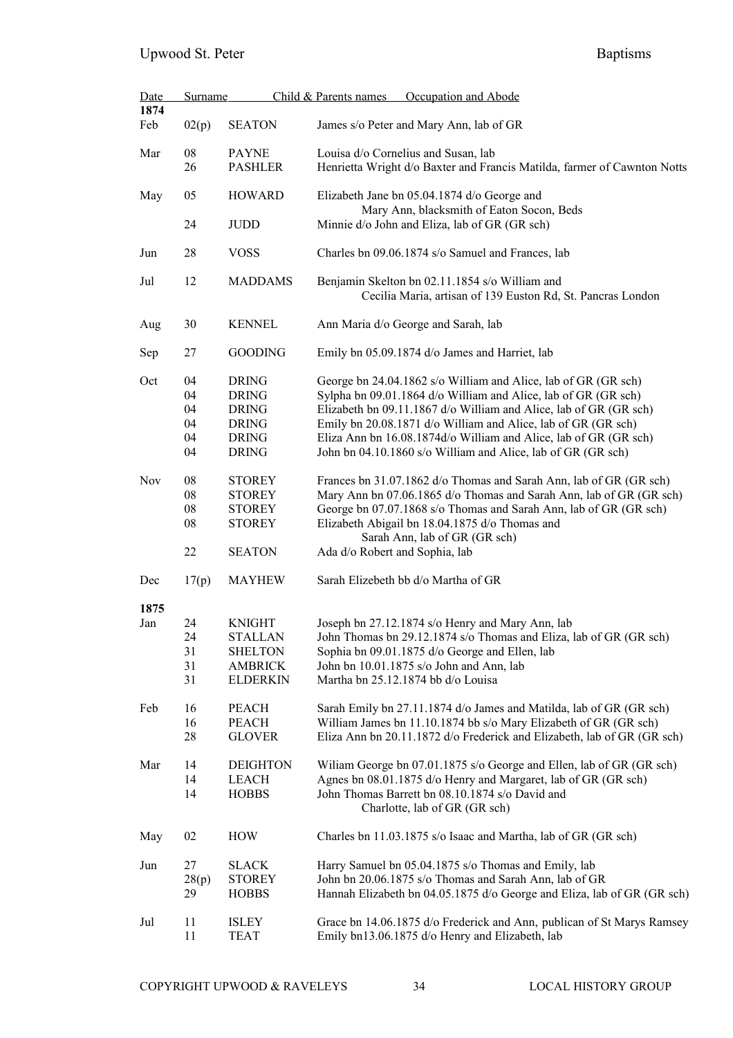| Date | | Surname | Child & Parents names Occupation and Abode |
|---|---|---|---|
| **1874** | | | |
| Feb | 02(p) | SEATON | James s/o Peter and Mary Ann, lab of GR |
| Mar | 08 | PAYNE | Louisa d/o Cornelius and Susan, lab |
| | 26 | PASHLER | Henrietta Wright d/o Baxter and Francis Matilda, farmer of Cawnton Notts |
| May | 05 | HOWARD | Elizabeth Jane bn 05.04.1874 d/o George and Mary Ann, blacksmith of Eaton Socon, Beds |
| | 24 | JUDD | Minnie d/o John and Eliza, lab of GR (GR sch) |
| Jun | 28 | VOSS | Charles bn 09.06.1874 s/o Samuel and Frances, lab |
| Jul | 12 | MADDAMS | Benjamin Skelton bn 02.11.1854 s/o William and Cecilia Maria, artisan of 139 Euston Rd, St. Pancras London |
| Aug | 30 | KENNEL | Ann Maria d/o George and Sarah, lab |
| Sep | 27 | GOODING | Emily bn 05.09.1874 d/o James and Harriet, lab |
| Oct | 04 | DRING | George bn 24.04.1862 s/o William and Alice, lab of GR (GR sch) |
| | 04 | DRING | Sylpha bn 09.01.1864 d/o William and Alice, lab of GR (GR sch) |
| | 04 | DRING | Elizabeth bn 09.11.1867 d/o William and Alice, lab of GR (GR sch) |
| | 04 | DRING | Emily bn 20.08.1871 d/o William and Alice, lab of GR (GR sch) |
| | 04 | DRING | Eliza Ann bn 16.08.1874d/o William and Alice, lab of GR (GR sch) |
| | 04 | DRING | John bn 04.10.1860 s/o William and Alice, lab of GR (GR sch) |
| Nov | 08 | STOREY | Frances bn 31.07.1862 d/o Thomas and Sarah Ann, lab of GR (GR sch) |
| | 08 | STOREY | Mary Ann bn 07.06.1865 d/o Thomas and Sarah Ann, lab of GR (GR sch) |
| | 08 | STOREY | George bn 07.07.1868 s/o Thomas and Sarah Ann, lab of GR (GR sch) |
| | 08 | STOREY | Elizabeth Abigail bn 18.04.1875 d/o Thomas and Sarah Ann, lab of GR (GR sch) |
| | 22 | SEATON | Ada d/o Robert and Sophia, lab |
| Dec | 17(p) | MAYHEW | Sarah Elizebeth bb d/o Martha of GR |
| **1875** | | | |
| Jan | 24 | KNIGHT | Joseph bn 27.12.1874 s/o Henry and Mary Ann, lab |
| | 24 | STALLAN | John Thomas bn 29.12.1874 s/o Thomas and Eliza, lab of GR (GR sch) |
| | 31 | SHELTON | Sophia bn 09.01.1875 d/o George and Ellen, lab |
| | 31 | AMBRICK | John bn 10.01.1875 s/o John and Ann, lab |
| | 31 | ELDERKIN | Martha bn 25.12.1874 bb d/o Louisa |
| Feb | 16 | PEACH | Sarah Emily bn 27.11.1874 d/o James and Matilda, lab of GR (GR sch) |
| | 16 | PEACH | William James bn 11.10.1874 bb s/o Mary Elizabeth of GR (GR sch) |
| | 28 | GLOVER | Eliza Ann bn 20.11.1872 d/o Frederick and Elizabeth, lab of GR (GR sch) |
| Mar | 14 | DEIGHTON | Wiliam George bn 07.01.1875 s/o George and Ellen, lab of GR (GR sch) |
| | 14 | LEACH | Agnes bn 08.01.1875 d/o Henry and Margaret, lab of GR (GR sch) |
| | 14 | HOBBS | John Thomas Barrett bn 08.10.1874 s/o David and Charlotte, lab of GR (GR sch) |
| May | 02 | HOW | Charles bn 11.03.1875 s/o Isaac and Martha, lab of GR (GR sch) |
| Jun | 27 | SLACK | Harry Samuel bn 05.04.1875 s/o Thomas and Emily, lab |
| | 28(p) | STOREY | John bn 20.06.1875 s/o Thomas and Sarah Ann, lab of GR |
| | 29 | HOBBS | Hannah Elizabeth bn 04.05.1875 d/o George and Eliza, lab of GR (GR sch) |
| Jul | 11 | ISLEY | Grace bn 14.06.1875 d/o Frederick and Ann, publican of St Marys Ramsey |
| | 11 | TEAT | Emily bn13.06.1875 d/o Henry and Elizabeth, lab |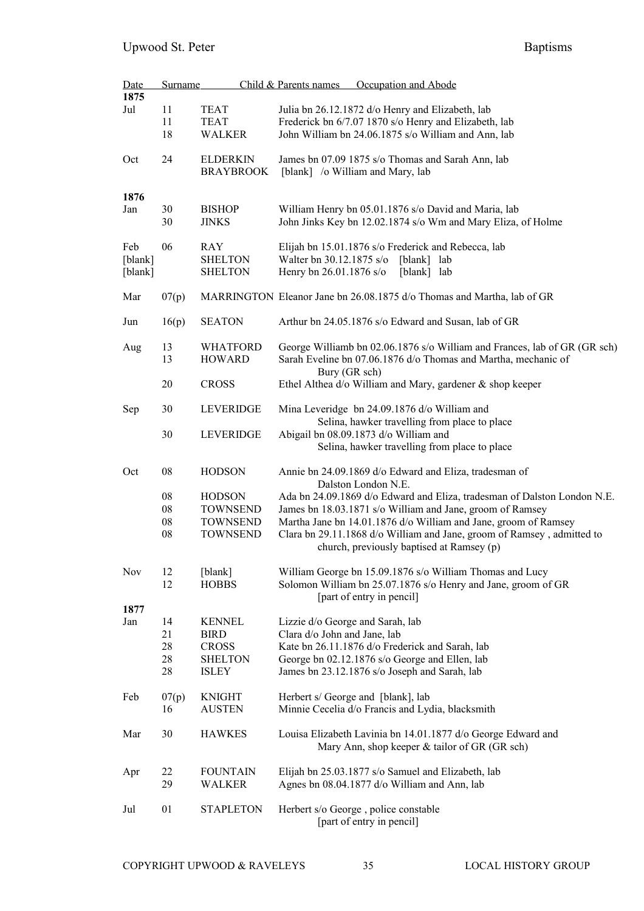| Date | | Surname | Child & Parents names   Occupation and Abode |
|---|---|---|---|
| **1875** | | | |
| Jul | 11 | TEAT | Julia bn 26.12.1872 d/o Henry and Elizabeth, lab |
| | 11 | TEAT | Frederick bn 6/7.07 1870 s/o Henry and Elizabeth, lab |
| | 18 | WALKER | John William bn 24.06.1875 s/o William and Ann, lab |
| Oct | 24 | ELDERKIN | James bn 07.09 1875 s/o Thomas and Sarah Ann, lab |
| | | BRAYBROOK | [blank] /o William and Mary, lab |
| **1876** | | | |
| Jan | 30 | BISHOP | William Henry bn 05.01.1876 s/o David and Maria, lab |
| | 30 | JINKS | John Jinks Key bn 12.02.1874 s/o Wm and Mary Eliza, of Holme |
| Feb | 06 | RAY | Elijah bn 15.01.1876 s/o Frederick and Rebecca, lab |
| [blank] | | SHELTON | Walter bn 30.12.1875 s/o [blank] lab |
| [blank] | | SHELTON | Henry bn 26.01.1876 s/o [blank] lab |
| Mar | 07(p) | MARRINGTON | Eleanor Jane bn 26.08.1875 d/o Thomas and Martha, lab of GR |
| Jun | 16(p) | SEATON | Arthur bn 24.05.1876 s/o Edward and Susan, lab of GR |
| Aug | 13 | WHATFORD | George Williamb bn 02.06.1876 s/o William and Frances, lab of GR (GR sch) |
| | 13 | HOWARD | Sarah Eveline bn 07.06.1876 d/o Thomas and Martha, mechanic of Bury (GR sch) |
| | 20 | CROSS | Ethel Althea d/o William and Mary, gardener & shop keeper |
| Sep | 30 | LEVERIDGE | Mina Leveridge bn 24.09.1876 d/o William and Selina, hawker travelling from place to place |
| | 30 | LEVERIDGE | Abigail bn 08.09.1873 d/o William and Selina, hawker travelling from place to place |
| Oct | 08 | HODSON | Annie bn 24.09.1869 d/o Edward and Eliza, tradesman of Dalston London N.E. |
| | 08 | HODSON | Ada bn 24.09.1869 d/o Edward and Eliza, tradesman of Dalston London N.E. |
| | 08 | TOWNSEND | James bn 18.03.1871 s/o William and Jane, groom of Ramsey |
| | 08 | TOWNSEND | Martha Jane bn 14.01.1876 d/o William and Jane, groom of Ramsey |
| | 08 | TOWNSEND | Clara bn 29.11.1868 d/o William and Jane, groom of Ramsey , admitted to church, previously baptised at Ramsey (p) |
| Nov | 12 | [blank] | William George bn 15.09.1876 s/o William Thomas and Lucy |
| | 12 | HOBBS | Solomon William bn 25.07.1876 s/o Henry and Jane, groom of GR [part of entry in pencil] |
| **1877** | | | |
| Jan | 14 | KENNEL | Lizzie d/o George and Sarah, lab |
| | 21 | BIRD | Clara d/o John and Jane, lab |
| | 28 | CROSS | Kate bn 26.11.1876 d/o Frederick and Sarah, lab |
| | 28 | SHELTON | George bn 02.12.1876 s/o George and Ellen, lab |
| | 28 | ISLEY | James bn 23.12.1876 s/o Joseph and Sarah, lab |
| Feb | 07(p) | KNIGHT | Herbert s/ George and [blank], lab |
| | 16 | AUSTEN | Minnie Cecelia d/o Francis and Lydia, blacksmith |
| Mar | 30 | HAWKES | Louisa Elizabeth Lavinia bn 14.01.1877 d/o George Edward and Mary Ann, shop keeper & tailor of GR (GR sch) |
| Apr | 22 | FOUNTAIN | Elijah bn 25.03.1877 s/o Samuel and Elizabeth, lab |
| | 29 | WALKER | Agnes bn 08.04.1877 d/o William and Ann, lab |
| Jul | 01 | STAPLETON | Herbert s/o George , police constable [part of entry in pencil] |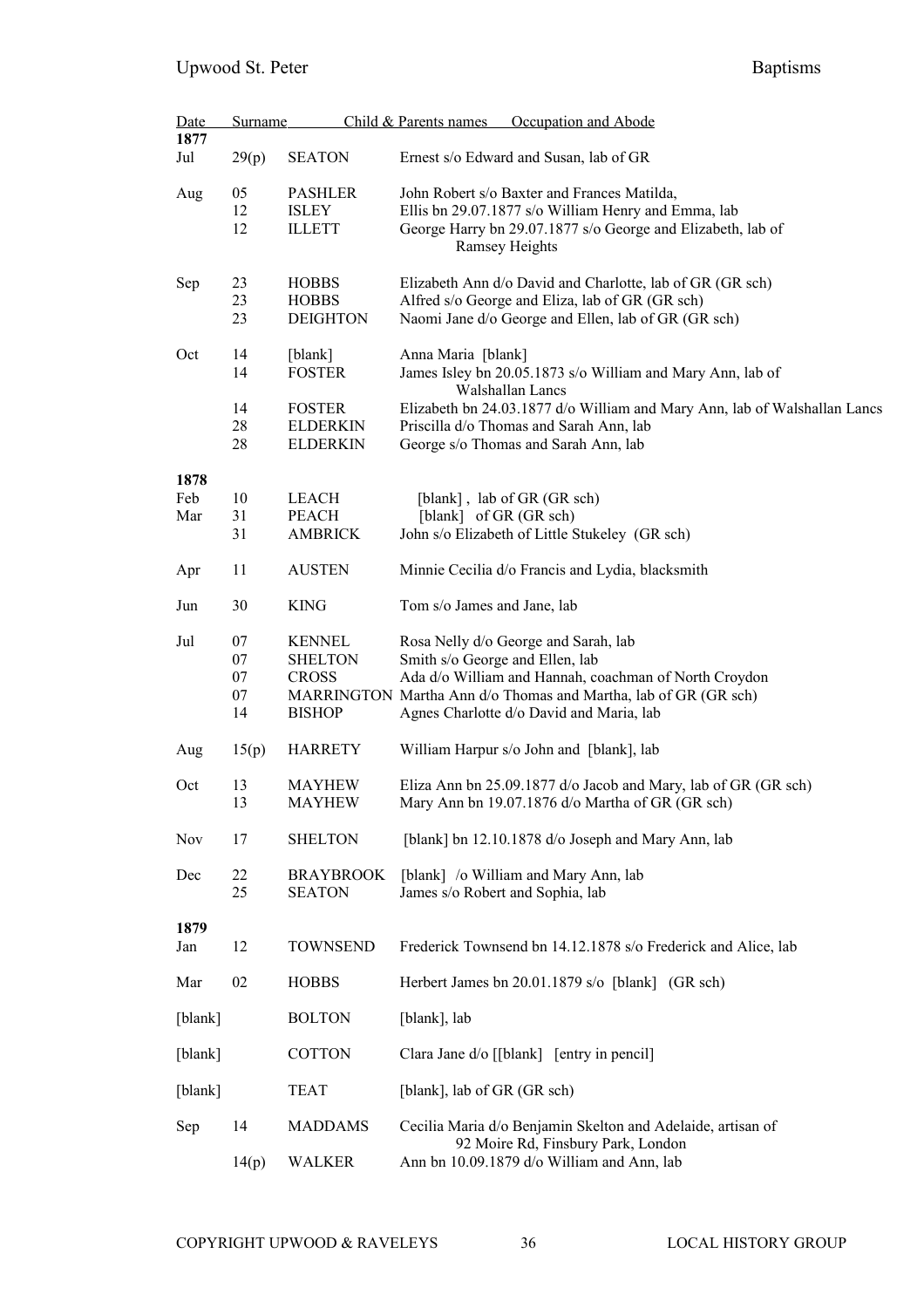| Date | | Surname | Child & Parents names Occupation and Abode |
|---|---|---|---|
| **1877** | | | |
| Jul | 29(p) | SEATON | Ernest s/o Edward and Susan, lab of GR |
| Aug | 05 | PASHLER | John Robert s/o Baxter and Frances Matilda, |
| | 12 | ISLEY | Ellis bn 29.07.1877 s/o William Henry and Emma, lab |
| | 12 | ILLETT | George Harry bn 29.07.1877 s/o George and Elizabeth, lab of Ramsey Heights |
| Sep | 23 | HOBBS | Elizabeth Ann d/o David and Charlotte, lab of GR (GR sch) |
| | 23 | HOBBS | Alfred s/o George and Eliza, lab of GR (GR sch) |
| | 23 | DEIGHTON | Naomi Jane d/o George and Ellen, lab of GR (GR sch) |
| Oct | 14 | [blank] | Anna Maria [blank] |
| | 14 | FOSTER | James Isley bn 20.05.1873 s/o William and Mary Ann, lab of Walshallan Lancs |
| | 14 | FOSTER | Elizabeth bn 24.03.1877 d/o William and Mary Ann, lab of Walshallan Lancs |
| | 28 | ELDERKIN | Priscilla d/o Thomas and Sarah Ann, lab |
| | 28 | ELDERKIN | George s/o Thomas and Sarah Ann, lab |
| **1878** | | | |
| Feb | 10 | LEACH | [blank] , lab of GR (GR sch) |
| Mar | 31 | PEACH | [blank] of GR (GR sch) |
| | 31 | AMBRICK | John s/o Elizabeth of Little Stukeley (GR sch) |
| Apr | 11 | AUSTEN | Minnie Cecilia d/o Francis and Lydia, blacksmith |
| Jun | 30 | KING | Tom s/o James and Jane, lab |
| Jul | 07 | KENNEL | Rosa Nelly d/o George and Sarah, lab |
| | 07 | SHELTON | Smith s/o George and Ellen, lab |
| | 07 | CROSS | Ada d/o William and Hannah, coachman of North Croydon |
| | 07 | MARRINGTON | Martha Ann d/o Thomas and Martha, lab of GR (GR sch) |
| | 14 | BISHOP | Agnes Charlotte d/o David and Maria, lab |
| Aug | 15(p) | HARRETY | William Harpur s/o John and [blank], lab |
| Oct | 13 | MAYHEW | Eliza Ann bn 25.09.1877 d/o Jacob and Mary, lab of GR (GR sch) |
| | 13 | MAYHEW | Mary Ann bn 19.07.1876 d/o Martha of GR (GR sch) |
| Nov | 17 | SHELTON | [blank] bn 12.10.1878 d/o Joseph and Mary Ann, lab |
| Dec | 22 | BRAYBROOK | [blank] /o William and Mary Ann, lab |
| | 25 | SEATON | James s/o Robert and Sophia, lab |
| **1879** | | | |
| Jan | 12 | TOWNSEND | Frederick Townsend bn 14.12.1878 s/o Frederick and Alice, lab |
| Mar | 02 | HOBBS | Herbert James bn 20.01.1879 s/o [blank] (GR sch) |
| [blank] | | BOLTON | [blank], lab |
| [blank] | | COTTON | Clara Jane d/o [[blank] [entry in pencil] |
| [blank] | | TEAT | [blank], lab of GR (GR sch) |
| Sep | 14 | MADDAMS | Cecilia Maria d/o Benjamin Skelton and Adelaide, artisan of 92 Moire Rd, Finsbury Park, London |
| | 14(p) | WALKER | Ann bn 10.09.1879 d/o William and Ann, lab |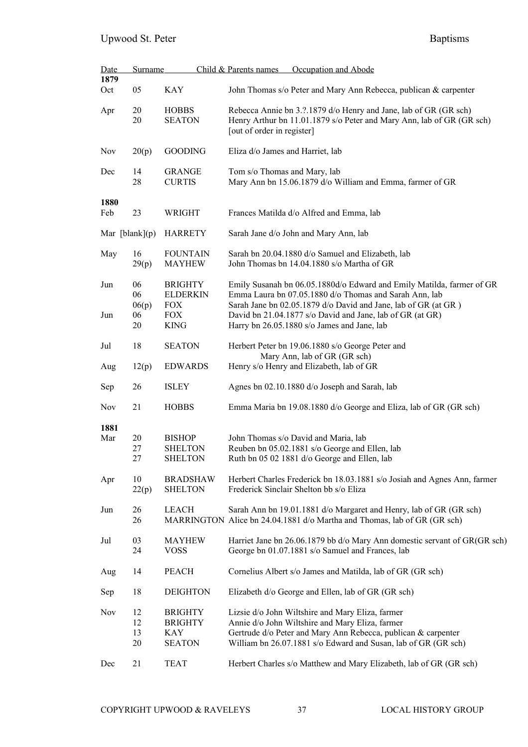Upwood St. Peter Baptisms

| Date | | Surname | Child & Parents names Occupation and Abode |
|---|---|---|---|
| **1879** | | | |
| Oct | 05 | KAY | John Thomas s/o Peter and Mary Ann Rebecca, publican & carpenter |
| Apr | 20 | HOBBS | Rebecca Annie bn 3.?.1879 d/o Henry and Jane, lab of GR (GR sch) |
| | 20 | SEATON | Henry Arthur bn 11.01.1879 s/o Peter and Mary Ann, lab of GR (GR sch) [out of order in register] |
| Nov | 20(p) | GOODING | Eliza d/o James and Harriet, lab |
| Dec | 14 | GRANGE | Tom s/o Thomas and Mary, lab |
| | 28 | CURTIS | Mary Ann bn 15.06.1879 d/o William and Emma, farmer of GR |
| **1880** | | | |
| Feb | 23 | WRIGHT | Frances Matilda d/o Alfred and Emma, lab |
| Mar | [blank](p) | HARRETY | Sarah Jane d/o John and Mary Ann, lab |
| May | 16 | FOUNTAIN | Sarah bn 20.04.1880 d/o Samuel and Elizabeth, lab |
| | 29(p) | MAYHEW | John Thomas bn 14.04.1880 s/o Martha of GR |
| Jun | 06 | BRIGHTY | Emily Susanah bn 06.05.1880d/o Edward and Emily Matilda, farmer of GR |
| | 06 | ELDERKIN | Emma Laura bn 07.05.1880 d/o Thomas and Sarah Ann, lab |
| | 06(p) | FOX | Sarah Jane bn 02.05.1879 d/o David and Jane, lab of GR (at GR ) |
| Jun | 06 | FOX | David bn 21.04.1877 s/o David and Jane, lab of GR (at GR) |
| | 20 | KING | Harry bn 26.05.1880 s/o James and Jane, lab |
| Jul | 18 | SEATON | Herbert Peter bn 19.06.1880 s/o George Peter and Mary Ann, lab of GR (GR sch) |
| Aug | 12(p) | EDWARDS | Henry s/o Henry and Elizabeth, lab of GR |
| Sep | 26 | ISLEY | Agnes bn 02.10.1880 d/o Joseph and Sarah, lab |
| Nov | 21 | HOBBS | Emma Maria bn 19.08.1880 d/o George and Eliza, lab of GR (GR sch) |
| **1881** | | | |
| Mar | 20 | BISHOP | John Thomas s/o David and Maria, lab |
| | 27 | SHELTON | Reuben bn 05.02.1881 s/o George and Ellen, lab |
| | 27 | SHELTON | Ruth bn 05 02 1881 d/o George and Ellen, lab |
| Apr | 10 | BRADSHAW | Herbert Charles Frederick bn 18.03.1881 s/o Josiah and Agnes Ann, farmer |
| | 22(p) | SHELTON | Frederick Sinclair Shelton bb s/o Eliza |
| Jun | 26 | LEACH | Sarah Ann bn 19.01.1881 d/o Margaret and Henry, lab of GR (GR sch) |
| | 26 | MARRINGTON | Alice bn 24.04.1881 d/o Martha and Thomas, lab of GR (GR sch) |
| Jul | 03 | MAYHEW | Harriet Jane bn 26.06.1879 bb d/o Mary Ann domestic servant of GR(GR sch) |
| | 24 | VOSS | George bn 01.07.1881 s/o Samuel and Frances, lab |
| Aug | 14 | PEACH | Cornelius Albert s/o James and Matilda, lab of GR (GR sch) |
| Sep | 18 | DEIGHTON | Elizabeth d/o George and Ellen, lab of GR (GR sch) |
| Nov | 12 | BRIGHTY | Lizsie d/o John Wiltshire and Mary Eliza, farmer |
| | 12 | BRIGHTY | Annie d/o John Wiltshire and Mary Eliza, farmer |
| | 13 | KAY | Gertrude d/o Peter and Mary Ann Rebecca, publican & carpenter |
| | 20 | SEATON | William bn 26.07.1881 s/o Edward and Susan, lab of GR (GR sch) |
| Dec | 21 | TEAT | Herbert Charles s/o Matthew and Mary Elizabeth, lab of GR (GR sch) |

COPYRIGHT UPWOOD & RAVELEYS LOCAL HISTORY GROUP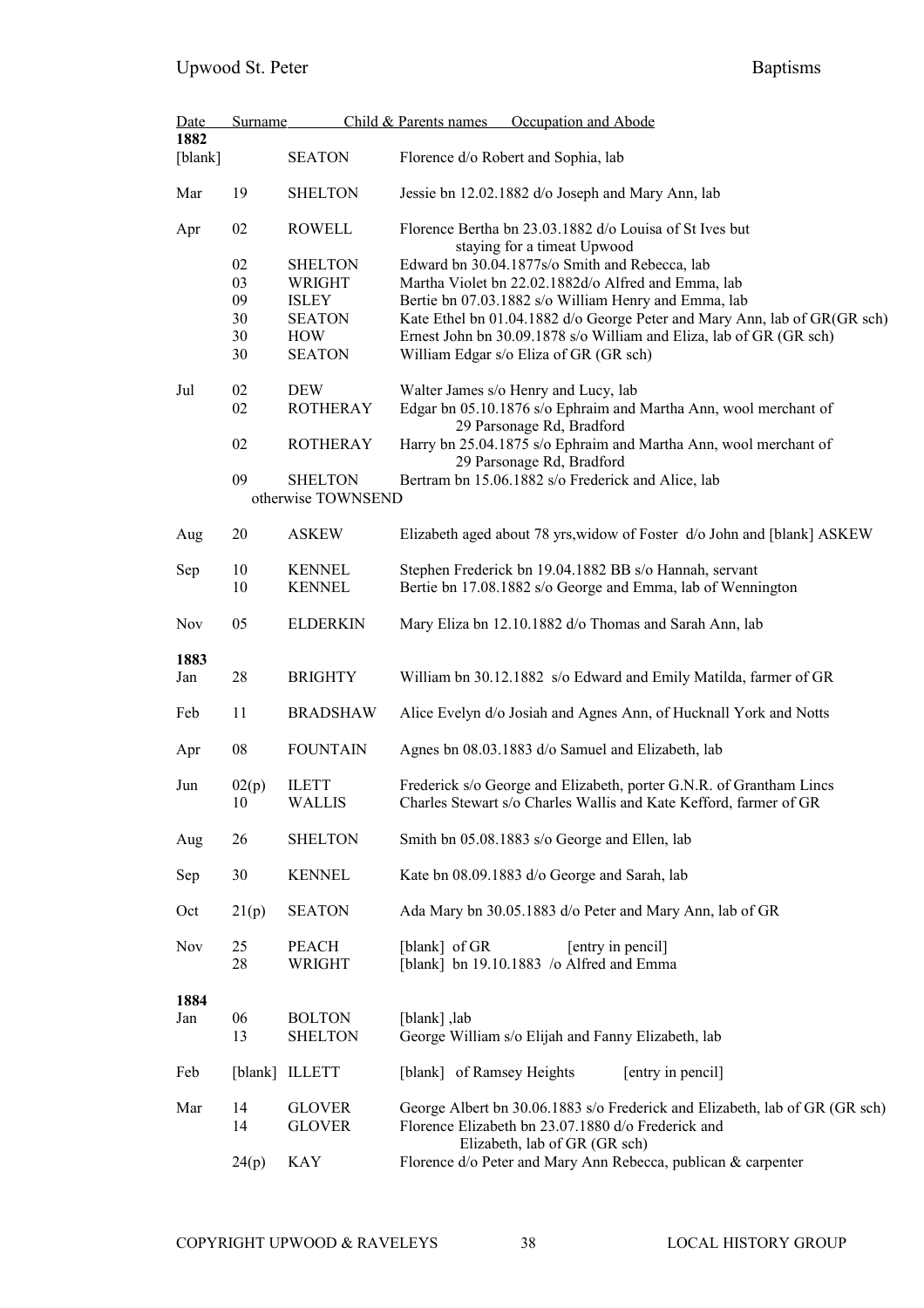| Date | | Surname | Child & Parents names Occupation and Abode |
|---|---|---|---|
| **1882** | | | |
| [blank] | | SEATON | Florence d/o Robert and Sophia, lab |
| Mar | 19 | SHELTON | Jessie bn 12.02.1882 d/o Joseph and Mary Ann, lab |
| Apr | 02 | ROWELL | Florence Bertha bn 23.03.1882 d/o Louisa of St Ives but staying for a timeat Upwood |
| | 02 | SHELTON | Edward bn 30.04.1877s/o Smith and Rebecca, lab |
| | 03 | WRIGHT | Martha Violet bn 22.02.1882d/o Alfred and Emma, lab |
| | 09 | ISLEY | Bertie bn 07.03.1882 s/o William Henry and Emma, lab |
| | 30 | SEATON | Kate Ethel bn 01.04.1882 d/o George Peter and Mary Ann, lab of GR(GR sch) |
| | 30 | HOW | Ernest John bn 30.09.1878 s/o William and Eliza, lab of GR (GR sch) |
| | 30 | SEATON | William Edgar s/o Eliza of GR (GR sch) |
| Jul | 02 | DEW | Walter James s/o Henry and Lucy, lab |
| | 02 | ROTHERAY | Edgar bn 05.10.1876 s/o Ephraim and Martha Ann, wool merchant of 29 Parsonage Rd, Bradford |
| | 02 | ROTHERAY | Harry bn 25.04.1875 s/o Ephraim and Martha Ann, wool merchant of 29 Parsonage Rd, Bradford |
| | 09 | SHELTON otherwise TOWNSEND | Bertram bn 15.06.1882 s/o Frederick and Alice, lab |
| Aug | 20 | ASKEW | Elizabeth aged about 78 yrs,widow of Foster d/o John and [blank] ASKEW |
| Sep | 10 | KENNEL | Stephen Frederick bn 19.04.1882 BB s/o Hannah, servant |
| | 10 | KENNEL | Bertie bn 17.08.1882 s/o George and Emma, lab of Wennington |
| Nov | 05 | ELDERKIN | Mary Eliza bn 12.10.1882 d/o Thomas and Sarah Ann, lab |
| **1883** | | | |
| Jan | 28 | BRIGHTY | William bn 30.12.1882 s/o Edward and Emily Matilda, farmer of GR |
| Feb | 11 | BRADSHAW | Alice Evelyn d/o Josiah and Agnes Ann, of Hucknall York and Notts |
| Apr | 08 | FOUNTAIN | Agnes bn 08.03.1883 d/o Samuel and Elizabeth, lab |
| Jun | 02(p) | ILETT | Frederick s/o George and Elizabeth, porter G.N.R. of Grantham Lincs |
| | 10 | WALLIS | Charles Stewart s/o Charles Wallis and Kate Kefford, farmer of GR |
| Aug | 26 | SHELTON | Smith bn 05.08.1883 s/o George and Ellen, lab |
| Sep | 30 | KENNEL | Kate bn 08.09.1883 d/o George and Sarah, lab |
| Oct | 21(p) | SEATON | Ada Mary bn 30.05.1883 d/o Peter and Mary Ann, lab of GR |
| Nov | 25 | PEACH | [blank] of GR [entry in pencil] |
| | 28 | WRIGHT | [blank] bn 19.10.1883 /o Alfred and Emma |
| **1884** | | | |
| Jan | 06 | BOLTON | [blank] ,lab |
| | 13 | SHELTON | George William s/o Elijah and Fanny Elizabeth, lab |
| Feb | [blank] | ILLETT | [blank] of Ramsey Heights [entry in pencil] |
| Mar | 14 | GLOVER | George Albert bn 30.06.1883 s/o Frederick and Elizabeth, lab of GR (GR sch) |
| | 14 | GLOVER | Florence Elizabeth bn 23.07.1880 d/o Frederick and Elizabeth, lab of GR (GR sch) |
| | 24(p) | KAY | Florence d/o Peter and Mary Ann Rebecca, publican & carpenter |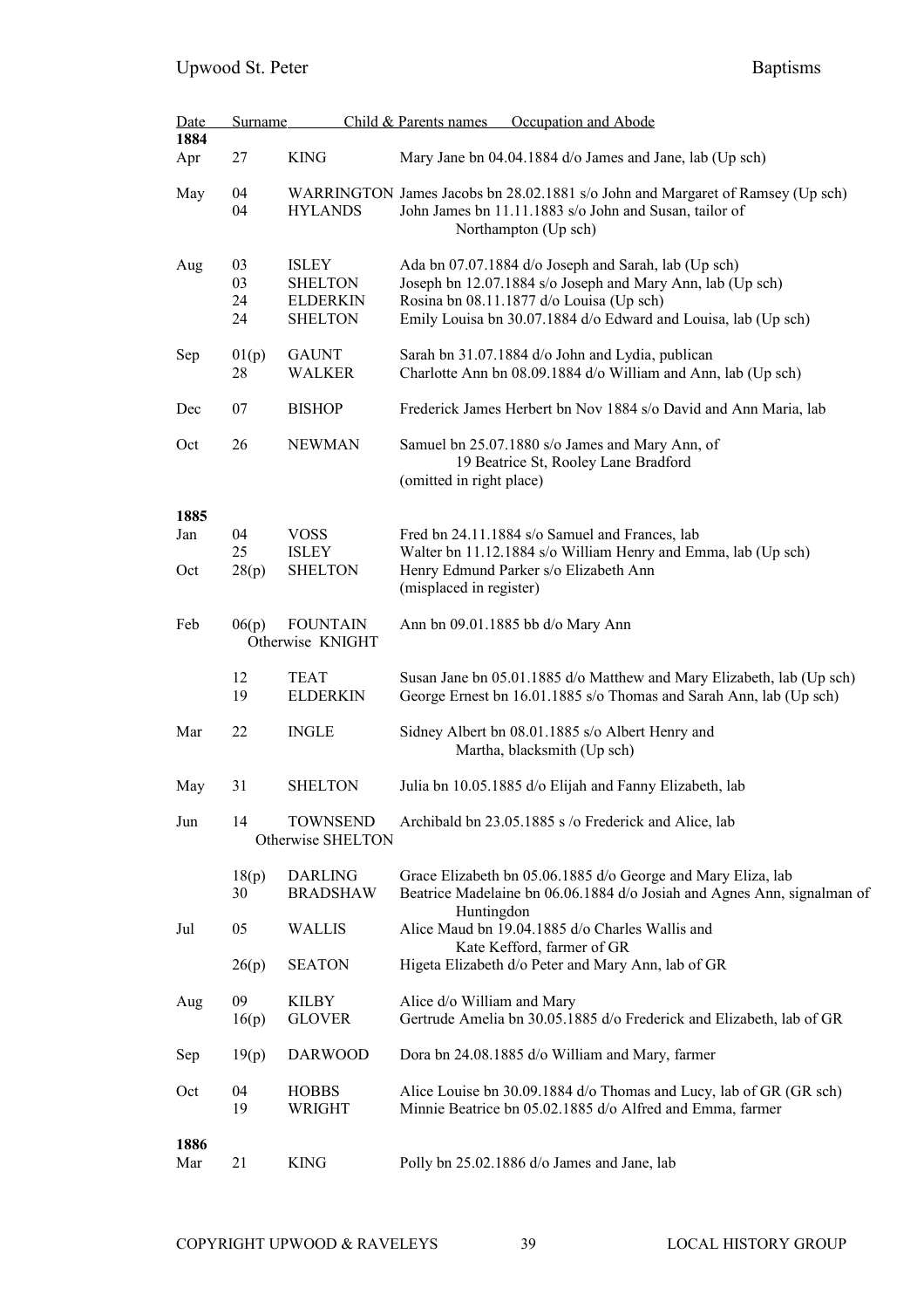| Date | | Surname | Child & Parents names Occupation and Abode |
|---|---|---|---|
| **1884** | | | |
| Apr | 27 | KING | Mary Jane bn 04.04.1884 d/o James and Jane, lab (Up sch) |
| May | 04 | WARRINGTON | James Jacobs bn 28.02.1881 s/o John and Margaret of Ramsey (Up sch) |
| | 04 | HYLANDS | John James bn 11.11.1883 s/o John and Susan, tailor of Northampton (Up sch) |
| Aug | 03 | ISLEY | Ada bn 07.07.1884 d/o Joseph and Sarah, lab (Up sch) |
| | 03 | SHELTON | Joseph bn 12.07.1884 s/o Joseph and Mary Ann, lab (Up sch) |
| | 24 | ELDERKIN | Rosina bn 08.11.1877 d/o Louisa (Up sch) |
| | 24 | SHELTON | Emily Louisa bn 30.07.1884 d/o Edward and Louisa, lab (Up sch) |
| Sep | 01(p) | GAUNT | Sarah bn 31.07.1884 d/o John and Lydia, publican |
| | 28 | WALKER | Charlotte Ann bn 08.09.1884 d/o William and Ann, lab (Up sch) |
| Dec | 07 | BISHOP | Frederick James Herbert bn Nov 1884 s/o David and Ann Maria, lab |
| Oct | 26 | NEWMAN | Samuel bn 25.07.1880 s/o James and Mary Ann, of 19 Beatrice St, Rooley Lane Bradford (omitted in right place) |
| **1885** | | | |
| Jan | 04 | VOSS | Fred bn 24.11.1884 s/o Samuel and Frances, lab |
| | 25 | ISLEY | Walter bn 11.12.1884 s/o William Henry and Emma, lab (Up sch) |
| Oct | 28(p) | SHELTON | Henry Edmund Parker s/o Elizabeth Ann (misplaced in register) |
| Feb | 06(p) | FOUNTAIN Otherwise KNIGHT | Ann bn 09.01.1885 bb d/o Mary Ann |
| | 12 | TEAT | Susan Jane bn 05.01.1885 d/o Matthew and Mary Elizabeth, lab (Up sch) |
| | 19 | ELDERKIN | George Ernest bn 16.01.1885 s/o Thomas and Sarah Ann, lab (Up sch) |
| Mar | 22 | INGLE | Sidney Albert bn 08.01.1885 s/o Albert Henry and Martha, blacksmith (Up sch) |
| May | 31 | SHELTON | Julia bn 10.05.1885 d/o Elijah and Fanny Elizabeth, lab |
| Jun | 14 | TOWNSEND Otherwise SHELTON | Archibald bn 23.05.1885 s /o Frederick and Alice, lab |
| | 18(p) | DARLING | Grace Elizabeth bn 05.06.1885 d/o George and Mary Eliza, lab |
| | 30 | BRADSHAW | Beatrice Madelaine bn 06.06.1884 d/o Josiah and Agnes Ann, signalman of Huntingdon |
| Jul | 05 | WALLIS | Alice Maud bn 19.04.1885 d/o Charles Wallis and Kate Kefford, farmer of GR |
| | 26(p) | SEATON | Higeta Elizabeth d/o Peter and Mary Ann, lab of GR |
| Aug | 09 | KILBY | Alice d/o William and Mary |
| | 16(p) | GLOVER | Gertrude Amelia bn 30.05.1885 d/o Frederick and Elizabeth, lab of GR |
| Sep | 19(p) | DARWOOD | Dora bn 24.08.1885 d/o William and Mary, farmer |
| Oct | 04 | HOBBS | Alice Louise bn 30.09.1884 d/o Thomas and Lucy, lab of GR (GR sch) |
| | 19 | WRIGHT | Minnie Beatrice bn 05.02.1885 d/o Alfred and Emma, farmer |
| **1886** | | | |
| Mar | 21 | KING | Polly bn 25.02.1886 d/o James and Jane, lab |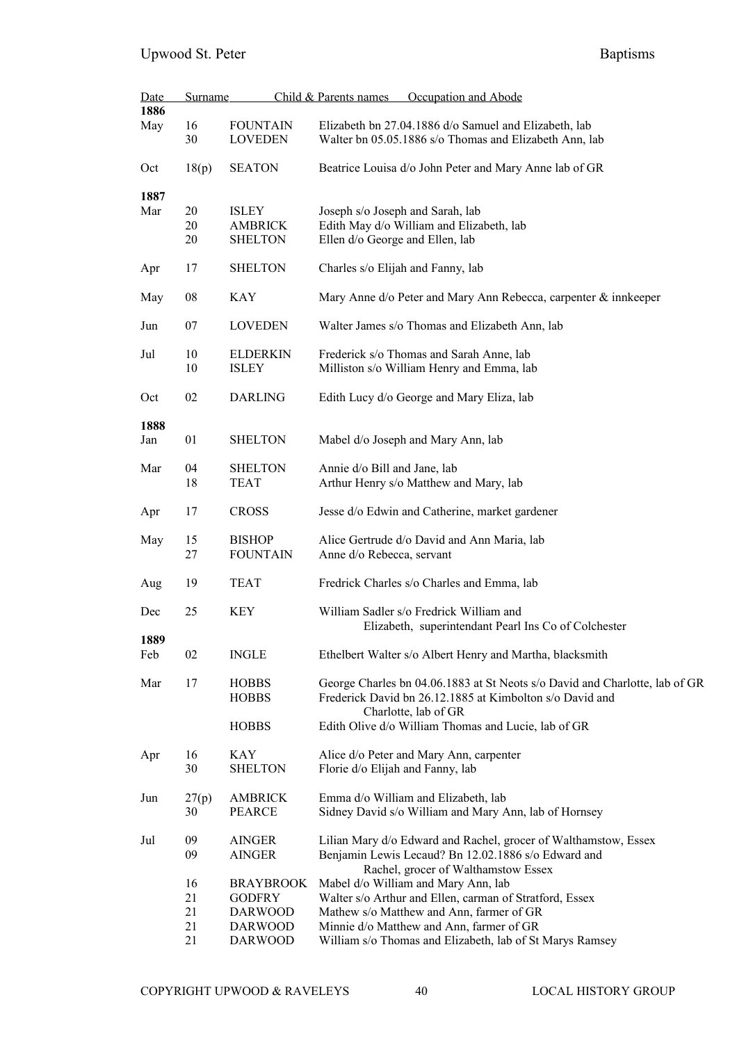| Date | | Surname | Child & Parents names Occupation and Abode |
|---|---|---|---|
| **1886** | | | |
| May | 16 | FOUNTAIN | Elizabeth bn 27.04.1886 d/o Samuel and Elizabeth, lab |
| | 30 | LOVEDEN | Walter bn 05.05.1886 s/o Thomas and Elizabeth Ann, lab |
| Oct | 18(p) | SEATON | Beatrice Louisa d/o John Peter and Mary Anne lab of GR |
| **1887** | | | |
| Mar | 20 | ISLEY | Joseph s/o Joseph and Sarah, lab |
| | 20 | AMBRICK | Edith May d/o William and Elizabeth, lab |
| | 20 | SHELTON | Ellen d/o George and Ellen, lab |
| Apr | 17 | SHELTON | Charles s/o Elijah and Fanny, lab |
| May | 08 | KAY | Mary Anne d/o Peter and Mary Ann Rebecca, carpenter & innkeeper |
| Jun | 07 | LOVEDEN | Walter James s/o Thomas and Elizabeth Ann, lab |
| Jul | 10 | ELDERKIN | Frederick s/o Thomas and Sarah Anne, lab |
| | 10 | ISLEY | Milliston s/o William Henry and Emma, lab |
| Oct | 02 | DARLING | Edith Lucy d/o George and Mary Eliza, lab |
| **1888** | | | |
| Jan | 01 | SHELTON | Mabel d/o Joseph and Mary Ann, lab |
| Mar | 04 | SHELTON | Annie d/o Bill and Jane, lab |
| | 18 | TEAT | Arthur Henry s/o Matthew and Mary, lab |
| Apr | 17 | CROSS | Jesse d/o Edwin and Catherine, market gardener |
| May | 15 | BISHOP | Alice Gertrude d/o David and Ann Maria, lab |
| | 27 | FOUNTAIN | Anne d/o Rebecca, servant |
| Aug | 19 | TEAT | Fredrick Charles s/o Charles and Emma, lab |
| Dec | 25 | KEY | William Sadler s/o Fredrick William and Elizabeth, superintendant Pearl Ins Co of Colchester |
| **1889** | | | |
| Feb | 02 | INGLE | Ethelbert Walter s/o Albert Henry and Martha, blacksmith |
| Mar | 17 | HOBBS | George Charles bn 04.06.1883 at St Neots s/o David and Charlotte, lab of GR |
| | | HOBBS | Frederick David bn 26.12.1885 at Kimbolton s/o David and Charlotte, lab of GR |
| | | HOBBS | Edith Olive d/o William Thomas and Lucie, lab of GR |
| Apr | 16 | KAY | Alice d/o Peter and Mary Ann, carpenter |
| | 30 | SHELTON | Florie d/o Elijah and Fanny, lab |
| Jun | 27(p) | AMBRICK | Emma d/o William and Elizabeth, lab |
| | 30 | PEARCE | Sidney David s/o William and Mary Ann, lab of Hornsey |
| Jul | 09 | AINGER | Lilian Mary d/o Edward and Rachel, grocer of Walthamstow, Essex |
| | 09 | AINGER | Benjamin Lewis Lecaud? Bn 12.02.1886 s/o Edward and Rachel, grocer of Walthamstow Essex |
| | 16 | BRAYBROOK | Mabel d/o William and Mary Ann, lab |
| | 21 | GODFRY | Walter s/o Arthur and Ellen, carman of Stratford, Essex |
| | 21 | DARWOOD | Mathew s/o Matthew and Ann, farmer of GR |
| | 21 | DARWOOD | Minnie d/o Matthew and Ann, farmer of GR |
| | 21 | DARWOOD | William s/o Thomas and Elizabeth, lab of St Marys Ramsey |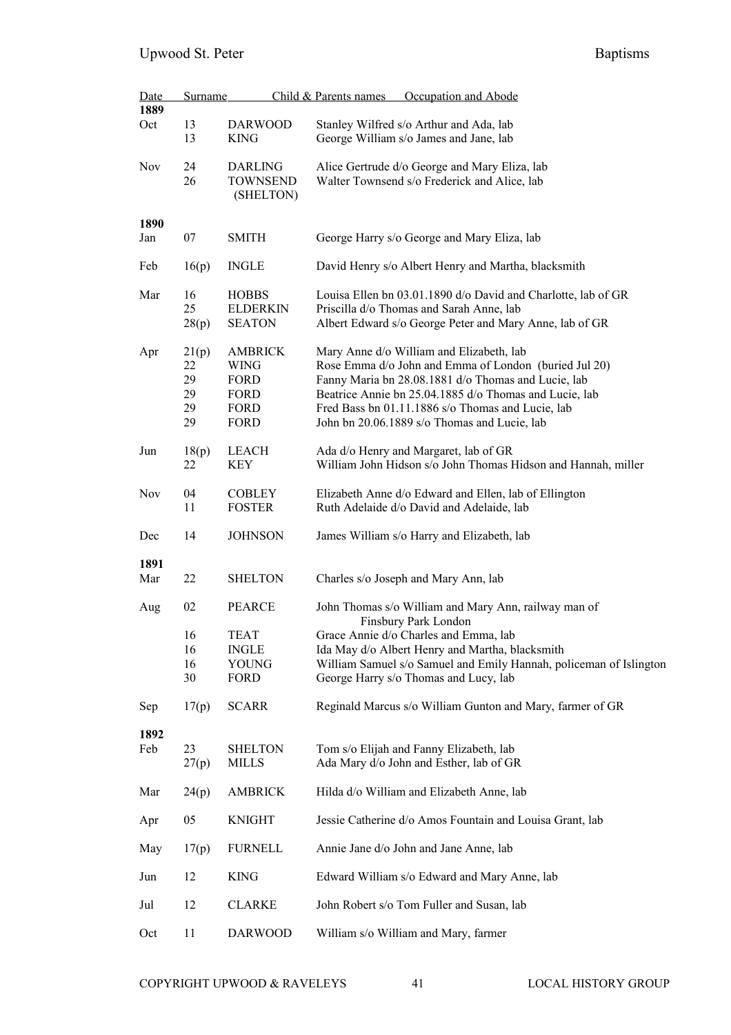| Date | | Surname | Child & Parents names Occupation and Abode |
|---|---|---|---|
| **1889** | | | |
| Oct | 13 | DARWOOD | Stanley Wilfred s/o Arthur and Ada, lab |
| | 13 | KING | George William s/o James and Jane, lab |
| Nov | 24 | DARLING | Alice Gertrude d/o George and Mary Eliza, lab |
| | 26 | TOWNSEND (SHELTON) | Walter Townsend s/o Frederick and Alice, lab |
| **1890** | | | |
| Jan | 07 | SMITH | George Harry s/o George and Mary Eliza, lab |
| Feb | 16(p) | INGLE | David Henry s/o Albert Henry and Martha, blacksmith |
| Mar | 16 | HOBBS | Louisa Ellen bn 03.01.1890 d/o David and Charlotte, lab of GR |
| | 25 | ELDERKIN | Priscilla d/o Thomas and Sarah Anne, lab |
| | 28(p) | SEATON | Albert Edward s/o George Peter and Mary Anne, lab of GR |
| Apr | 21(p) | AMBRICK | Mary Anne d/o William and Elizabeth, lab |
| | 22 | WING | Rose Emma d/o John and Emma of London (buried Jul 20) |
| | 29 | FORD | Fanny Maria bn 28.08.1881 d/o Thomas and Lucie, lab |
| | 29 | FORD | Beatrice Annie bn 25.04.1885 d/o Thomas and Lucie, lab |
| | 29 | FORD | Fred Bass bn 01.11.1886 s/o Thomas and Lucie, lab |
| | 29 | FORD | John bn 20.06.1889 s/o Thomas and Lucie, lab |
| Jun | 18(p) | LEACH | Ada d/o Henry and Margaret, lab of GR |
| | 22 | KEY | William John Hidson s/o John Thomas Hidson and Hannah, miller |
| Nov | 04 | COBLEY | Elizabeth Anne d/o Edward and Ellen, lab of Ellington |
| | 11 | FOSTER | Ruth Adelaide d/o David and Adelaide, lab |
| Dec | 14 | JOHNSON | James William s/o Harry and Elizabeth, lab |
| **1891** | | | |
| Mar | 22 | SHELTON | Charles s/o Joseph and Mary Ann, lab |
| Aug | 02 | PEARCE | John Thomas s/o William and Mary Ann, railway man of Finsbury Park London |
| | 16 | TEAT | Grace Annie d/o Charles and Emma, lab |
| | 16 | INGLE | Ida May d/o Albert Henry and Martha, blacksmith |
| | 16 | YOUNG | William Samuel s/o Samuel and Emily Hannah, policeman of Islington |
| | 30 | FORD | George Harry s/o Thomas and Lucy, lab |
| Sep | 17(p) | SCARR | Reginald Marcus s/o William Gunton and Mary, farmer of GR |
| **1892** | | | |
| Feb | 23 | SHELTON | Tom s/o Elijah and Fanny Elizabeth, lab |
| | 27(p) | MILLS | Ada Mary d/o John and Esther, lab of GR |
| Mar | 24(p) | AMBRICK | Hilda d/o William and Elizabeth Anne, lab |
| Apr | 05 | KNIGHT | Jessie Catherine d/o Amos Fountain and Louisa Grant, lab |
| May | 17(p) | FURNELL | Annie Jane d/o John and Jane Anne, lab |
| Jun | 12 | KING | Edward William s/o Edward and Mary Anne, lab |
| Jul | 12 | CLARKE | John Robert s/o Tom Fuller and Susan, lab |
| Oct | 11 | DARWOOD | William s/o William and Mary, farmer |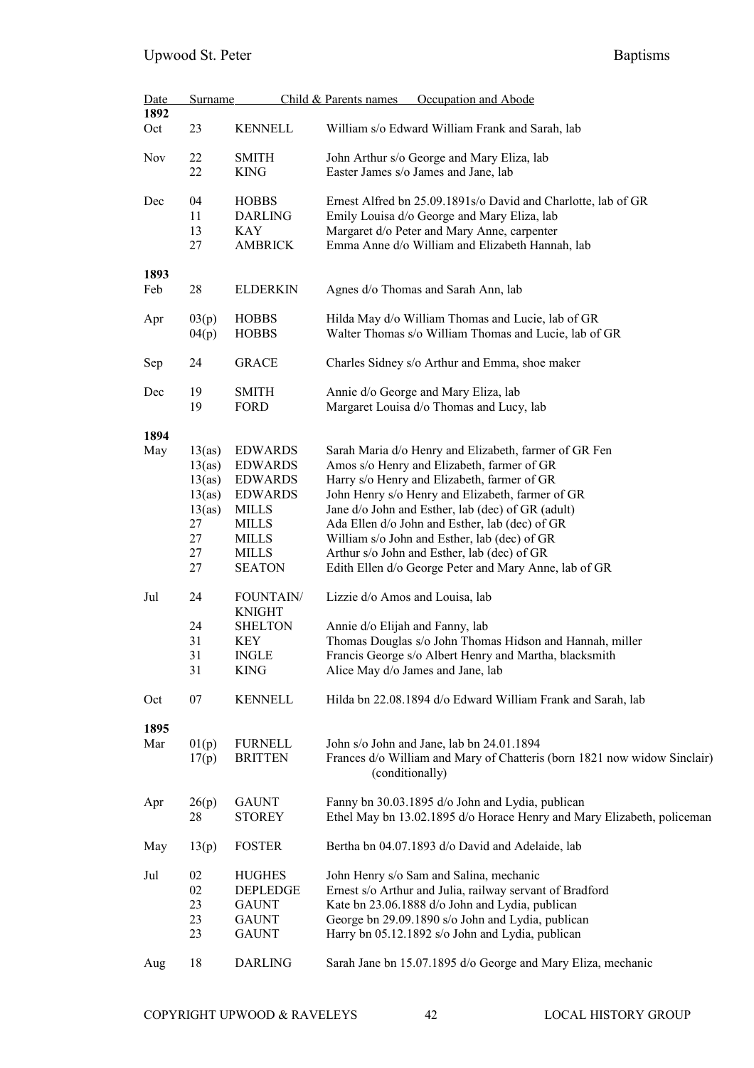| Date | | Surname | Child & Parents names Occupation and Abode |
|---|---|---|---|
| **1892** | | | |
| Oct | 23 | KENNELL | William s/o Edward William Frank and Sarah, lab |
| Nov | 22 | SMITH | John Arthur s/o George and Mary Eliza, lab |
| | 22 | KING | Easter James s/o James and Jane, lab |
| Dec | 04 | HOBBS | Ernest Alfred bn 25.09.1891s/o David and Charlotte, lab of GR |
| | 11 | DARLING | Emily Louisa d/o George and Mary Eliza, lab |
| | 13 | KAY | Margaret d/o Peter and Mary Anne, carpenter |
| | 27 | AMBRICK | Emma Anne d/o William and Elizabeth Hannah, lab |
| **1893** | | | |
| Feb | 28 | ELDERKIN | Agnes d/o Thomas and Sarah Ann, lab |
| Apr | 03(p) | HOBBS | Hilda May d/o William Thomas and Lucie, lab of GR |
| | 04(p) | HOBBS | Walter Thomas s/o William Thomas and Lucie, lab of GR |
| Sep | 24 | GRACE | Charles Sidney s/o Arthur and Emma, shoe maker |
| Dec | 19 | SMITH | Annie d/o George and Mary Eliza, lab |
| | 19 | FORD | Margaret Louisa d/o Thomas and Lucy, lab |
| **1894** | | | |
| May | 13(as) | EDWARDS | Sarah Maria d/o Henry and Elizabeth, farmer of GR Fen |
| | 13(as) | EDWARDS | Amos s/o Henry and Elizabeth, farmer of GR |
| | 13(as) | EDWARDS | Harry s/o Henry and Elizabeth, farmer of GR |
| | 13(as) | EDWARDS | John Henry s/o Henry and Elizabeth, farmer of GR |
| | 13(as) | MILLS | Jane d/o John and Esther, lab (dec) of GR (adult) |
| | 27 | MILLS | Ada Ellen d/o John and Esther, lab (dec) of GR |
| | 27 | MILLS | William s/o John and Esther, lab (dec) of GR |
| | 27 | MILLS | Arthur s/o John and Esther, lab (dec) of GR |
| | 27 | SEATON | Edith Ellen d/o George Peter and Mary Anne, lab of GR |
| Jul | 24 | FOUNTAIN/ KNIGHT | Lizzie d/o Amos and Louisa, lab |
| | 24 | SHELTON | Annie d/o Elijah and Fanny, lab |
| | 31 | KEY | Thomas Douglas s/o John Thomas Hidson and Hannah, miller |
| | 31 | INGLE | Francis George s/o Albert Henry and Martha, blacksmith |
| | 31 | KING | Alice May d/o James and Jane, lab |
| Oct | 07 | KENNELL | Hilda bn 22.08.1894 d/o Edward William Frank and Sarah, lab |
| **1895** | | | |
| Mar | 01(p) | FURNELL | John s/o John and Jane, lab bn 24.01.1894 |
| | 17(p) | BRITTEN | Frances d/o William and Mary of Chatteris (born 1821 now widow Sinclair) (conditionally) |
| Apr | 26(p) | GAUNT | Fanny bn 30.03.1895 d/o John and Lydia, publican |
| | 28 | STOREY | Ethel May bn 13.02.1895 d/o Horace Henry and Mary Elizabeth, policeman |
| May | 13(p) | FOSTER | Bertha bn 04.07.1893 d/o David and Adelaide, lab |
| Jul | 02 | HUGHES | John Henry s/o Sam and Salina, mechanic |
| | 02 | DEPLEDGE | Ernest s/o Arthur and Julia, railway servant of Bradford |
| | 23 | GAUNT | Kate bn 23.06.1888 d/o John and Lydia, publican |
| | 23 | GAUNT | George bn 29.09.1890 s/o John and Lydia, publican |
| | 23 | GAUNT | Harry bn 05.12.1892 s/o John and Lydia, publican |
| Aug | 18 | DARLING | Sarah Jane bn 15.07.1895 d/o George and Mary Eliza, mechanic |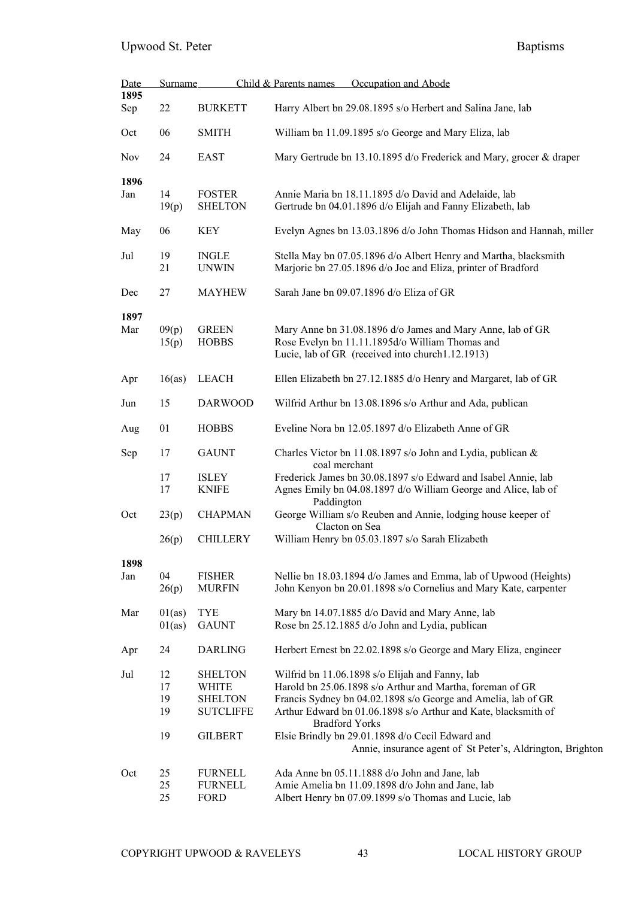| Date | | Surname | Child & Parents names Occupation and Abode |
|---|---|---|---|
| **1895** | | | |
| Sep | 22 | BURKETT | Harry Albert bn 29.08.1895 s/o Herbert and Salina Jane, lab |
| Oct | 06 | SMITH | William bn 11.09.1895 s/o George and Mary Eliza, lab |
| Nov | 24 | EAST | Mary Gertrude bn 13.10.1895 d/o Frederick and Mary, grocer & draper |
| **1896** | | | |
| Jan | 14 | FOSTER | Annie Maria bn 18.11.1895 d/o David and Adelaide, lab |
| | 19(p) | SHELTON | Gertrude bn 04.01.1896 d/o Elijah and Fanny Elizabeth, lab |
| May | 06 | KEY | Evelyn Agnes bn 13.03.1896 d/o John Thomas Hidson and Hannah, miller |
| Jul | 19 | INGLE | Stella May bn 07.05.1896 d/o Albert Henry and Martha, blacksmith |
| | 21 | UNWIN | Marjorie bn 27.05.1896 d/o Joe and Eliza, printer of Bradford |
| Dec | 27 | MAYHEW | Sarah Jane bn 09.07.1896 d/o Eliza of GR |
| **1897** | | | |
| Mar | 09(p) | GREEN | Mary Anne bn 31.08.1896 d/o James and Mary Anne, lab of GR |
| | 15(p) | HOBBS | Rose Evelyn bn 11.11.1895d/o William Thomas and Lucie, lab of GR (received into church1.12.1913) |
| Apr | 16(as) | LEACH | Ellen Elizabeth bn 27.12.1885 d/o Henry and Margaret, lab of GR |
| Jun | 15 | DARWOOD | Wilfrid Arthur bn 13.08.1896 s/o Arthur and Ada, publican |
| Aug | 01 | HOBBS | Eveline Nora bn 12.05.1897 d/o Elizabeth Anne of GR |
| Sep | 17 | GAUNT | Charles Victor bn 11.08.1897 s/o John and Lydia, publican & coal merchant |
| | 17 | ISLEY | Frederick James bn 30.08.1897 s/o Edward and Isabel Annie, lab |
| | 17 | KNIFE | Agnes Emily bn 04.08.1897 d/o William George and Alice, lab of Paddington |
| Oct | 23(p) | CHAPMAN | George William s/o Reuben and Annie, lodging house keeper of Clacton on Sea |
| | 26(p) | CHILLERY | William Henry bn 05.03.1897 s/o Sarah Elizabeth |
| **1898** | | | |
| Jan | 04 | FISHER | Nellie bn 18.03.1894 d/o James and Emma, lab of Upwood (Heights) |
| | 26(p) | MURFIN | John Kenyon bn 20.01.1898 s/o Cornelius and Mary Kate, carpenter |
| Mar | 01(as) | TYE | Mary bn 14.07.1885 d/o David and Mary Anne, lab |
| | 01(as) | GAUNT | Rose bn 25.12.1885 d/o John and Lydia, publican |
| Apr | 24 | DARLING | Herbert Ernest bn 22.02.1898 s/o George and Mary Eliza, engineer |
| Jul | 12 | SHELTON | Wilfrid bn 11.06.1898 s/o Elijah and Fanny, lab |
| | 17 | WHITE | Harold bn 25.06.1898 s/o Arthur and Martha, foreman of GR |
| | 19 | SHELTON | Francis Sydney bn 04.02.1898 s/o George and Amelia, lab of GR |
| | 19 | SUTCLIFFE | Arthur Edward bn 01.06.1898 s/o Arthur and Kate, blacksmith of Bradford Yorks |
| | 19 | GILBERT | Elsie Brindly bn 29.01.1898 d/o Cecil Edward and Annie, insurance agent of St Peter's, Aldrington, Brighton |
| Oct | 25 | FURNELL | Ada Anne bn 05.11.1888 d/o John and Jane, lab |
| | 25 | FURNELL | Amie Amelia bn 11.09.1898 d/o John and Jane, lab |
| | 25 | FORD | Albert Henry bn 07.09.1899 s/o Thomas and Lucie, lab |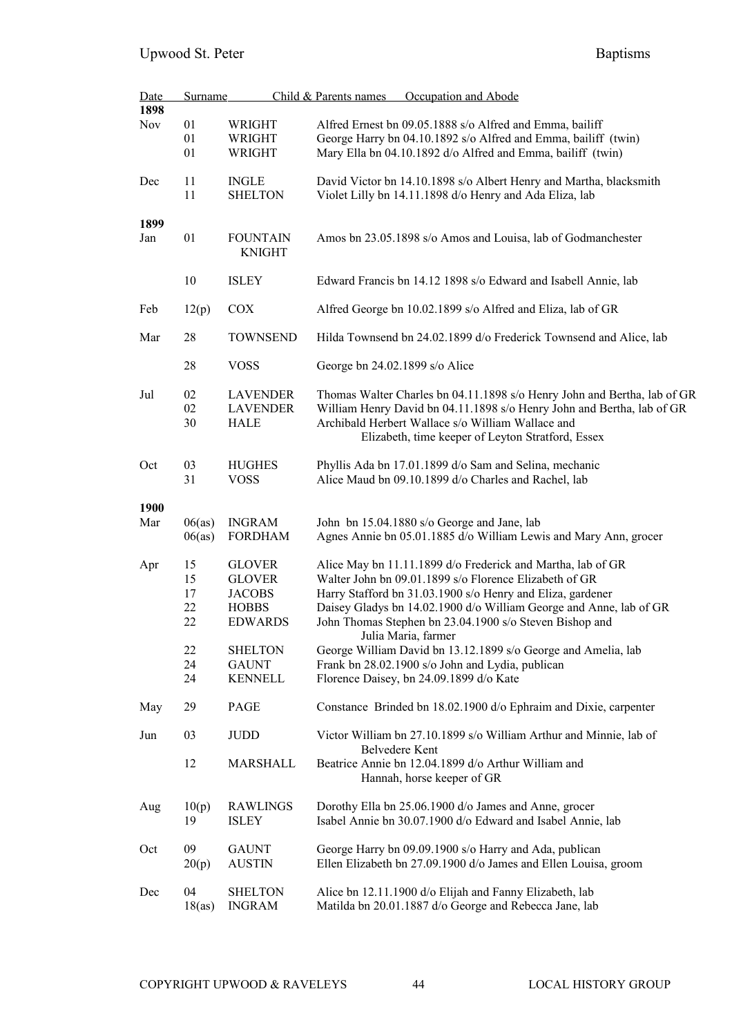| Date | | Surname | Child & Parents names Occupation and Abode |
|---|---|---|---|
| **1898** | | | |
| Nov | 01 | WRIGHT | Alfred Ernest bn 09.05.1888 s/o Alfred and Emma, bailiff |
| | 01 | WRIGHT | George Harry bn 04.10.1892 s/o Alfred and Emma, bailiff (twin) |
| | 01 | WRIGHT | Mary Ella bn 04.10.1892 d/o Alfred and Emma, bailiff (twin) |
| Dec | 11 | INGLE | David Victor bn 14.10.1898 s/o Albert Henry and Martha, blacksmith |
| | 11 | SHELTON | Violet Lilly bn 14.11.1898 d/o Henry and Ada Eliza, lab |
| **1899** | | | |
| Jan | 01 | FOUNTAIN KNIGHT | Amos bn 23.05.1898 s/o Amos and Louisa, lab of Godmanchester |
| | 10 | ISLEY | Edward Francis bn 14.12 1898 s/o Edward and Isabell Annie, lab |
| Feb | 12(p) | COX | Alfred George bn 10.02.1899 s/o Alfred and Eliza, lab of GR |
| Mar | 28 | TOWNSEND | Hilda Townsend bn 24.02.1899 d/o Frederick Townsend and Alice, lab |
| | 28 | VOSS | George bn 24.02.1899 s/o Alice |
| Jul | 02 | LAVENDER | Thomas Walter Charles bn 04.11.1898 s/o Henry John and Bertha, lab of GR |
| | 02 | LAVENDER | William Henry David bn 04.11.1898 s/o Henry John and Bertha, lab of GR |
| | 30 | HALE | Archibald Herbert Wallace s/o William Wallace and Elizabeth, time keeper of Leyton Stratford, Essex |
| Oct | 03 | HUGHES | Phyllis Ada bn 17.01.1899 d/o Sam and Selina, mechanic |
| | 31 | VOSS | Alice Maud bn 09.10.1899 d/o Charles and Rachel, lab |
| **1900** | | | |
| Mar | 06(as) | INGRAM | John bn 15.04.1880 s/o George and Jane, lab |
| | 06(as) | FORDHAM | Agnes Annie bn 05.01.1885 d/o William Lewis and Mary Ann, grocer |
| Apr | 15 | GLOVER | Alice May bn 11.11.1899 d/o Frederick and Martha, lab of GR |
| | 15 | GLOVER | Walter John bn 09.01.1899 s/o Florence Elizabeth of GR |
| | 17 | JACOBS | Harry Stafford bn 31.03.1900 s/o Henry and Eliza, gardener |
| | 22 | HOBBS | Daisey Gladys bn 14.02.1900 d/o William George and Anne, lab of GR |
| | 22 | EDWARDS | John Thomas Stephen bn 23.04.1900 s/o Steven Bishop and Julia Maria, farmer |
| | 22 | SHELTON | George William David bn 13.12.1899 s/o George and Amelia, lab |
| | 24 | GAUNT | Frank bn 28.02.1900 s/o John and Lydia, publican |
| | 24 | KENNELL | Florence Daisey, bn 24.09.1899 d/o Kate |
| May | 29 | PAGE | Constance Brinded bn 18.02.1900 d/o Ephraim and Dixie, carpenter |
| Jun | 03 | JUDD | Victor William bn 27.10.1899 s/o William Arthur and Minnie, lab of Belvedere Kent |
| | 12 | MARSHALL | Beatrice Annie bn 12.04.1899 d/o Arthur William and Hannah, horse keeper of GR |
| Aug | 10(p) | RAWLINGS | Dorothy Ella bn 25.06.1900 d/o James and Anne, grocer |
| | 19 | ISLEY | Isabel Annie bn 30.07.1900 d/o Edward and Isabel Annie, lab |
| Oct | 09 | GAUNT | George Harry bn 09.09.1900 s/o Harry and Ada, publican |
| | 20(p) | AUSTIN | Ellen Elizabeth bn 27.09.1900 d/o James and Ellen Louisa, groom |
| Dec | 04 | SHELTON | Alice bn 12.11.1900 d/o Elijah and Fanny Elizabeth, lab |
| | 18(as) | INGRAM | Matilda bn 20.01.1887 d/o George and Rebecca Jane, lab |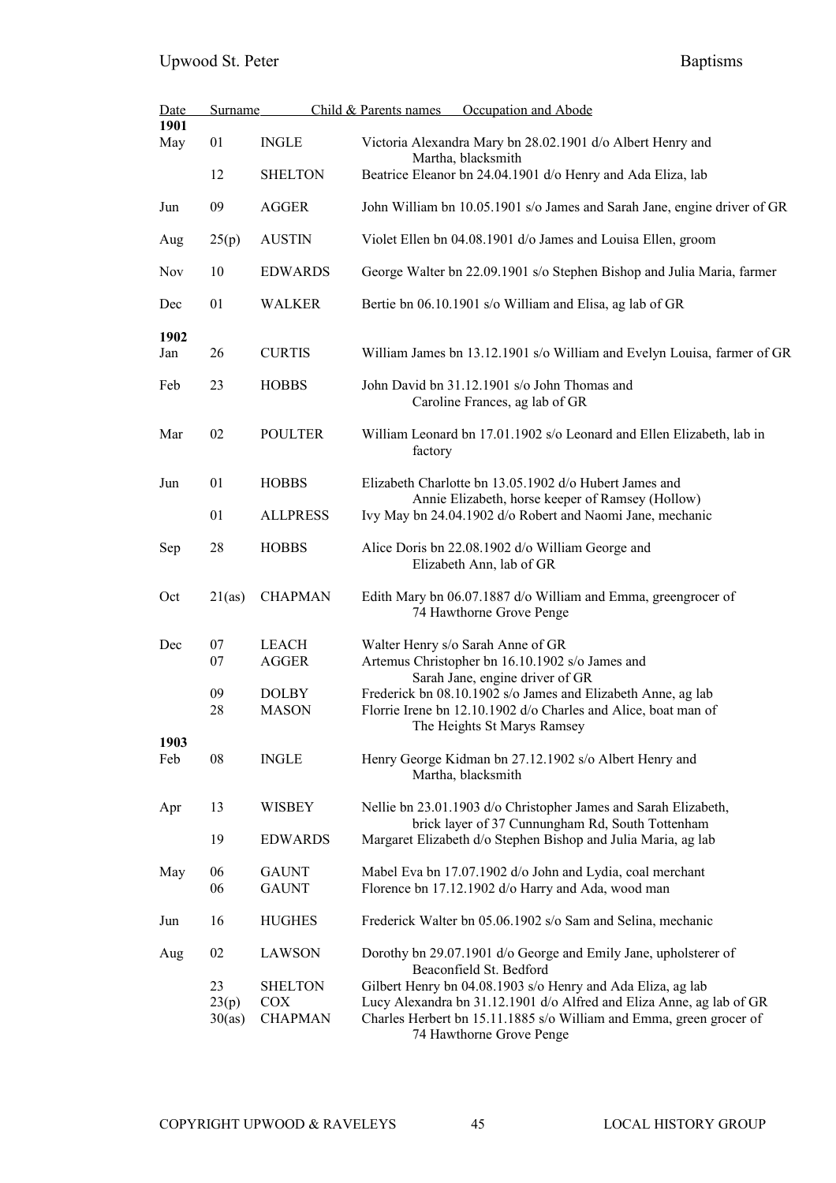| Date | | Surname | Child & Parents names Occupation and Abode |
|---|---|---|---|
| **1901** | | | |
| May | 01 | INGLE | Victoria Alexandra Mary bn 28.02.1901 d/o Albert Henry and Martha, blacksmith |
| | 12 | SHELTON | Beatrice Eleanor bn 24.04.1901 d/o Henry and Ada Eliza, lab |
| Jun | 09 | AGGER | John William bn 10.05.1901 s/o James and Sarah Jane, engine driver of GR |
| Aug | 25(p) | AUSTIN | Violet Ellen bn 04.08.1901 d/o James and Louisa Ellen, groom |
| Nov | 10 | EDWARDS | George Walter bn 22.09.1901 s/o Stephen Bishop and Julia Maria, farmer |
| Dec | 01 | WALKER | Bertie bn 06.10.1901 s/o William and Elisa, ag lab of GR |
| **1902** | | | |
| Jan | 26 | CURTIS | William James bn 13.12.1901 s/o William and Evelyn Louisa, farmer of GR |
| Feb | 23 | HOBBS | John David bn 31.12.1901 s/o John Thomas and Caroline Frances, ag lab of GR |
| Mar | 02 | POULTER | William Leonard bn 17.01.1902 s/o Leonard and Ellen Elizabeth, lab in factory |
| Jun | 01 | HOBBS | Elizabeth Charlotte bn 13.05.1902 d/o Hubert James and Annie Elizabeth, horse keeper of Ramsey (Hollow) |
| | 01 | ALLPRESS | Ivy May bn 24.04.1902 d/o Robert and Naomi Jane, mechanic |
| Sep | 28 | HOBBS | Alice Doris bn 22.08.1902 d/o William George and Elizabeth Ann, lab of GR |
| Oct | 21(as) | CHAPMAN | Edith Mary bn 06.07.1887 d/o William and Emma, greengrocer of 74 Hawthorne Grove Penge |
| Dec | 07 | LEACH | Walter Henry s/o Sarah Anne of GR |
| | 07 | AGGER | Artemus Christopher bn 16.10.1902 s/o James and Sarah Jane, engine driver of GR |
| | 09 | DOLBY | Frederick bn 08.10.1902 s/o James and Elizabeth Anne, ag lab |
| | 28 | MASON | Florrie Irene bn 12.10.1902 d/o Charles and Alice, boat man of The Heights St Marys Ramsey |
| **1903** | | | |
| Feb | 08 | INGLE | Henry George Kidman bn 27.12.1902 s/o Albert Henry and Martha, blacksmith |
| Apr | 13 | WISBEY | Nellie bn 23.01.1903 d/o Christopher James and Sarah Elizabeth, brick layer of 37 Cunnungham Rd, South Tottenham |
| | 19 | EDWARDS | Margaret Elizabeth d/o Stephen Bishop and Julia Maria, ag lab |
| May | 06 | GAUNT | Mabel Eva bn 17.07.1902 d/o John and Lydia, coal merchant |
| | 06 | GAUNT | Florence bn 17.12.1902 d/o Harry and Ada, wood man |
| Jun | 16 | HUGHES | Frederick Walter bn 05.06.1902 s/o Sam and Selina, mechanic |
| Aug | 02 | LAWSON | Dorothy bn 29.07.1901 d/o George and Emily Jane, upholsterer of Beaconfield St. Bedford |
| | 23 | SHELTON | Gilbert Henry bn 04.08.1903 s/o Henry and Ada Eliza, ag lab |
| | 23(p) | COX | Lucy Alexandra bn 31.12.1901 d/o Alfred and Eliza Anne, ag lab of GR |
| | 30(as) | CHAPMAN | Charles Herbert bn 15.11.1885 s/o William and Emma, green grocer of 74 Hawthorne Grove Penge |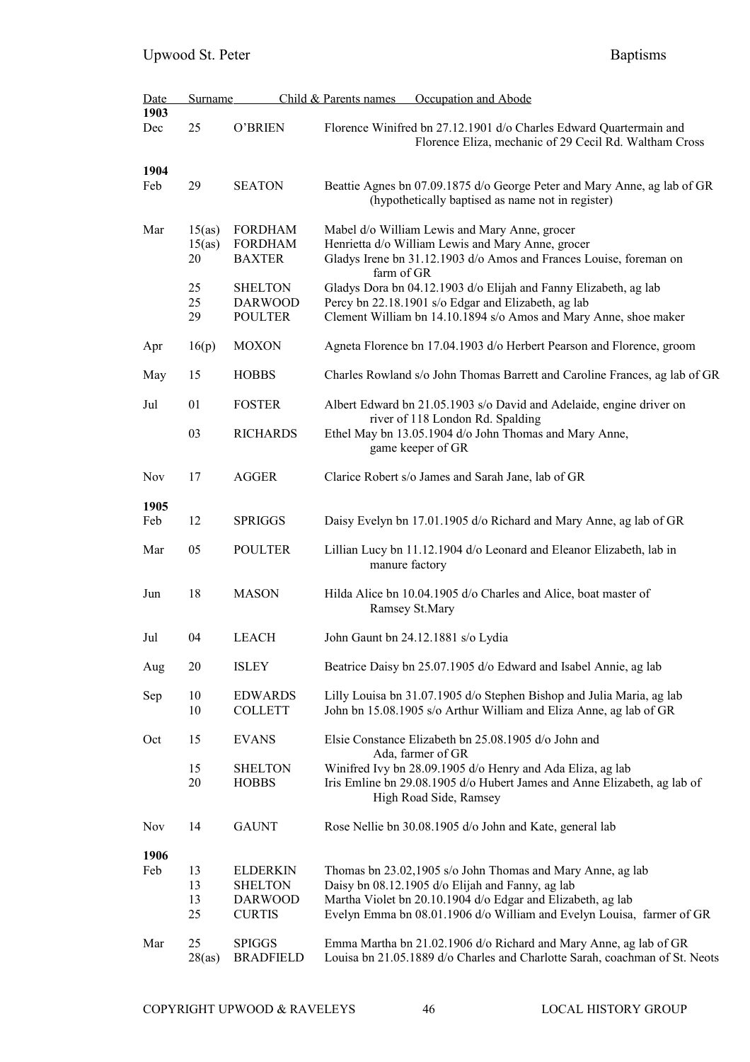| Date | | Surname | Child & Parents names Occupation and Abode |
|---|---|---|---|
| **1903** | | | |
| Dec | 25 | O'BRIEN | Florence Winifred bn 27.12.1901 d/o Charles Edward Quartermain and Florence Eliza, mechanic of 29 Cecil Rd. Waltham Cross |
| **1904** | | | |
| Feb | 29 | SEATON | Beattie Agnes bn 07.09.1875 d/o George Peter and Mary Anne, ag lab of GR (hypothetically baptised as name not in register) |
| Mar | 15(as) | FORDHAM | Mabel d/o William Lewis and Mary Anne, grocer |
| | 15(as) | FORDHAM | Henrietta d/o William Lewis and Mary Anne, grocer |
| | 20 | BAXTER | Gladys Irene bn 31.12.1903 d/o Amos and Frances Louise, foreman on farm of GR |
| | 25 | SHELTON | Gladys Dora bn 04.12.1903 d/o Elijah and Fanny Elizabeth, ag lab |
| | 25 | DARWOOD | Percy bn 22.18.1901 s/o Edgar and Elizabeth, ag lab |
| | 29 | POULTER | Clement William bn 14.10.1894 s/o Amos and Mary Anne, shoe maker |
| Apr | 16(p) | MOXON | Agneta Florence bn 17.04.1903 d/o Herbert Pearson and Florence, groom |
| May | 15 | HOBBS | Charles Rowland s/o John Thomas Barrett and Caroline Frances, ag lab of GR |
| Jul | 01 | FOSTER | Albert Edward bn 21.05.1903 s/o David and Adelaide, engine driver on river of 118 London Rd. Spalding |
| | 03 | RICHARDS | Ethel May bn 13.05.1904 d/o John Thomas and Mary Anne, game keeper of GR |
| Nov | 17 | AGGER | Clarice Robert s/o James and Sarah Jane, lab of GR |
| **1905** | | | |
| Feb | 12 | SPRIGGS | Daisy Evelyn bn 17.01.1905 d/o Richard and Mary Anne, ag lab of GR |
| Mar | 05 | POULTER | Lillian Lucy bn 11.12.1904 d/o Leonard and Eleanor Elizabeth, lab in manure factory |
| Jun | 18 | MASON | Hilda Alice bn 10.04.1905 d/o Charles and Alice, boat master of Ramsey St.Mary |
| Jul | 04 | LEACH | John Gaunt bn 24.12.1881 s/o Lydia |
| Aug | 20 | ISLEY | Beatrice Daisy bn 25.07.1905 d/o Edward and Isabel Annie, ag lab |
| Sep | 10 | EDWARDS | Lilly Louisa bn 31.07.1905 d/o Stephen Bishop and Julia Maria, ag lab |
| | 10 | COLLETT | John bn 15.08.1905 s/o Arthur William and Eliza Anne, ag lab of GR |
| Oct | 15 | EVANS | Elsie Constance Elizabeth bn 25.08.1905 d/o John and Ada, farmer of GR |
| | 15 | SHELTON | Winifred Ivy bn 28.09.1905 d/o Henry and Ada Eliza, ag lab |
| | 20 | HOBBS | Iris Emline bn 29.08.1905 d/o Hubert James and Anne Elizabeth, ag lab of High Road Side, Ramsey |
| Nov | 14 | GAUNT | Rose Nellie bn 30.08.1905 d/o John and Kate, general lab |
| **1906** | | | |
| Feb | 13 | ELDERKIN | Thomas bn 23.02,1905 s/o John Thomas and Mary Anne, ag lab |
| | 13 | SHELTON | Daisy bn 08.12.1905 d/o Elijah and Fanny, ag lab |
| | 13 | DARWOOD | Martha Violet bn 20.10.1904 d/o Edgar and Elizabeth, ag lab |
| | 25 | CURTIS | Evelyn Emma bn 08.01.1906 d/o William and Evelyn Louisa, farmer of GR |
| Mar | 25 | SPIGGS | Emma Martha bn 21.02.1906 d/o Richard and Mary Anne, ag lab of GR |
| | 28(as) | BRADFIELD | Louisa bn 21.05.1889 d/o Charles and Charlotte Sarah, coachman of St. Neots |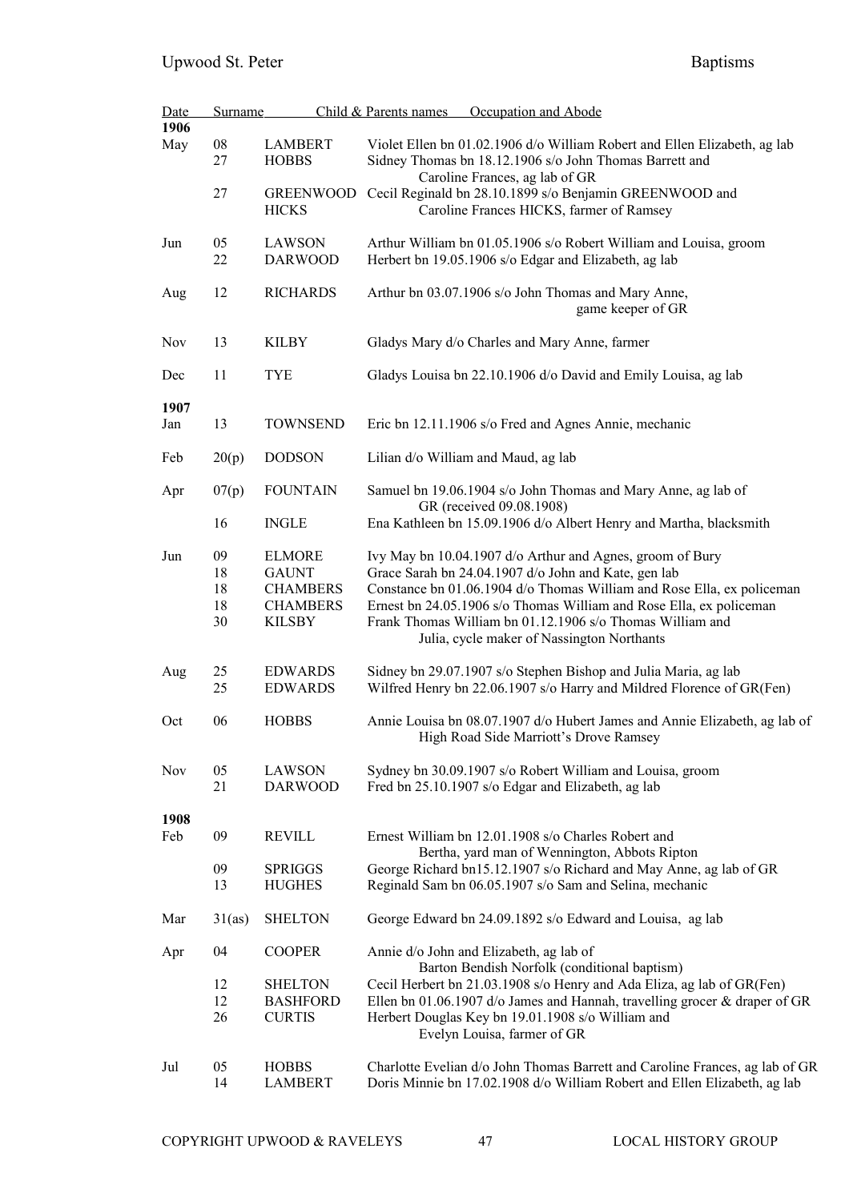| Date | | Surname | Child & Parents names   Occupation and Abode |
|---|---|---|---|
| **1906** | | | |
| May | 08 | LAMBERT | Violet Ellen bn 01.02.1906 d/o William Robert and Ellen Elizabeth, ag lab |
| | 27 | HOBBS | Sidney Thomas bn 18.12.1906 s/o John Thomas Barrett and Caroline Frances, ag lab of GR |
| | 27 | GREENWOOD HICKS | Cecil Reginald bn 28.10.1899 s/o Benjamin GREENWOOD and Caroline Frances HICKS, farmer of Ramsey |
| Jun | 05 | LAWSON | Arthur William bn 01.05.1906 s/o Robert William and Louisa, groom |
| | 22 | DARWOOD | Herbert bn 19.05.1906 s/o Edgar and Elizabeth, ag lab |
| Aug | 12 | RICHARDS | Arthur bn 03.07.1906 s/o John Thomas and Mary Anne, game keeper of GR |
| Nov | 13 | KILBY | Gladys Mary d/o Charles and Mary Anne, farmer |
| Dec | 11 | TYE | Gladys Louisa bn 22.10.1906 d/o David and Emily Louisa, ag lab |
| **1907** | | | |
| Jan | 13 | TOWNSEND | Eric bn 12.11.1906 s/o Fred and Agnes Annie, mechanic |
| Feb | 20(p) | DODSON | Lilian d/o William and Maud, ag lab |
| Apr | 07(p) | FOUNTAIN | Samuel bn 19.06.1904 s/o John Thomas and Mary Anne, ag lab of GR (received 09.08.1908) |
| | 16 | INGLE | Ena Kathleen bn 15.09.1906 d/o Albert Henry and Martha, blacksmith |
| Jun | 09 | ELMORE | Ivy May bn 10.04.1907 d/o Arthur and Agnes, groom of Bury |
| | 18 | GAUNT | Grace Sarah bn 24.04.1907 d/o John and Kate, gen lab |
| | 18 | CHAMBERS | Constance bn 01.06.1904 d/o Thomas William and Rose Ella, ex policeman |
| | 18 | CHAMBERS | Ernest bn 24.05.1906 s/o Thomas William and Rose Ella, ex policeman |
| | 30 | KILSBY | Frank Thomas William bn 01.12.1906 s/o Thomas William and Julia, cycle maker of Nassington Northants |
| Aug | 25 | EDWARDS | Sidney bn 29.07.1907 s/o Stephen Bishop and Julia Maria, ag lab |
| | 25 | EDWARDS | Wilfred Henry bn 22.06.1907 s/o Harry and Mildred Florence of GR(Fen) |
| Oct | 06 | HOBBS | Annie Louisa bn 08.07.1907 d/o Hubert James and Annie Elizabeth, ag lab of High Road Side Marriott's Drove Ramsey |
| Nov | 05 | LAWSON | Sydney bn 30.09.1907 s/o Robert William and Louisa, groom |
| | 21 | DARWOOD | Fred bn 25.10.1907 s/o Edgar and Elizabeth, ag lab |
| **1908** | | | |
| Feb | 09 | REVILL | Ernest William bn 12.01.1908 s/o Charles Robert and Bertha, yard man of Wennington, Abbots Ripton |
| | 09 | SPRIGGS | George Richard bn15.12.1907 s/o Richard and May Anne, ag lab of GR |
| | 13 | HUGHES | Reginald Sam bn 06.05.1907 s/o Sam and Selina, mechanic |
| Mar | 31(as) | SHELTON | George Edward bn 24.09.1892 s/o Edward and Louisa, ag lab |
| Apr | 04 | COOPER | Annie d/o John and Elizabeth, ag lab of Barton Bendish Norfolk (conditional baptism) |
| | 12 | SHELTON | Cecil Herbert bn 21.03.1908 s/o Henry and Ada Eliza, ag lab of GR(Fen) |
| | 12 | BASHFORD | Ellen bn 01.06.1907 d/o James and Hannah, travelling grocer & draper of GR |
| | 26 | CURTIS | Herbert Douglas Key bn 19.01.1908 s/o William and Evelyn Louisa, farmer of GR |
| Jul | 05 | HOBBS | Charlotte Evelian d/o John Thomas Barrett and Caroline Frances, ag lab of GR |
| | 14 | LAMBERT | Doris Minnie bn 17.02.1908 d/o William Robert and Ellen Elizabeth, ag lab |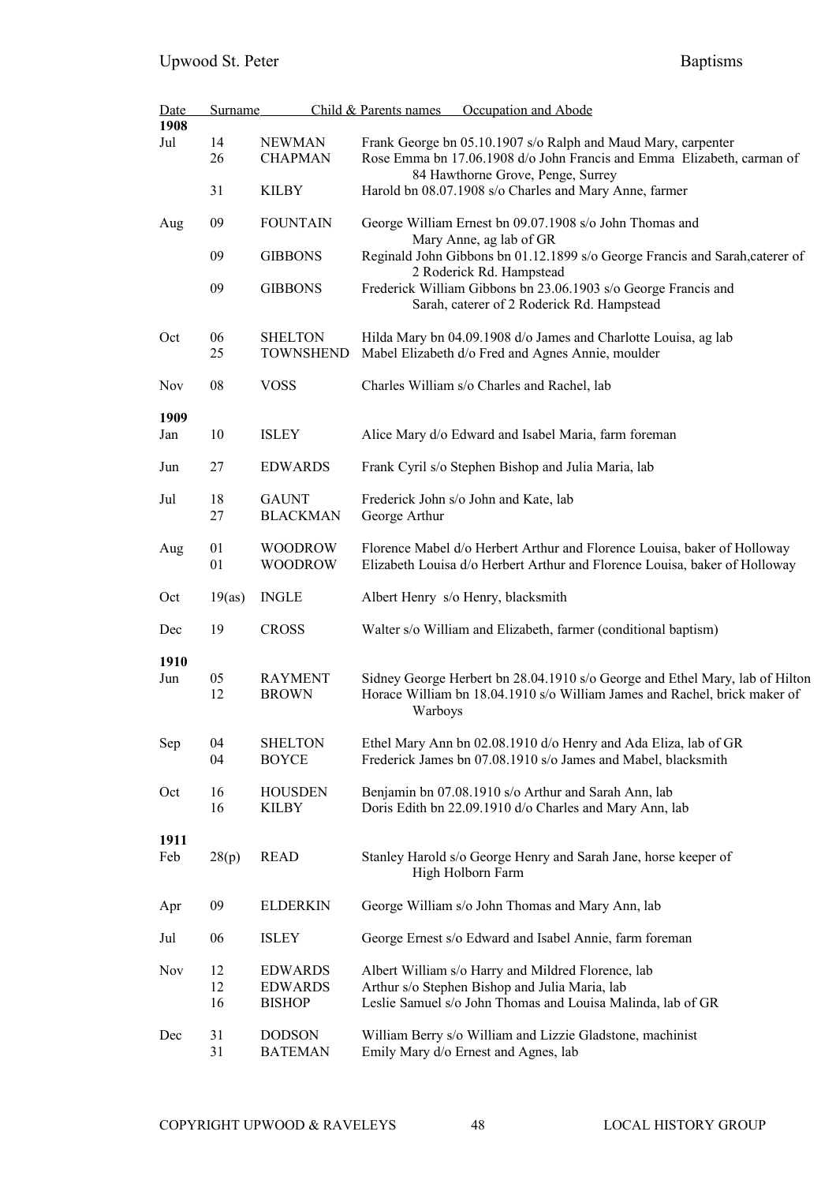| Date | | Surname | Child & Parents names Occupation and Abode |
|---|---|---|---|
| **1908** | | | |
| Jul | 14 | NEWMAN | Frank George bn 05.10.1907 s/o Ralph and Maud Mary, carpenter |
| | 26 | CHAPMAN | Rose Emma bn 17.06.1908 d/o John Francis and Emma Elizabeth, carman of 84 Hawthorne Grove, Penge, Surrey |
| | 31 | KILBY | Harold bn 08.07.1908 s/o Charles and Mary Anne, farmer |
| Aug | 09 | FOUNTAIN | George William Ernest bn 09.07.1908 s/o John Thomas and Mary Anne, ag lab of GR |
| | 09 | GIBBONS | Reginald John Gibbons bn 01.12.1899 s/o George Francis and Sarah,caterer of 2 Roderick Rd. Hampstead |
| | 09 | GIBBONS | Frederick William Gibbons bn 23.06.1903 s/o George Francis and Sarah, caterer of 2 Roderick Rd. Hampstead |
| Oct | 06 | SHELTON | Hilda Mary bn 04.09.1908 d/o James and Charlotte Louisa, ag lab |
| | 25 | TOWNSHEND | Mabel Elizabeth d/o Fred and Agnes Annie, moulder |
| Nov | 08 | VOSS | Charles William s/o Charles and Rachel, lab |
| **1909** | | | |
| Jan | 10 | ISLEY | Alice Mary d/o Edward and Isabel Maria, farm foreman |
| Jun | 27 | EDWARDS | Frank Cyril s/o Stephen Bishop and Julia Maria, lab |
| Jul | 18 | GAUNT | Frederick John s/o John and Kate, lab |
| | 27 | BLACKMAN | George Arthur |
| Aug | 01 | WOODROW | Florence Mabel d/o Herbert Arthur and Florence Louisa, baker of Holloway |
| | 01 | WOODROW | Elizabeth Louisa d/o Herbert Arthur and Florence Louisa, baker of Holloway |
| Oct | 19(as) | INGLE | Albert Henry s/o Henry, blacksmith |
| Dec | 19 | CROSS | Walter s/o William and Elizabeth, farmer (conditional baptism) |
| **1910** | | | |
| Jun | 05 | RAYMENT | Sidney George Herbert bn 28.04.1910 s/o George and Ethel Mary, lab of Hilton |
| | 12 | BROWN | Horace William bn 18.04.1910 s/o William James and Rachel, brick maker of Warboys |
| Sep | 04 | SHELTON | Ethel Mary Ann bn 02.08.1910 d/o Henry and Ada Eliza, lab of GR |
| | 04 | BOYCE | Frederick James bn 07.08.1910 s/o James and Mabel, blacksmith |
| Oct | 16 | HOUSDEN | Benjamin bn 07.08.1910 s/o Arthur and Sarah Ann, lab |
| | 16 | KILBY | Doris Edith bn 22.09.1910 d/o Charles and Mary Ann, lab |
| **1911** | | | |
| Feb | 28(p) | READ | Stanley Harold s/o George Henry and Sarah Jane, horse keeper of High Holborn Farm |
| Apr | 09 | ELDERKIN | George William s/o John Thomas and Mary Ann, lab |
| Jul | 06 | ISLEY | George Ernest s/o Edward and Isabel Annie, farm foreman |
| Nov | 12 | EDWARDS | Albert William s/o Harry and Mildred Florence, lab |
| | 12 | EDWARDS | Arthur s/o Stephen Bishop and Julia Maria, lab |
| | 16 | BISHOP | Leslie Samuel s/o John Thomas and Louisa Malinda, lab of GR |
| Dec | 31 | DODSON | William Berry s/o William and Lizzie Gladstone, machinist |
| | 31 | BATEMAN | Emily Mary d/o Ernest and Agnes, lab |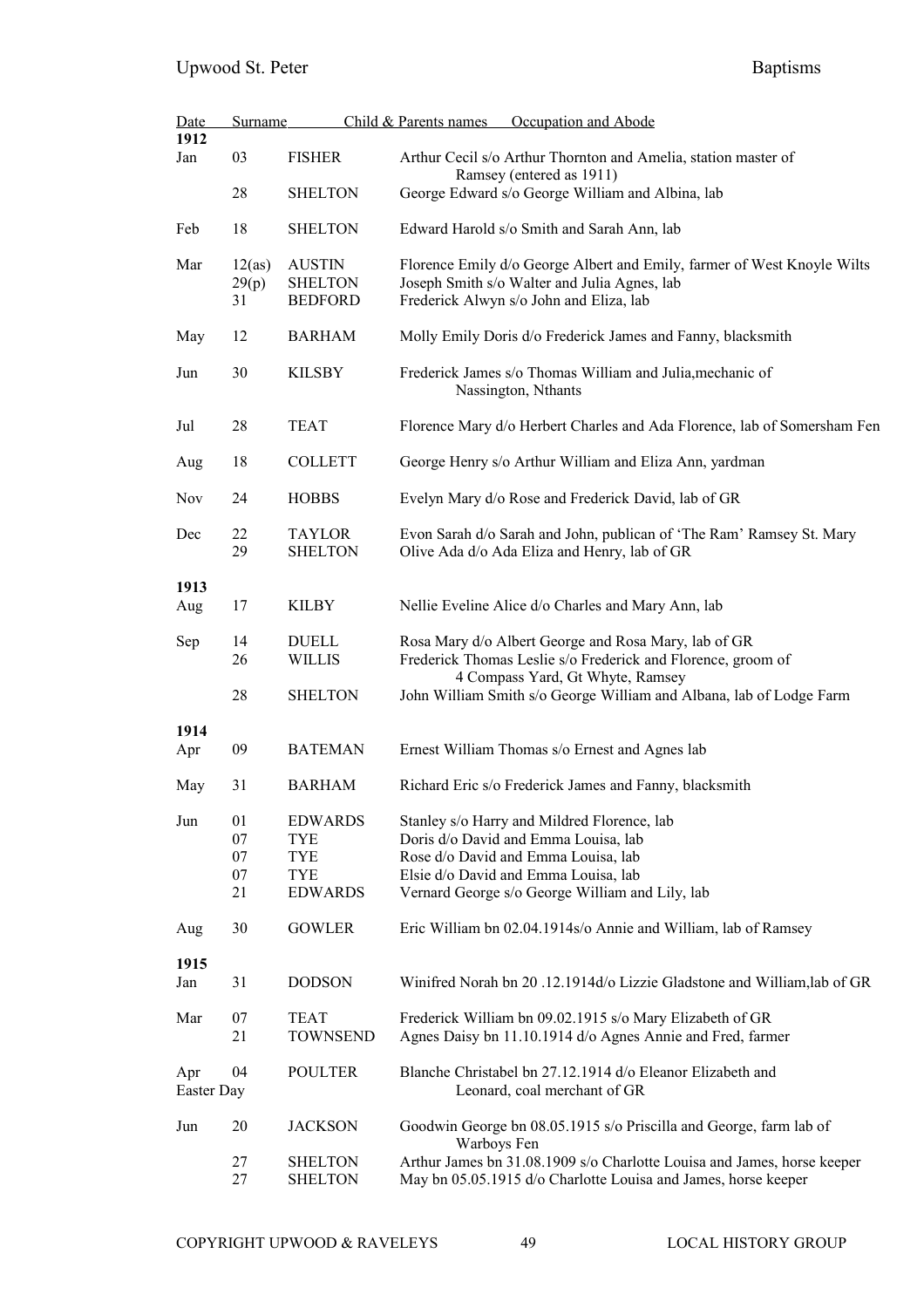| Date | | Surname | Child & Parents names Occupation and Abode |
|---|---|---|---|
| **1912** | | | |
| Jan | 03 | FISHER | Arthur Cecil s/o Arthur Thornton and Amelia, station master of Ramsey (entered as 1911) |
| | 28 | SHELTON | George Edward s/o George William and Albina, lab |
| Feb | 18 | SHELTON | Edward Harold s/o Smith and Sarah Ann, lab |
| Mar | 12(as) | AUSTIN | Florence Emily d/o George Albert and Emily, farmer of West Knoyle Wilts |
| | 29(p) | SHELTON | Joseph Smith s/o Walter and Julia Agnes, lab |
| | 31 | BEDFORD | Frederick Alwyn s/o John and Eliza, lab |
| May | 12 | BARHAM | Molly Emily Doris d/o Frederick James and Fanny, blacksmith |
| Jun | 30 | KILSBY | Frederick James s/o Thomas William and Julia,mechanic of Nassington, Nthants |
| Jul | 28 | TEAT | Florence Mary d/o Herbert Charles and Ada Florence, lab of Somersham Fen |
| Aug | 18 | COLLETT | George Henry s/o Arthur William and Eliza Ann, yardman |
| Nov | 24 | HOBBS | Evelyn Mary d/o Rose and Frederick David, lab of GR |
| Dec | 22 | TAYLOR | Evon Sarah d/o Sarah and John, publican of 'The Ram' Ramsey St. Mary |
| | 29 | SHELTON | Olive Ada d/o Ada Eliza and Henry, lab of GR |
| **1913** | | | |
| Aug | 17 | KILBY | Nellie Eveline Alice d/o Charles and Mary Ann, lab |
| Sep | 14 | DUELL | Rosa Mary d/o Albert George and Rosa Mary, lab of GR |
| | 26 | WILLIS | Frederick Thomas Leslie s/o Frederick and Florence, groom of 4 Compass Yard, Gt Whyte, Ramsey |
| | 28 | SHELTON | John William Smith s/o George William and Albana, lab of Lodge Farm |
| **1914** | | | |
| Apr | 09 | BATEMAN | Ernest William Thomas s/o Ernest and Agnes lab |
| May | 31 | BARHAM | Richard Eric s/o Frederick James and Fanny, blacksmith |
| Jun | 01 | EDWARDS | Stanley s/o Harry and Mildred Florence, lab |
| | 07 | TYE | Doris d/o David and Emma Louisa, lab |
| | 07 | TYE | Rose d/o David and Emma Louisa, lab |
| | 07 | TYE | Elsie d/o David and Emma Louisa, lab |
| | 21 | EDWARDS | Vernard George s/o George William and Lily, lab |
| Aug | 30 | GOWLER | Eric William bn 02.04.1914s/o Annie and William, lab of Ramsey |
| **1915** | | | |
| Jan | 31 | DODSON | Winifred Norah bn 20 .12.1914d/o Lizzie Gladstone and William,lab of GR |
| Mar | 07 | TEAT | Frederick William bn 09.02.1915 s/o Mary Elizabeth of GR |
| | 21 | TOWNSEND | Agnes Daisy bn 11.10.1914 d/o Agnes Annie and Fred, farmer |
| Apr Easter Day | 04 | POULTER | Blanche Christabel bn 27.12.1914 d/o Eleanor Elizabeth and Leonard, coal merchant of GR |
| Jun | 20 | JACKSON | Goodwin George bn 08.05.1915 s/o Priscilla and George, farm lab of Warboys Fen |
| | 27 | SHELTON | Arthur James bn 31.08.1909 s/o Charlotte Louisa and James, horse keeper |
| | 27 | SHELTON | May bn 05.05.1915 d/o Charlotte Louisa and James, horse keeper |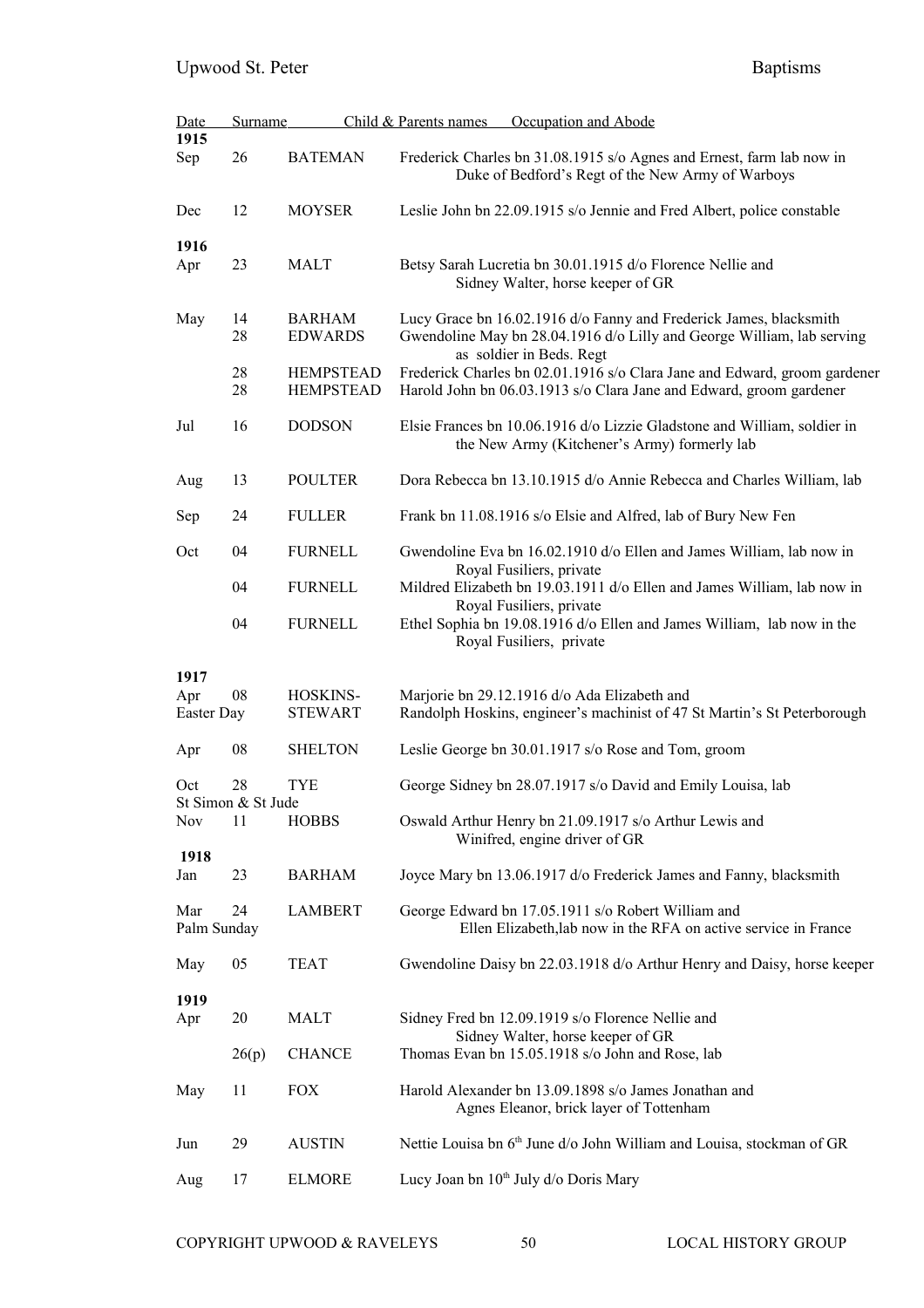| Date | | Surname | Child & Parents names Occupation and Abode |
|---|---|---|---|
| **1915** | | | |
| Sep | 26 | BATEMAN | Frederick Charles bn 31.08.1915 s/o Agnes and Ernest, farm lab now in Duke of Bedford's Regt of the New Army of Warboys |
| Dec | 12 | MOYSER | Leslie John bn 22.09.1915 s/o Jennie and Fred Albert, police constable |
| **1916** | | | |
| Apr | 23 | MALT | Betsy Sarah Lucretia bn 30.01.1915 d/o Florence Nellie and Sidney Walter, horse keeper of GR |
| May | 14 | BARHAM | Lucy Grace bn 16.02.1916 d/o Fanny and Frederick James, blacksmith |
| | 28 | EDWARDS | Gwendoline May bn 28.04.1916 d/o Lilly and George William, lab serving as soldier in Beds. Regt |
| | 28 | HEMPSTEAD | Frederick Charles bn 02.01.1916 s/o Clara Jane and Edward, groom gardener |
| | 28 | HEMPSTEAD | Harold John bn 06.03.1913 s/o Clara Jane and Edward, groom gardener |
| Jul | 16 | DODSON | Elsie Frances bn 10.06.1916 d/o Lizzie Gladstone and William, soldier in the New Army (Kitchener's Army) formerly lab |
| Aug | 13 | POULTER | Dora Rebecca bn 13.10.1915 d/o Annie Rebecca and Charles William, lab |
| Sep | 24 | FULLER | Frank bn 11.08.1916 s/o Elsie and Alfred, lab of Bury New Fen |
| Oct | 04 | FURNELL | Gwendoline Eva bn 16.02.1910 d/o Ellen and James William, lab now in Royal Fusiliers, private |
| | 04 | FURNELL | Mildred Elizabeth bn 19.03.1911 d/o Ellen and James William, lab now in Royal Fusiliers, private |
| | 04 | FURNELL | Ethel Sophia bn 19.08.1916 d/o Ellen and James William, lab now in the Royal Fusiliers, private |
| **1917** | | | |
| Apr Easter Day | 08 | HOSKINS-STEWART | Marjorie bn 29.12.1916 d/o Ada Elizabeth and Randolph Hoskins, engineer's machinist of 47 St Martin's St Peterborough |
| Apr | 08 | SHELTON | Leslie George bn 30.01.1917 s/o Rose and Tom, groom |
| Oct St Simon & St Jude | 28 | TYE | George Sidney bn 28.07.1917 s/o David and Emily Louisa, lab |
| Nov | 11 | HOBBS | Oswald Arthur Henry bn 21.09.1917 s/o Arthur Lewis and Winifred, engine driver of GR |
| **1918** | | | |
| Jan | 23 | BARHAM | Joyce Mary bn 13.06.1917 d/o Frederick James and Fanny, blacksmith |
| Mar Palm Sunday | 24 | LAMBERT | George Edward bn 17.05.1911 s/o Robert William and Ellen Elizabeth,lab now in the RFA on active service in France |
| May | 05 | TEAT | Gwendoline Daisy bn 22.03.1918 d/o Arthur Henry and Daisy, horse keeper |
| **1919** | | | |
| Apr | 20 | MALT | Sidney Fred bn 12.09.1919 s/o Florence Nellie and Sidney Walter, horse keeper of GR |
| | 26(p) | CHANCE | Thomas Evan bn 15.05.1918 s/o John and Rose, lab |
| May | 11 | FOX | Harold Alexander bn 13.09.1898 s/o James Jonathan and Agnes Eleanor, brick layer of Tottenham |
| Jun | 29 | AUSTIN | Nettie Louisa bn 6th June d/o John William and Louisa, stockman of GR |
| Aug | 17 | ELMORE | Lucy Joan bn 10th July d/o Doris Mary |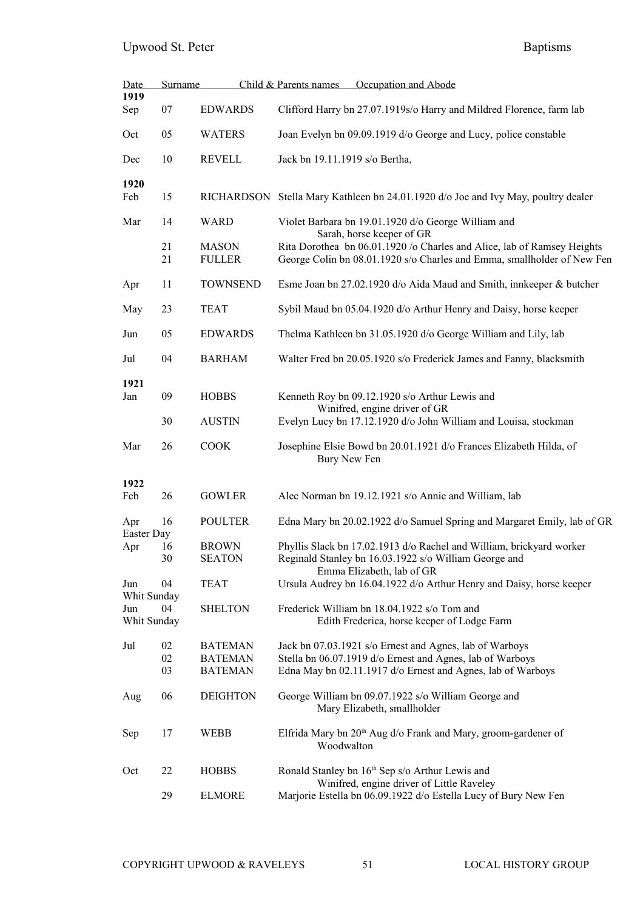| Date | | Surname | Child & Parents names Occupation and Abode |
|---|---|---|---|
| **1919** | | | |
| Sep | 07 | EDWARDS | Clifford Harry bn 27.07.1919s/o Harry and Mildred Florence, farm lab |
| Oct | 05 | WATERS | Joan Evelyn bn 09.09.1919 d/o George and Lucy, police constable |
| Dec | 10 | REVELL | Jack bn 19.11.1919 s/o Bertha, |
| **1920** | | | |
| Feb | 15 | RICHARDSON | Stella Mary Kathleen bn 24.01.1920 d/o Joe and Ivy May, poultry dealer |
| Mar | 14 | WARD | Violet Barbara bn 19.01.1920 d/o George William and Sarah, horse keeper of GR |
| | 21 | MASON | Rita Dorothea bn 06.01.1920 /o Charles and Alice, lab of Ramsey Heights |
| | 21 | FULLER | George Colin bn 08.01.1920 s/o Charles and Emma, smallholder of New Fen |
| Apr | 11 | TOWNSEND | Esme Joan bn 27.02.1920 d/o Aida Maud and Smith, innkeeper & butcher |
| May | 23 | TEAT | Sybil Maud bn 05.04.1920 d/o Arthur Henry and Daisy, horse keeper |
| Jun | 05 | EDWARDS | Thelma Kathleen bn 31.05.1920 d/o George William and Lily, lab |
| Jul | 04 | BARHAM | Walter Fred bn 20.05.1920 s/o Frederick James and Fanny, blacksmith |
| **1921** | | | |
| Jan | 09 | HOBBS | Kenneth Roy bn 09.12.1920 s/o Arthur Lewis and Winifred, engine driver of GR |
| | 30 | AUSTIN | Evelyn Lucy bn 17.12.1920 d/o John William and Louisa, stockman |
| Mar | 26 | COOK | Josephine Elsie Bowd bn 20.01.1921 d/o Frances Elizabeth Hilda, of Bury New Fen |
| **1922** | | | |
| Feb | 26 | GOWLER | Alec Norman bn 19.12.1921 s/o Annie and William, lab |
| Apr Easter Day | 16 | POULTER | Edna Mary bn 20.02.1922 d/o Samuel Spring and Margaret Emily, lab of GR |
| Apr | 16 | BROWN | Phyllis Slack bn 17.02.1913 d/o Rachel and William, brickyard worker |
| | 30 | SEATON | Reginald Stanley bn 16.03.1922 s/o William George and Emma Elizabeth, lab of GR |
| Jun Whit Sunday | 04 | TEAT | Ursula Audrey bn 16.04.1922 d/o Arthur Henry and Daisy, horse keeper |
| Jun Whit Sunday | 04 | SHELTON | Frederick William bn 18.04.1922 s/o Tom and Edith Frederica, horse keeper of Lodge Farm |
| Jul | 02 | BATEMAN | Jack bn 07.03.1921 s/o Ernest and Agnes, lab of Warboys |
| | 02 | BATEMAN | Stella bn 06.07.1919 d/o Ernest and Agnes, lab of Warboys |
| | 03 | BATEMAN | Edna May bn 02.11.1917 d/o Ernest and Agnes, lab of Warboys |
| Aug | 06 | DEIGHTON | George William bn 09.07.1922 s/o William George and Mary Elizabeth, smallholder |
| Sep | 17 | WEBB | Elfrida Mary bn 20th Aug d/o Frank and Mary, groom-gardener of Woodwalton |
| Oct | 22 | HOBBS | Ronald Stanley bn 16th Sep s/o Arthur Lewis and Winifred, engine driver of Little Raveley |
| | 29 | ELMORE | Marjorie Estella bn 06.09.1922 d/o Estella Lucy of Bury New Fen |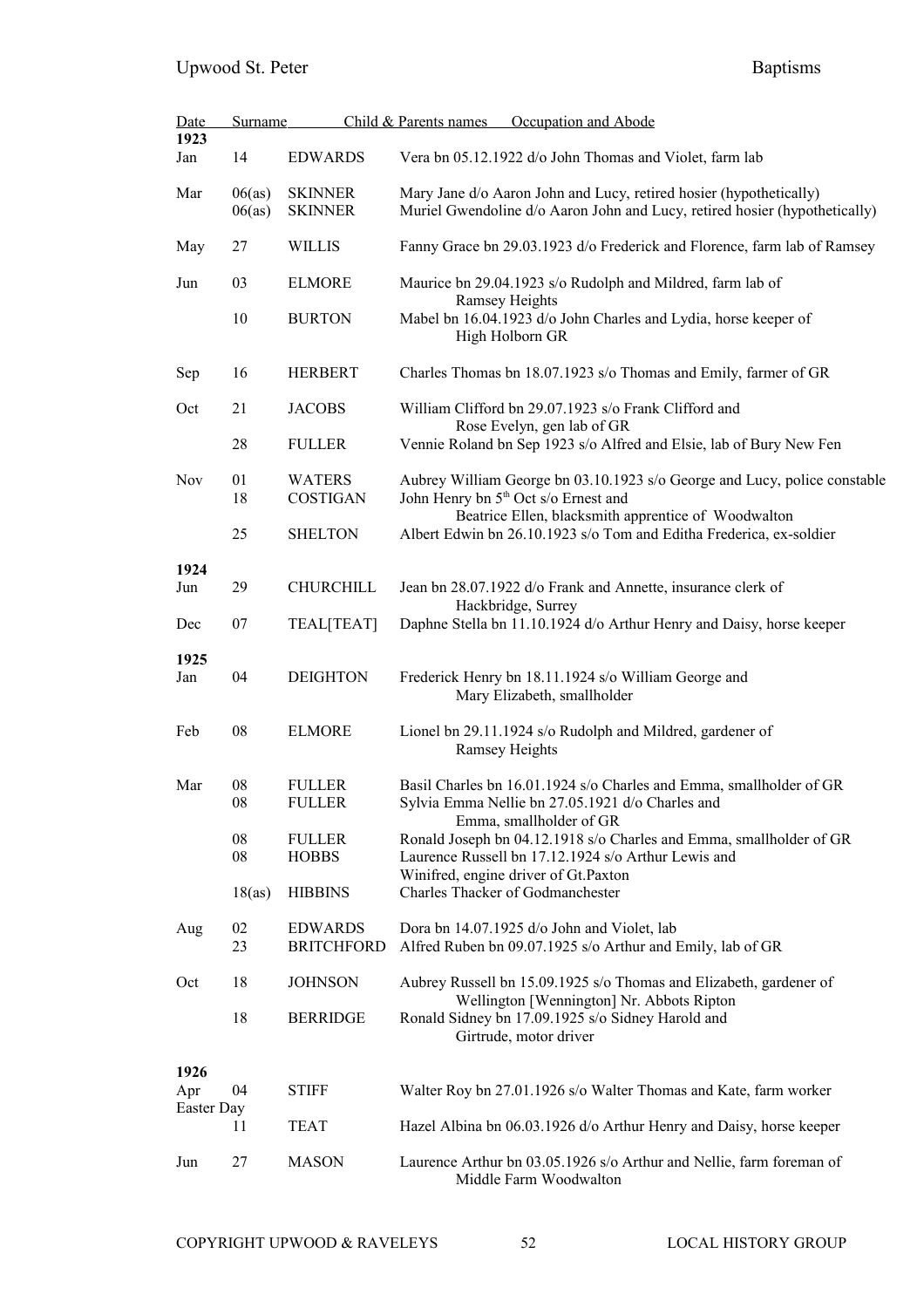| Date | | Surname | Child & Parents names Occupation and Abode |
|---|---|---|---|
| **1923** | | | |
| Jan | 14 | EDWARDS | Vera bn 05.12.1922 d/o John Thomas and Violet, farm lab |
| Mar | 06(as) | SKINNER | Mary Jane d/o Aaron John and Lucy, retired hosier (hypothetically) |
| | 06(as) | SKINNER | Muriel Gwendoline d/o Aaron John and Lucy, retired hosier (hypothetically) |
| May | 27 | WILLIS | Fanny Grace bn 29.03.1923 d/o Frederick and Florence, farm lab of Ramsey |
| Jun | 03 | ELMORE | Maurice bn 29.04.1923 s/o Rudolph and Mildred, farm lab of Ramsey Heights |
| | 10 | BURTON | Mabel bn 16.04.1923 d/o John Charles and Lydia, horse keeper of High Holborn GR |
| Sep | 16 | HERBERT | Charles Thomas bn 18.07.1923 s/o Thomas and Emily, farmer of GR |
| Oct | 21 | JACOBS | William Clifford bn 29.07.1923 s/o Frank Clifford and Rose Evelyn, gen lab of GR |
| | 28 | FULLER | Vennie Roland bn Sep 1923 s/o Alfred and Elsie, lab of Bury New Fen |
| Nov | 01 | WATERS | Aubrey William George bn 03.10.1923 s/o George and Lucy, police constable |
| | 18 | COSTIGAN | John Henry bn 5th Oct s/o Ernest and Beatrice Ellen, blacksmith apprentice of Woodwalton |
| | 25 | SHELTON | Albert Edwin bn 26.10.1923 s/o Tom and Editha Frederica, ex-soldier |
| **1924** | | | |
| Jun | 29 | CHURCHILL | Jean bn 28.07.1922 d/o Frank and Annette, insurance clerk of Hackbridge, Surrey |
| Dec | 07 | TEAL[TEAT] | Daphne Stella bn 11.10.1924 d/o Arthur Henry and Daisy, horse keeper |
| **1925** | | | |
| Jan | 04 | DEIGHTON | Frederick Henry bn 18.11.1924 s/o William George and Mary Elizabeth, smallholder |
| Feb | 08 | ELMORE | Lionel bn 29.11.1924 s/o Rudolph and Mildred, gardener of Ramsey Heights |
| Mar | 08 | FULLER | Basil Charles bn 16.01.1924 s/o Charles and Emma, smallholder of GR |
| | 08 | FULLER | Sylvia Emma Nellie bn 27.05.1921 d/o Charles and Emma, smallholder of GR |
| | 08 | FULLER | Ronald Joseph bn 04.12.1918 s/o Charles and Emma, smallholder of GR |
| | 08 | HOBBS | Laurence Russell bn 17.12.1924 s/o Arthur Lewis and Winifred, engine driver of Gt.Paxton |
| | 18(as) | HIBBINS | Charles Thacker of Godmanchester |
| Aug | 02 | EDWARDS | Dora bn 14.07.1925 d/o John and Violet, lab |
| | 23 | BRITCHFORD | Alfred Ruben bn 09.07.1925 s/o Arthur and Emily, lab of GR |
| Oct | 18 | JOHNSON | Aubrey Russell bn 15.09.1925 s/o Thomas and Elizabeth, gardener of Wellington [Wennington] Nr. Abbots Ripton |
| | 18 | BERRIDGE | Ronald Sidney bn 17.09.1925 s/o Sidney Harold and Girtrude, motor driver |
| **1926** | | | |
| Apr Easter Day | 04 | STIFF | Walter Roy bn 27.01.1926 s/o Walter Thomas and Kate, farm worker |
| | 11 | TEAT | Hazel Albina bn 06.03.1926 d/o Arthur Henry and Daisy, horse keeper |
| Jun | 27 | MASON | Laurence Arthur bn 03.05.1926 s/o Arthur and Nellie, farm foreman of Middle Farm Woodwalton |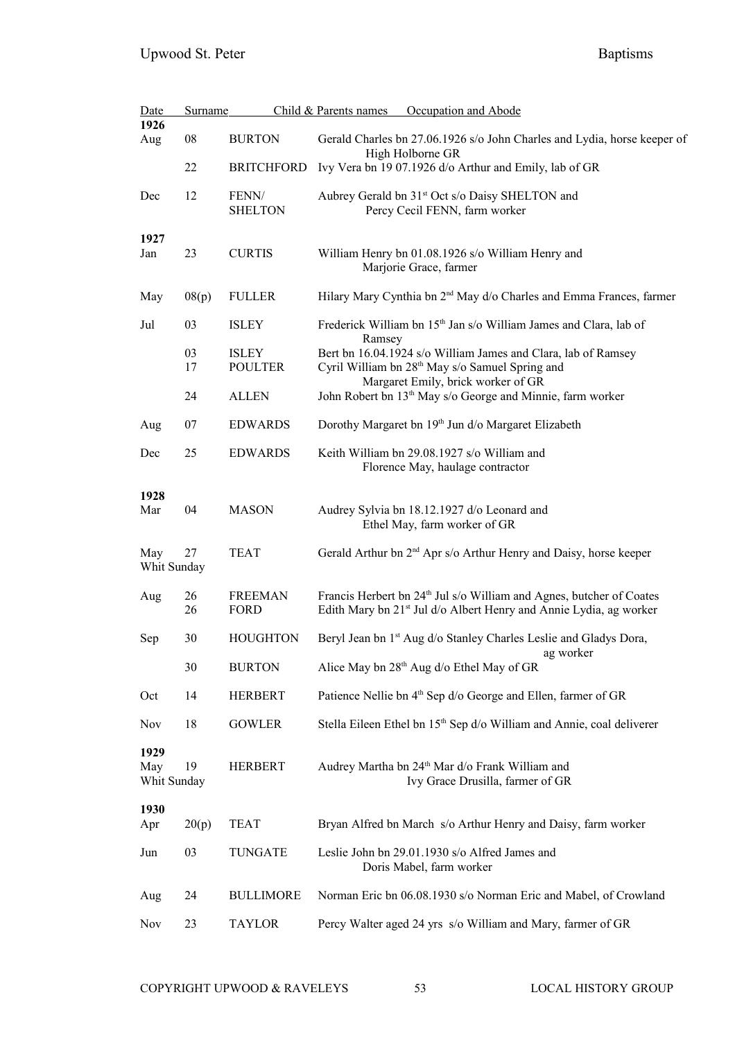| Date | | Surname | Child & Parents names Occupation and Abode |
|---|---|---|---|
| **1926** | | | |
| Aug | 08 | BURTON | Gerald Charles bn 27.06.1926 s/o John Charles and Lydia, horse keeper of High Holborne GR |
| | 22 | BRITCHFORD | Ivy Vera bn 19 07.1926 d/o Arthur and Emily, lab of GR |
| Dec | 12 | FENN/ SHELTON | Aubrey Gerald bn 31st Oct s/o Daisy SHELTON and Percy Cecil FENN, farm worker |
| **1927** | | | |
| Jan | 23 | CURTIS | William Henry bn 01.08.1926 s/o William Henry and Marjorie Grace, farmer |
| May | 08(p) | FULLER | Hilary Mary Cynthia bn 2nd May d/o Charles and Emma Frances, farmer |
| Jul | 03 | ISLEY | Frederick William bn 15th Jan s/o William James and Clara, lab of Ramsey |
| | 03 | ISLEY | Bert bn 16.04.1924 s/o William James and Clara, lab of Ramsey |
| | 17 | POULTER | Cyril William bn 28th May s/o Samuel Spring and Margaret Emily, brick worker of GR |
| | 24 | ALLEN | John Robert bn 13th May s/o George and Minnie, farm worker |
| Aug | 07 | EDWARDS | Dorothy Margaret bn 19th Jun d/o Margaret Elizabeth |
| Dec | 25 | EDWARDS | Keith William bn 29.08.1927 s/o William and Florence May, haulage contractor |
| **1928** | | | |
| Mar | 04 | MASON | Audrey Sylvia bn 18.12.1927 d/o Leonard and Ethel May, farm worker of GR |
| May Whit Sunday | 27 | TEAT | Gerald Arthur bn 2nd Apr s/o Arthur Henry and Daisy, horse keeper |
| Aug | 26 | FREEMAN | Francis Herbert bn 24th Jul s/o William and Agnes, butcher of Coates |
| | 26 | FORD | Edith Mary bn 21st Jul d/o Albert Henry and Annie Lydia, ag worker |
| Sep | 30 | HOUGHTON | Beryl Jean bn 1st Aug d/o Stanley Charles Leslie and Gladys Dora, ag worker |
| | 30 | BURTON | Alice May bn 28th Aug d/o Ethel May of GR |
| Oct | 14 | HERBERT | Patience Nellie bn 4th Sep d/o George and Ellen, farmer of GR |
| Nov | 18 | GOWLER | Stella Eileen Ethel bn 15th Sep d/o William and Annie, coal deliverer |
| **1929** | | | |
| May Whit Sunday | 19 | HERBERT | Audrey Martha bn 24th Mar d/o Frank William and Ivy Grace Drusilla, farmer of GR |
| **1930** | | | |
| Apr | 20(p) | TEAT | Bryan Alfred bn March s/o Arthur Henry and Daisy, farm worker |
| Jun | 03 | TUNGATE | Leslie John bn 29.01.1930 s/o Alfred James and Doris Mabel, farm worker |
| Aug | 24 | BULLIMORE | Norman Eric bn 06.08.1930 s/o Norman Eric and Mabel, of Crowland |
| Nov | 23 | TAYLOR | Percy Walter aged 24 yrs s/o William and Mary, farmer of GR |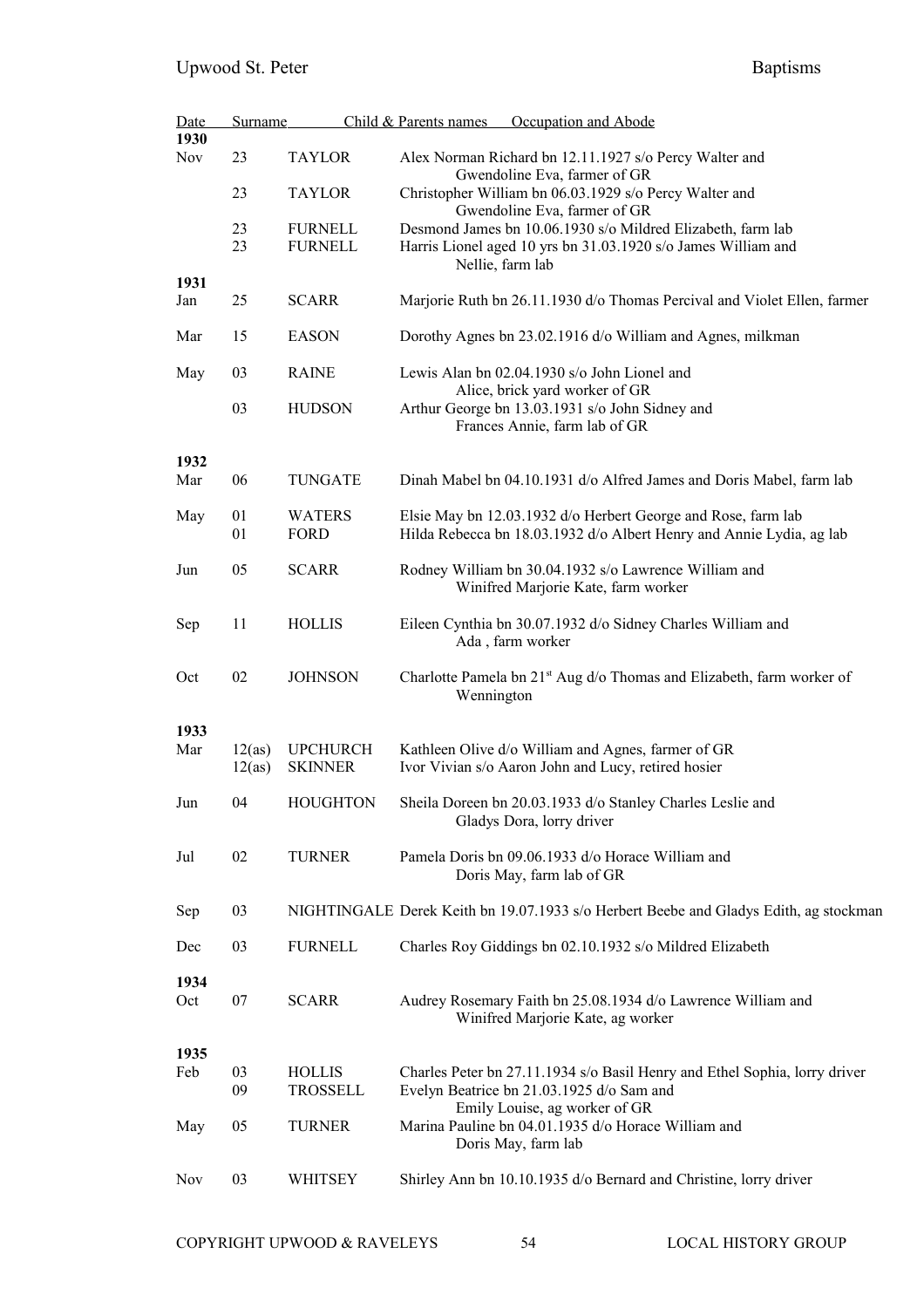| Date | | Surname | Child & Parents names Occupation and Abode |
|---|---|---|---|
| **1930** | | | |
| Nov | 23 | TAYLOR | Alex Norman Richard bn 12.11.1927 s/o Percy Walter and Gwendoline Eva, farmer of GR |
| | 23 | TAYLOR | Christopher William bn 06.03.1929 s/o Percy Walter and Gwendoline Eva, farmer of GR |
| | 23 | FURNELL | Desmond James bn 10.06.1930 s/o Mildred Elizabeth, farm lab |
| | 23 | FURNELL | Harris Lionel aged 10 yrs bn 31.03.1920 s/o James William and Nellie, farm lab |
| **1931** | | | |
| Jan | 25 | SCARR | Marjorie Ruth bn 26.11.1930 d/o Thomas Percival and Violet Ellen, farmer |
| Mar | 15 | EASON | Dorothy Agnes bn 23.02.1916 d/o William and Agnes, milkman |
| May | 03 | RAINE | Lewis Alan bn 02.04.1930 s/o John Lionel and Alice, brick yard worker of GR |
| | 03 | HUDSON | Arthur George bn 13.03.1931 s/o John Sidney and Frances Annie, farm lab of GR |
| **1932** | | | |
| Mar | 06 | TUNGATE | Dinah Mabel bn 04.10.1931 d/o Alfred James and Doris Mabel, farm lab |
| May | 01 | WATERS | Elsie May bn 12.03.1932 d/o Herbert George and Rose, farm lab |
| | 01 | FORD | Hilda Rebecca bn 18.03.1932 d/o Albert Henry and Annie Lydia, ag lab |
| Jun | 05 | SCARR | Rodney William bn 30.04.1932 s/o Lawrence William and Winifred Marjorie Kate, farm worker |
| Sep | 11 | HOLLIS | Eileen Cynthia bn 30.07.1932 d/o Sidney Charles William and Ada , farm worker |
| Oct | 02 | JOHNSON | Charlotte Pamela bn 21st Aug d/o Thomas and Elizabeth, farm worker of Wennington |
| **1933** | | | |
| Mar | 12(as) | UPCHURCH | Kathleen Olive d/o William and Agnes, farmer of GR |
| | 12(as) | SKINNER | Ivor Vivian s/o Aaron John and Lucy, retired hosier |
| Jun | 04 | HOUGHTON | Sheila Doreen bn 20.03.1933 d/o Stanley Charles Leslie and Gladys Dora, lorry driver |
| Jul | 02 | TURNER | Pamela Doris bn 09.06.1933 d/o Horace William and Doris May, farm lab of GR |
| Sep | 03 | NIGHTINGALE | Derek Keith bn 19.07.1933 s/o Herbert Beebe and Gladys Edith, ag stockman |
| Dec | 03 | FURNELL | Charles Roy Giddings bn 02.10.1932 s/o Mildred Elizabeth |
| **1934** | | | |
| Oct | 07 | SCARR | Audrey Rosemary Faith bn 25.08.1934 d/o Lawrence William and Winifred Marjorie Kate, ag worker |
| **1935** | | | |
| Feb | 03 | HOLLIS | Charles Peter bn 27.11.1934 s/o Basil Henry and Ethel Sophia, lorry driver |
| | 09 | TROSSELL | Evelyn Beatrice bn 21.03.1925 d/o Sam and Emily Louise, ag worker of GR |
| May | 05 | TURNER | Marina Pauline bn 04.01.1935 d/o Horace William and Doris May, farm lab |
| Nov | 03 | WHITSEY | Shirley Ann bn 10.10.1935 d/o Bernard and Christine, lorry driver |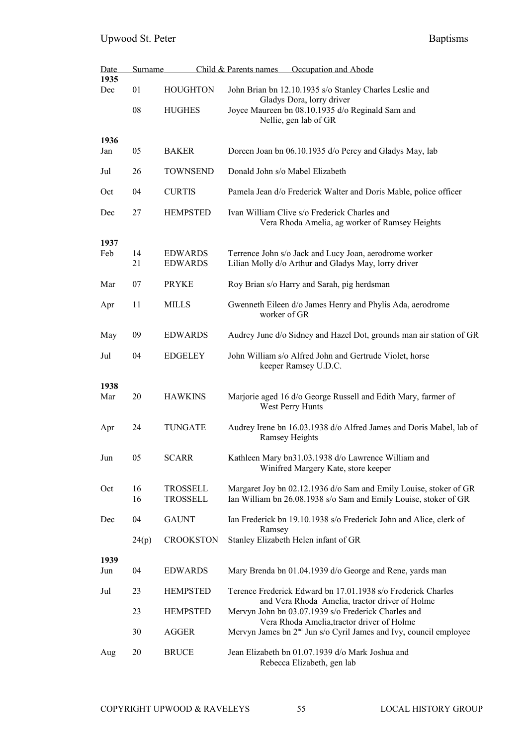| Date | | Surname | Child & Parents names Occupation and Abode |
|---|---|---|---|
| **1935** | | | |
| Dec | 01 | HOUGHTON | John Brian bn 12.10.1935 s/o Stanley Charles Leslie and Gladys Dora, lorry driver |
| | 08 | HUGHES | Joyce Maureen bn 08.10.1935 d/o Reginald Sam and Nellie, gen lab of GR |
| **1936** | | | |
| Jan | 05 | BAKER | Doreen Joan bn 06.10.1935 d/o Percy and Gladys May, lab |
| Jul | 26 | TOWNSEND | Donald John s/o Mabel Elizabeth |
| Oct | 04 | CURTIS | Pamela Jean d/o Frederick Walter and Doris Mable, police officer |
| Dec | 27 | HEMPSTED | Ivan William Clive s/o Frederick Charles and Vera Rhoda Amelia, ag worker of Ramsey Heights |
| **1937** | | | |
| Feb | 14 | EDWARDS | Terrence John s/o Jack and Lucy Joan, aerodrome worker |
| | 21 | EDWARDS | Lilian Molly d/o Arthur and Gladys May, lorry driver |
| Mar | 07 | PRYKE | Roy Brian s/o Harry and Sarah, pig herdsman |
| Apr | 11 | MILLS | Gwenneth Eileen d/o James Henry and Phylis Ada, aerodrome worker of GR |
| May | 09 | EDWARDS | Audrey June d/o Sidney and Hazel Dot, grounds man air station of GR |
| Jul | 04 | EDGELEY | John William s/o Alfred John and Gertrude Violet, horse keeper Ramsey U.D.C. |
| **1938** | | | |
| Mar | 20 | HAWKINS | Marjorie aged 16 d/o George Russell and Edith Mary, farmer of West Perry Hunts |
| Apr | 24 | TUNGATE | Audrey Irene bn 16.03.1938 d/o Alfred James and Doris Mabel, lab of Ramsey Heights |
| Jun | 05 | SCARR | Kathleen Mary bn31.03.1938 d/o Lawrence William and Winifred Margery Kate, store keeper |
| Oct | 16 | TROSSELL | Margaret Joy bn 02.12.1936 d/o Sam and Emily Louise, stoker of GR |
| | 16 | TROSSELL | Ian William bn 26.08.1938 s/o Sam and Emily Louise, stoker of GR |
| Dec | 04 | GAUNT | Ian Frederick bn 19.10.1938 s/o Frederick John and Alice, clerk of Ramsey |
| | 24(p) | CROOKSTON | Stanley Elizabeth Helen infant of GR |
| **1939** | | | |
| Jun | 04 | EDWARDS | Mary Brenda bn 01.04.1939 d/o George and Rene, yards man |
| Jul | 23 | HEMPSTED | Terence Frederick Edward bn 17.01.1938 s/o Frederick Charles and Vera Rhoda Amelia, tractor driver of Holme |
| | 23 | HEMPSTED | Mervyn John bn 03.07.1939 s/o Frederick Charles and Vera Rhoda Amelia,tractor driver of Holme |
| | 30 | AGGER | Mervyn James bn 2nd Jun s/o Cyril James and Ivy, council employee |
| Aug | 20 | BRUCE | Jean Elizabeth bn 01.07.1939 d/o Mark Joshua and Rebecca Elizabeth, gen lab |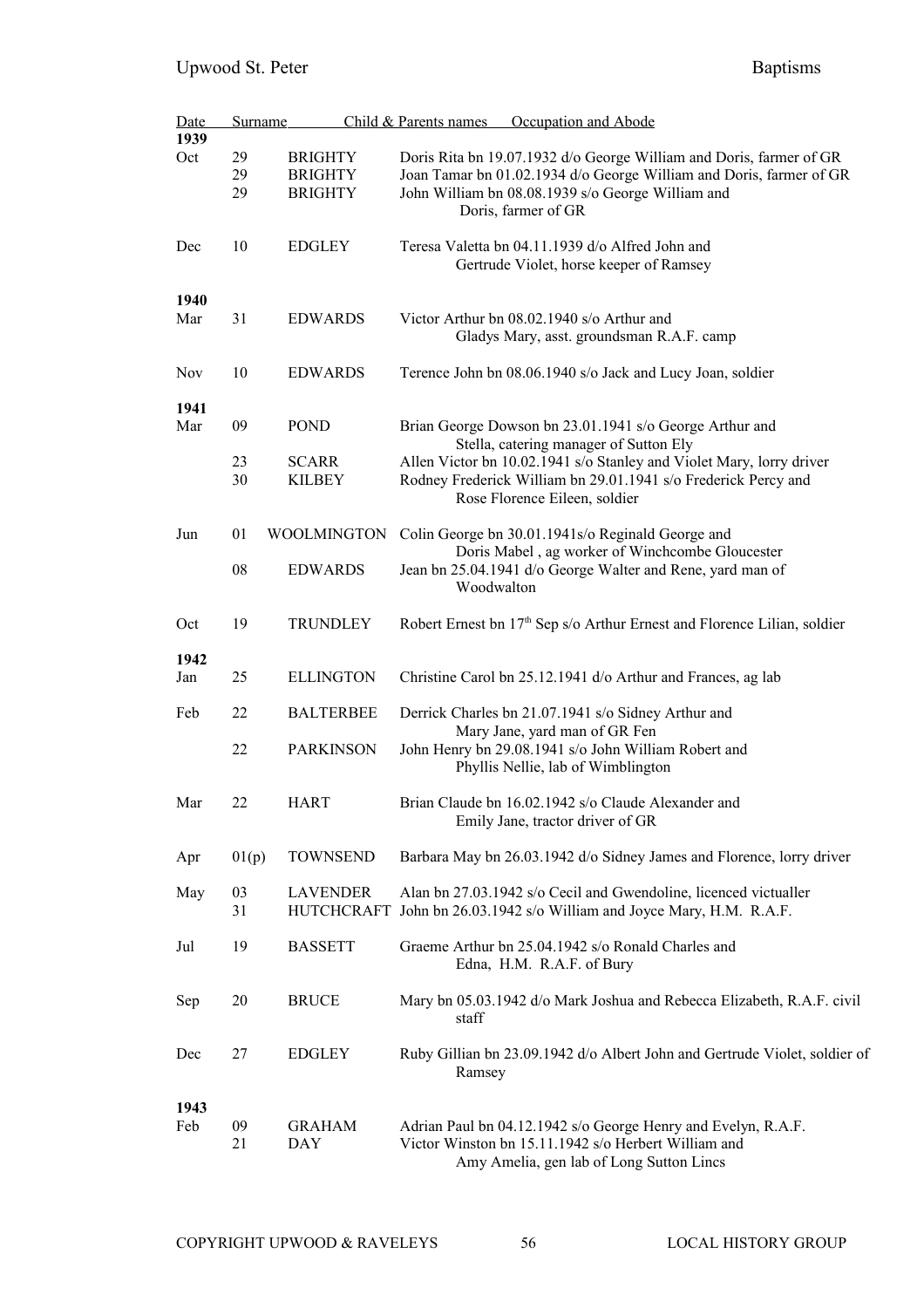| Date | | Surname | Child & Parents names Occupation and Abode |
|---|---|---|---|
| **1939** | | | |
| Oct | 29 | BRIGHTY | Doris Rita bn 19.07.1932 d/o George William and Doris, farmer of GR |
| | 29 | BRIGHTY | Joan Tamar bn 01.02.1934 d/o George William and Doris, farmer of GR |
| | 29 | BRIGHTY | John William bn 08.08.1939 s/o George William and Doris, farmer of GR |
| Dec | 10 | EDGLEY | Teresa Valetta bn 04.11.1939 d/o Alfred John and Gertrude Violet, horse keeper of Ramsey |
| **1940** | | | |
| Mar | 31 | EDWARDS | Victor Arthur bn 08.02.1940 s/o Arthur and Gladys Mary, asst. groundsman R.A.F. camp |
| Nov | 10 | EDWARDS | Terence John bn 08.06.1940 s/o Jack and Lucy Joan, soldier |
| **1941** | | | |
| Mar | 09 | POND | Brian George Dowson bn 23.01.1941 s/o George Arthur and Stella, catering manager of Sutton Ely |
| | 23 | SCARR | Allen Victor bn 10.02.1941 s/o Stanley and Violet Mary, lorry driver |
| | 30 | KILBEY | Rodney Frederick William bn 29.01.1941 s/o Frederick Percy and Rose Florence Eileen, soldier |
| Jun | 01 | WOOLMINGTON | Colin George bn 30.01.1941s/o Reginald George and Doris Mabel , ag worker of Winchcombe Gloucester |
| | 08 | EDWARDS | Jean bn 25.04.1941 d/o George Walter and Rene, yard man of Woodwalton |
| Oct | 19 | TRUNDLEY | Robert Ernest bn 17th Sep s/o Arthur Ernest and Florence Lilian, soldier |
| **1942** | | | |
| Jan | 25 | ELLINGTON | Christine Carol bn 25.12.1941 d/o Arthur and Frances, ag lab |
| Feb | 22 | BALTERBEE | Derrick Charles bn 21.07.1941 s/o Sidney Arthur and Mary Jane, yard man of GR Fen |
| | 22 | PARKINSON | John Henry bn 29.08.1941 s/o John William Robert and Phyllis Nellie, lab of Wimblington |
| Mar | 22 | HART | Brian Claude bn 16.02.1942 s/o Claude Alexander and Emily Jane, tractor driver of GR |
| Apr | 01(p) | TOWNSEND | Barbara May bn 26.03.1942 d/o Sidney James and Florence, lorry driver |
| May | 03 | LAVENDER | Alan bn 27.03.1942 s/o Cecil and Gwendoline, licenced victualler |
| | 31 | HUTCHCRAFT | John bn 26.03.1942 s/o William and Joyce Mary, H.M. R.A.F. |
| Jul | 19 | BASSETT | Graeme Arthur bn 25.04.1942 s/o Ronald Charles and Edna, H.M. R.A.F. of Bury |
| Sep | 20 | BRUCE | Mary bn 05.03.1942 d/o Mark Joshua and Rebecca Elizabeth, R.A.F. civil staff |
| Dec | 27 | EDGLEY | Ruby Gillian bn 23.09.1942 d/o Albert John and Gertrude Violet, soldier of Ramsey |
| **1943** | | | |
| Feb | 09 | GRAHAM | Adrian Paul bn 04.12.1942 s/o George Henry and Evelyn, R.A.F. |
| | 21 | DAY | Victor Winston bn 15.11.1942 s/o Herbert William and Amy Amelia, gen lab of Long Sutton Lincs |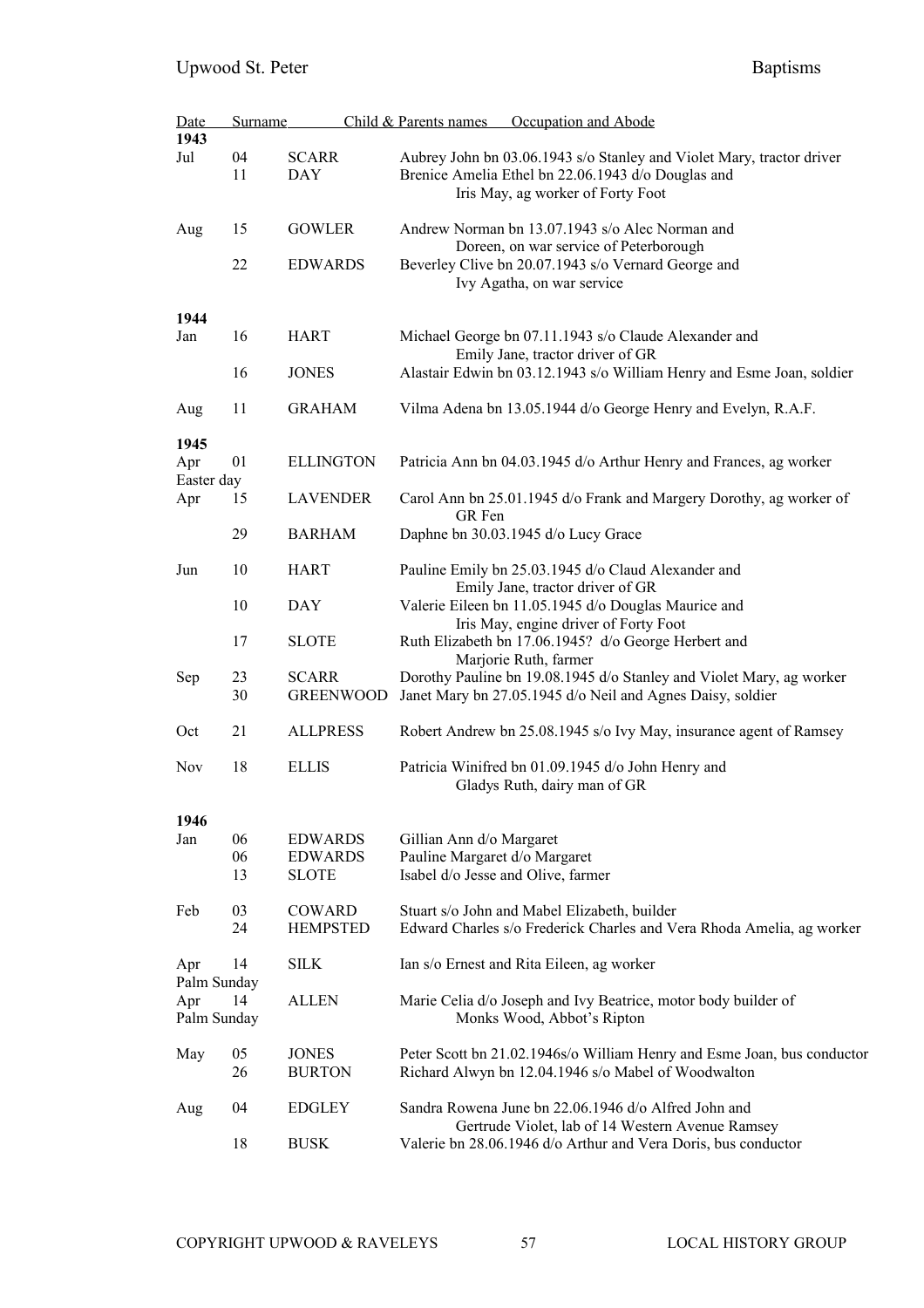| Date | | Surname | Child & Parents names Occupation and Abode |
|---|---|---|---|
| **1943** | | | |
| Jul | 04 | SCARR | Aubrey John bn 03.06.1943 s/o Stanley and Violet Mary, tractor driver |
| | 11 | DAY | Brenice Amelia Ethel bn 22.06.1943 d/o Douglas and Iris May, ag worker of Forty Foot |
| Aug | 15 | GOWLER | Andrew Norman bn 13.07.1943 s/o Alec Norman and Doreen, on war service of Peterborough |
| | 22 | EDWARDS | Beverley Clive bn 20.07.1943 s/o Vernard George and Ivy Agatha, on war service |
| **1944** | | | |
| Jan | 16 | HART | Michael George bn 07.11.1943 s/o Claude Alexander and Emily Jane, tractor driver of GR |
| | 16 | JONES | Alastair Edwin bn 03.12.1943 s/o William Henry and Esme Joan, soldier |
| Aug | 11 | GRAHAM | Vilma Adena bn 13.05.1944 d/o George Henry and Evelyn, R.A.F. |
| **1945** | | | |
| Apr Easter day | 01 | ELLINGTON | Patricia Ann bn 04.03.1945 d/o Arthur Henry and Frances, ag worker |
| Apr | 15 | LAVENDER | Carol Ann bn 25.01.1945 d/o Frank and Margery Dorothy, ag worker of GR Fen |
| | 29 | BARHAM | Daphne bn 30.03.1945 d/o Lucy Grace |
| Jun | 10 | HART | Pauline Emily bn 25.03.1945 d/o Claud Alexander and Emily Jane, tractor driver of GR |
| | 10 | DAY | Valerie Eileen bn 11.05.1945 d/o Douglas Maurice and Iris May, engine driver of Forty Foot |
| | 17 | SLOTE | Ruth Elizabeth bn 17.06.1945? d/o George Herbert and Marjorie Ruth, farmer |
| Sep | 23 | SCARR | Dorothy Pauline bn 19.08.1945 d/o Stanley and Violet Mary, ag worker |
| | 30 | GREENWOOD | Janet Mary bn 27.05.1945 d/o Neil and Agnes Daisy, soldier |
| Oct | 21 | ALLPRESS | Robert Andrew bn 25.08.1945 s/o Ivy May, insurance agent of Ramsey |
| Nov | 18 | ELLIS | Patricia Winifred bn 01.09.1945 d/o John Henry and Gladys Ruth, dairy man of GR |
| **1946** | | | |
| Jan | 06 | EDWARDS | Gillian Ann d/o Margaret |
| | 06 | EDWARDS | Pauline Margaret d/o Margaret |
| | 13 | SLOTE | Isabel d/o Jesse and Olive, farmer |
| Feb | 03 | COWARD | Stuart s/o John and Mabel Elizabeth, builder |
| | 24 | HEMPSTED | Edward Charles s/o Frederick Charles and Vera Rhoda Amelia, ag worker |
| Apr Palm Sunday | 14 | SILK | Ian s/o Ernest and Rita Eileen, ag worker |
| Apr Palm Sunday | 14 | ALLEN | Marie Celia d/o Joseph and Ivy Beatrice, motor body builder of Monks Wood, Abbot's Ripton |
| May | 05 | JONES | Peter Scott bn 21.02.1946s/o William Henry and Esme Joan, bus conductor |
| | 26 | BURTON | Richard Alwyn bn 12.04.1946 s/o Mabel of Woodwalton |
| Aug | 04 | EDGLEY | Sandra Rowena June bn 22.06.1946 d/o Alfred John and Gertrude Violet, lab of 14 Western Avenue Ramsey |
| | 18 | BUSK | Valerie bn 28.06.1946 d/o Arthur and Vera Doris, bus conductor |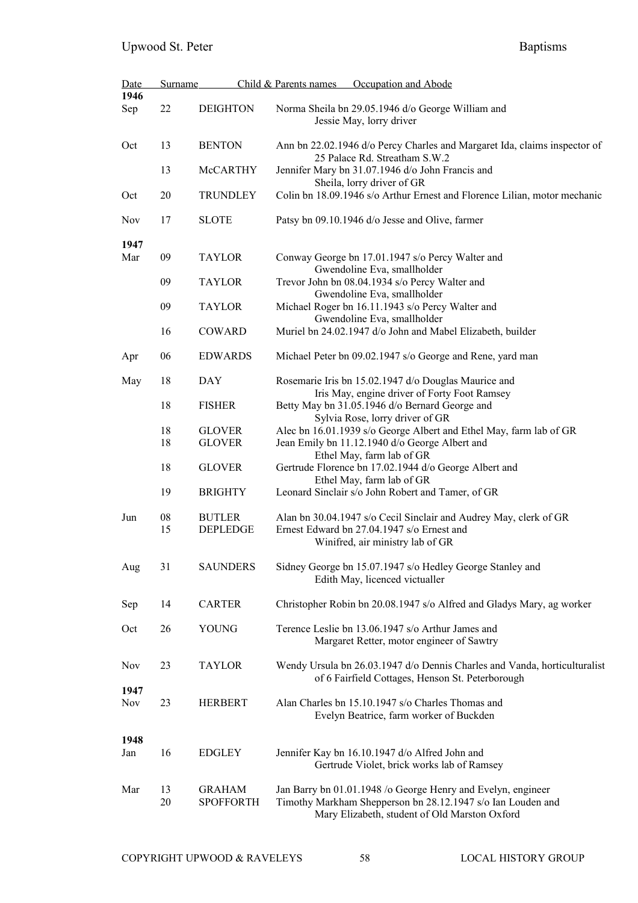| Date | | Surname | Child & Parents names Occupation and Abode |
|---|---|---|---|
| **1946** | | | |
| Sep | 22 | DEIGHTON | Norma Sheila bn 29.05.1946 d/o George William and Jessie May, lorry driver |
| Oct | 13 | BENTON | Ann bn 22.02.1946 d/o Percy Charles and Margaret Ida, claims inspector of 25 Palace Rd. Streatham S.W.2 |
| | 13 | McCARTHY | Jennifer Mary bn 31.07.1946 d/o John Francis and Sheila, lorry driver of GR |
| Oct | 20 | TRUNDLEY | Colin bn 18.09.1946 s/o Arthur Ernest and Florence Lilian, motor mechanic |
| Nov | 17 | SLOTE | Patsy bn 09.10.1946 d/o Jesse and Olive, farmer |
| **1947** | | | |
| Mar | 09 | TAYLOR | Conway George bn 17.01.1947 s/o Percy Walter and Gwendoline Eva, smallholder |
| | 09 | TAYLOR | Trevor John bn 08.04.1934 s/o Percy Walter and Gwendoline Eva, smallholder |
| | 09 | TAYLOR | Michael Roger bn 16.11.1943 s/o Percy Walter and Gwendoline Eva, smallholder |
| | 16 | COWARD | Muriel bn 24.02.1947 d/o John and Mabel Elizabeth, builder |
| Apr | 06 | EDWARDS | Michael Peter bn 09.02.1947 s/o George and Rene, yard man |
| May | 18 | DAY | Rosemarie Iris bn 15.02.1947 d/o Douglas Maurice and Iris May, engine driver of Forty Foot Ramsey |
| | 18 | FISHER | Betty May bn 31.05.1946 d/o Bernard George and Sylvia Rose, lorry driver of GR |
| | 18 | GLOVER | Alec bn 16.01.1939 s/o George Albert and Ethel May, farm lab of GR |
| | 18 | GLOVER | Jean Emily bn 11.12.1940 d/o George Albert and Ethel May, farm lab of GR |
| | 18 | GLOVER | Gertrude Florence bn 17.02.1944 d/o George Albert and Ethel May, farm lab of GR |
| | 19 | BRIGHTY | Leonard Sinclair s/o John Robert and Tamer, of GR |
| Jun | 08 | BUTLER | Alan bn 30.04.1947 s/o Cecil Sinclair and Audrey May, clerk of GR |
| | 15 | DEPLEDGE | Ernest Edward bn 27.04.1947 s/o Ernest and Winifred, air ministry lab of GR |
| Aug | 31 | SAUNDERS | Sidney George bn 15.07.1947 s/o Hedley George Stanley and Edith May, licenced victualler |
| Sep | 14 | CARTER | Christopher Robin bn 20.08.1947 s/o Alfred and Gladys Mary, ag worker |
| Oct | 26 | YOUNG | Terence Leslie bn 13.06.1947 s/o Arthur James and Margaret Retter, motor engineer of Sawtry |
| Nov | 23 | TAYLOR | Wendy Ursula bn 26.03.1947 d/o Dennis Charles and Vanda, horticulturalist of 6 Fairfield Cottages, Henson St. Peterborough |
| **1947** | | | |
| Nov | 23 | HERBERT | Alan Charles bn 15.10.1947 s/o Charles Thomas and Evelyn Beatrice, farm worker of Buckden |
| **1948** | | | |
| Jan | 16 | EDGLEY | Jennifer Kay bn 16.10.1947 d/o Alfred John and Gertrude Violet, brick works lab of Ramsey |
| Mar | 13 | GRAHAM | Jan Barry bn 01.01.1948 /o George Henry and Evelyn, engineer |
| | 20 | SPOFFORTH | Timothy Markham Shepperson bn 28.12.1947 s/o Ian Louden and Mary Elizabeth, student of Old Marston Oxford |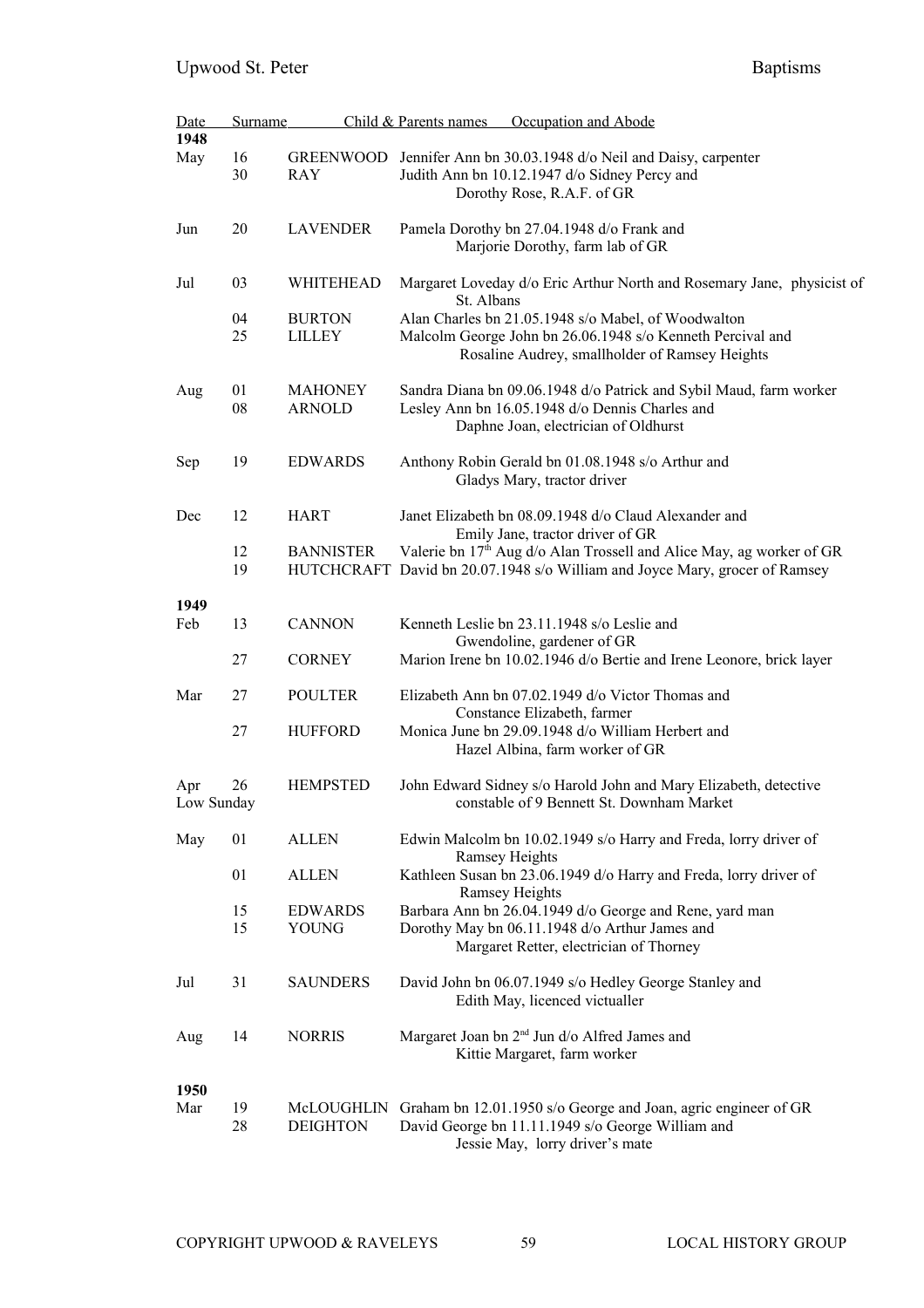| Date | | Surname | Child & Parents names Occupation and Abode |
|---|---|---|---|
| **1948** | | | |
| May | 16 | GREENWOOD | Jennifer Ann bn 30.03.1948 d/o Neil and Daisy, carpenter |
| | 30 | RAY | Judith Ann bn 10.12.1947 d/o Sidney Percy and Dorothy Rose, R.A.F. of GR |
| Jun | 20 | LAVENDER | Pamela Dorothy bn 27.04.1948 d/o Frank and Marjorie Dorothy, farm lab of GR |
| Jul | 03 | WHITEHEAD | Margaret Loveday d/o Eric Arthur North and Rosemary Jane, physicist of St. Albans |
| | 04 | BURTON | Alan Charles bn 21.05.1948 s/o Mabel, of Woodwalton |
| | 25 | LILLEY | Malcolm George John bn 26.06.1948 s/o Kenneth Percival and Rosaline Audrey, smallholder of Ramsey Heights |
| Aug | 01 | MAHONEY | Sandra Diana bn 09.06.1948 d/o Patrick and Sybil Maud, farm worker |
| | 08 | ARNOLD | Lesley Ann bn 16.05.1948 d/o Dennis Charles and Daphne Joan, electrician of Oldhurst |
| Sep | 19 | EDWARDS | Anthony Robin Gerald bn 01.08.1948 s/o Arthur and Gladys Mary, tractor driver |
| Dec | 12 | HART | Janet Elizabeth bn 08.09.1948 d/o Claud Alexander and Emily Jane, tractor driver of GR |
| | 12 | BANNISTER | Valerie bn 17th Aug d/o Alan Trossell and Alice May, ag worker of GR |
| | 19 | HUTCHCRAFT | David bn 20.07.1948 s/o William and Joyce Mary, grocer of Ramsey |
| **1949** | | | |
| Feb | 13 | CANNON | Kenneth Leslie bn 23.11.1948 s/o Leslie and Gwendoline, gardener of GR |
| | 27 | CORNEY | Marion Irene bn 10.02.1946 d/o Bertie and Irene Leonore, brick layer |
| Mar | 27 | POULTER | Elizabeth Ann bn 07.02.1949 d/o Victor Thomas and Constance Elizabeth, farmer |
| | 27 | HUFFORD | Monica June bn 29.09.1948 d/o William Herbert and Hazel Albina, farm worker of GR |
| Apr Low Sunday | 26 | HEMPSTED | John Edward Sidney s/o Harold John and Mary Elizabeth, detective constable of 9 Bennett St. Downham Market |
| May | 01 | ALLEN | Edwin Malcolm bn 10.02.1949 s/o Harry and Freda, lorry driver of Ramsey Heights |
| | 01 | ALLEN | Kathleen Susan bn 23.06.1949 d/o Harry and Freda, lorry driver of Ramsey Heights |
| | 15 | EDWARDS | Barbara Ann bn 26.04.1949 d/o George and Rene, yard man |
| | 15 | YOUNG | Dorothy May bn 06.11.1948 d/o Arthur James and Margaret Retter, electrician of Thorney |
| Jul | 31 | SAUNDERS | David John bn 06.07.1949 s/o Hedley George Stanley and Edith May, licenced victualler |
| Aug | 14 | NORRIS | Margaret Joan bn 2nd Jun d/o Alfred James and Kittie Margaret, farm worker |
| **1950** | | | |
| Mar | 19 | McLOUGHLIN | Graham bn 12.01.1950 s/o George and Joan, agric engineer of GR |
| | 28 | DEIGHTON | David George bn 11.11.1949 s/o George William and Jessie May, lorry driver's mate |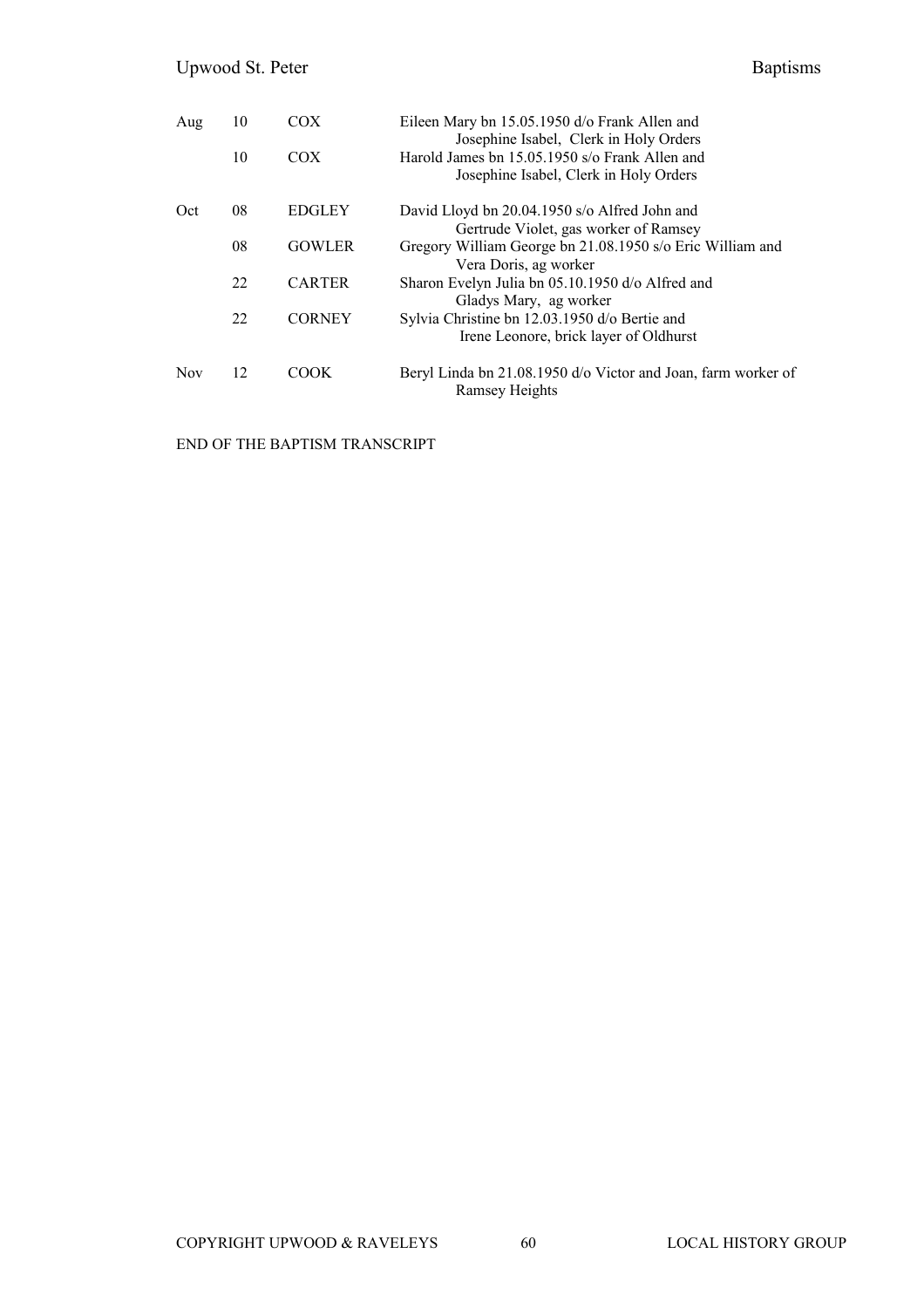| | | | |
|---|---|---|---|
| Aug | 10 | COX | Eileen Mary bn 15.05.1950 d/o Frank Allen and Josephine Isabel, Clerk in Holy Orders |
| | 10 | COX | Harold James bn 15.05.1950 s/o Frank Allen and Josephine Isabel, Clerk in Holy Orders |
| Oct | 08 | EDGLEY | David Lloyd bn 20.04.1950 s/o Alfred John and Gertrude Violet, gas worker of Ramsey |
| | 08 | GOWLER | Gregory William George bn 21.08.1950 s/o Eric William and Vera Doris, ag worker |
| | 22 | CARTER | Sharon Evelyn Julia bn 05.10.1950 d/o Alfred and Gladys Mary, ag worker |
| | 22 | CORNEY | Sylvia Christine bn 12.03.1950 d/o Bertie and Irene Leonore, brick layer of Oldhurst |
| Nov | 12 | COOK | Beryl Linda bn 21.08.1950 d/o Victor and Joan, farm worker of Ramsey Heights |

END OF THE BAPTISM TRANSCRIPT